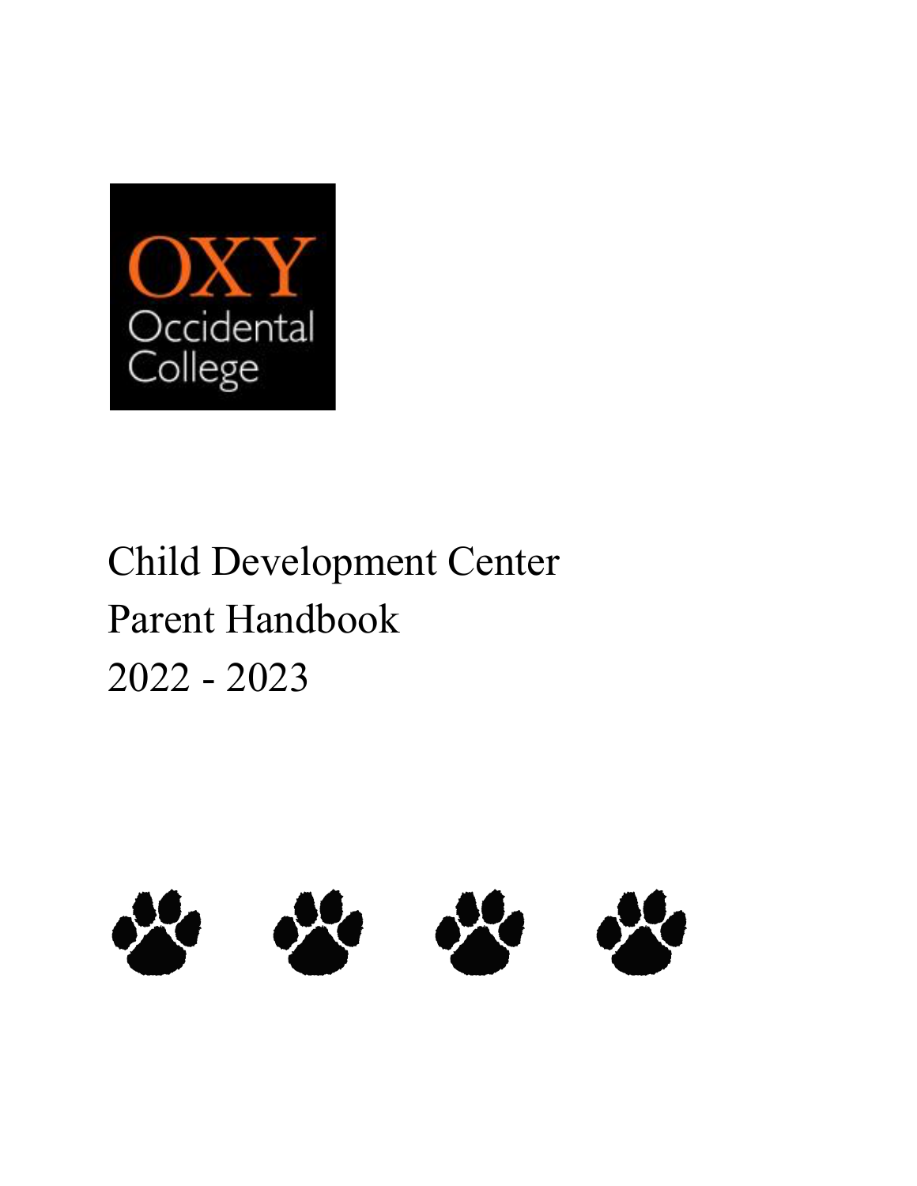OXY
Occidental
College

# Child Development Center
# Parent Handbook
# 2022 - 2023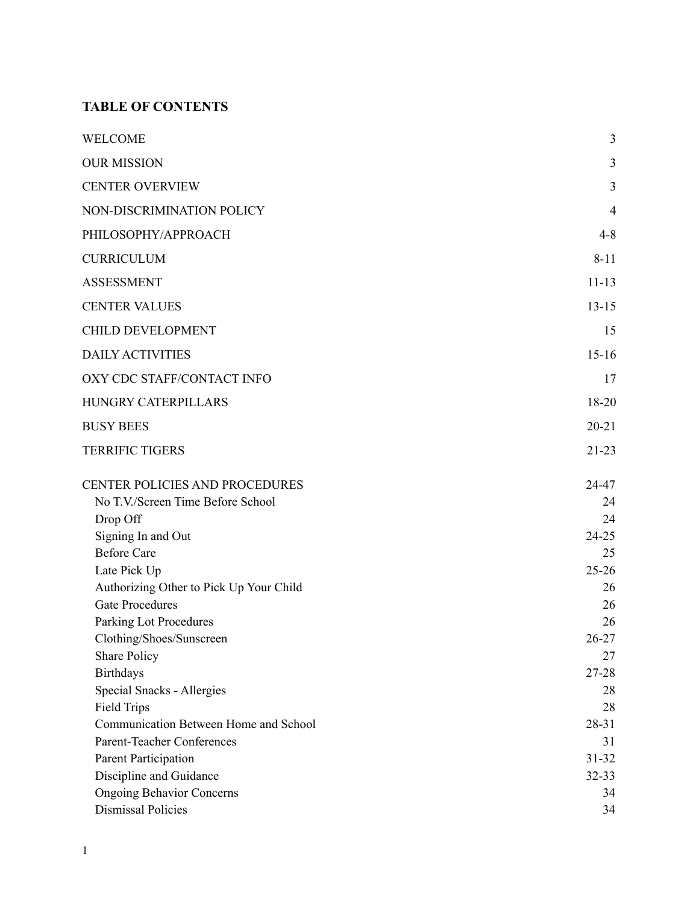## TABLE OF CONTENTS

| | |
|---|---|
| WELCOME | 3 |
| OUR MISSION | 3 |
| CENTER OVERVIEW | 3 |
| NON-DISCRIMINATION POLICY | 4 |
| PHILOSOPHY/APPROACH | 4-8 |
| CURRICULUM | 8-11 |
| ASSESSMENT | 11-13 |
| CENTER VALUES | 13-15 |
| CHILD DEVELOPMENT | 15 |
| DAILY ACTIVITIES | 15-16 |
| OXY CDC STAFF/CONTACT INFO | 17 |
| HUNGRY CATERPILLARS | 18-20 |
| BUSY BEES | 20-21 |
| TERRIFIC TIGERS | 21-23 |
| CENTER POLICIES AND PROCEDURES | 24-47 |
| No T.V./Screen Time Before School | 24 |
| Drop Off | 24 |
| Signing In and Out | 24-25 |
| Before Care | 25 |
| Late Pick Up | 25-26 |
| Authorizing Other to Pick Up Your Child | 26 |
| Gate Procedures | 26 |
| Parking Lot Procedures | 26 |
| Clothing/Shoes/Sunscreen | 26-27 |
| Share Policy | 27 |
| Birthdays | 27-28 |
| Special Snacks - Allergies | 28 |
| Field Trips | 28 |
| Communication Between Home and School | 28-31 |
| Parent-Teacher Conferences | 31 |
| Parent Participation | 31-32 |
| Discipline and Guidance | 32-33 |
| Ongoing Behavior Concerns | 34 |
| Dismissal Policies | 34 |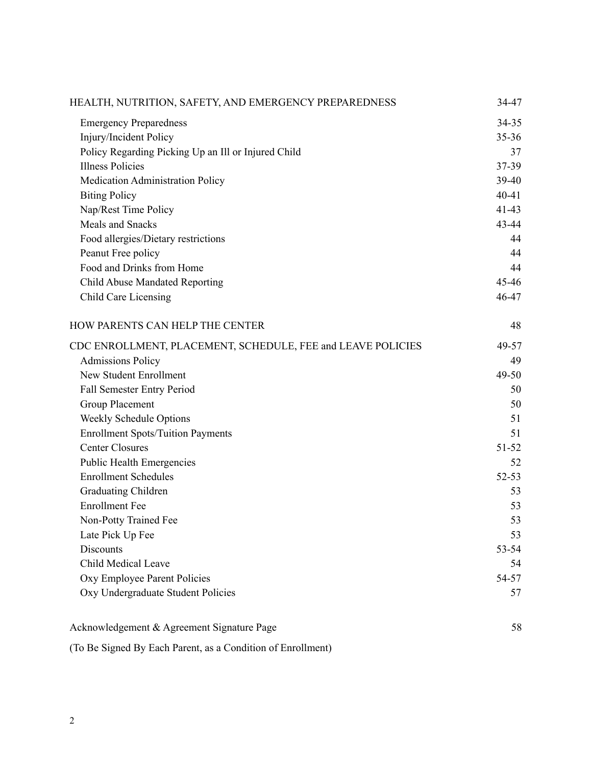| | |
|---|---|
| HEALTH, NUTRITION, SAFETY, AND EMERGENCY PREPAREDNESS | 34-47 |
| Emergency Preparedness | 34-35 |
| Injury/Incident Policy | 35-36 |
| Policy Regarding Picking Up an Ill or Injured Child | 37 |
| Illness Policies | 37-39 |
| Medication Administration Policy | 39-40 |
| Biting Policy | 40-41 |
| Nap/Rest Time Policy | 41-43 |
| Meals and Snacks | 43-44 |
| Food allergies/Dietary restrictions | 44 |
| Peanut Free policy | 44 |
| Food and Drinks from Home | 44 |
| Child Abuse Mandated Reporting | 45-46 |
| Child Care Licensing | 46-47 |
| HOW PARENTS CAN HELP THE CENTER | 48 |
| CDC ENROLLMENT, PLACEMENT, SCHEDULE, FEE and LEAVE POLICIES | 49-57 |
| Admissions Policy | 49 |
| New Student Enrollment | 49-50 |
| Fall Semester Entry Period | 50 |
| Group Placement | 50 |
| Weekly Schedule Options | 51 |
| Enrollment Spots/Tuition Payments | 51 |
| Center Closures | 51-52 |
| Public Health Emergencies | 52 |
| Enrollment Schedules | 52-53 |
| Graduating Children | 53 |
| Enrollment Fee | 53 |
| Non-Potty Trained Fee | 53 |
| Late Pick Up Fee | 53 |
| Discounts | 53-54 |
| Child Medical Leave | 54 |
| Oxy Employee Parent Policies | 54-57 |
| Oxy Undergraduate Student Policies | 57 |
| Acknowledgement & Agreement Signature Page | 58 |

(To Be Signed By Each Parent, as a Condition of Enrollment)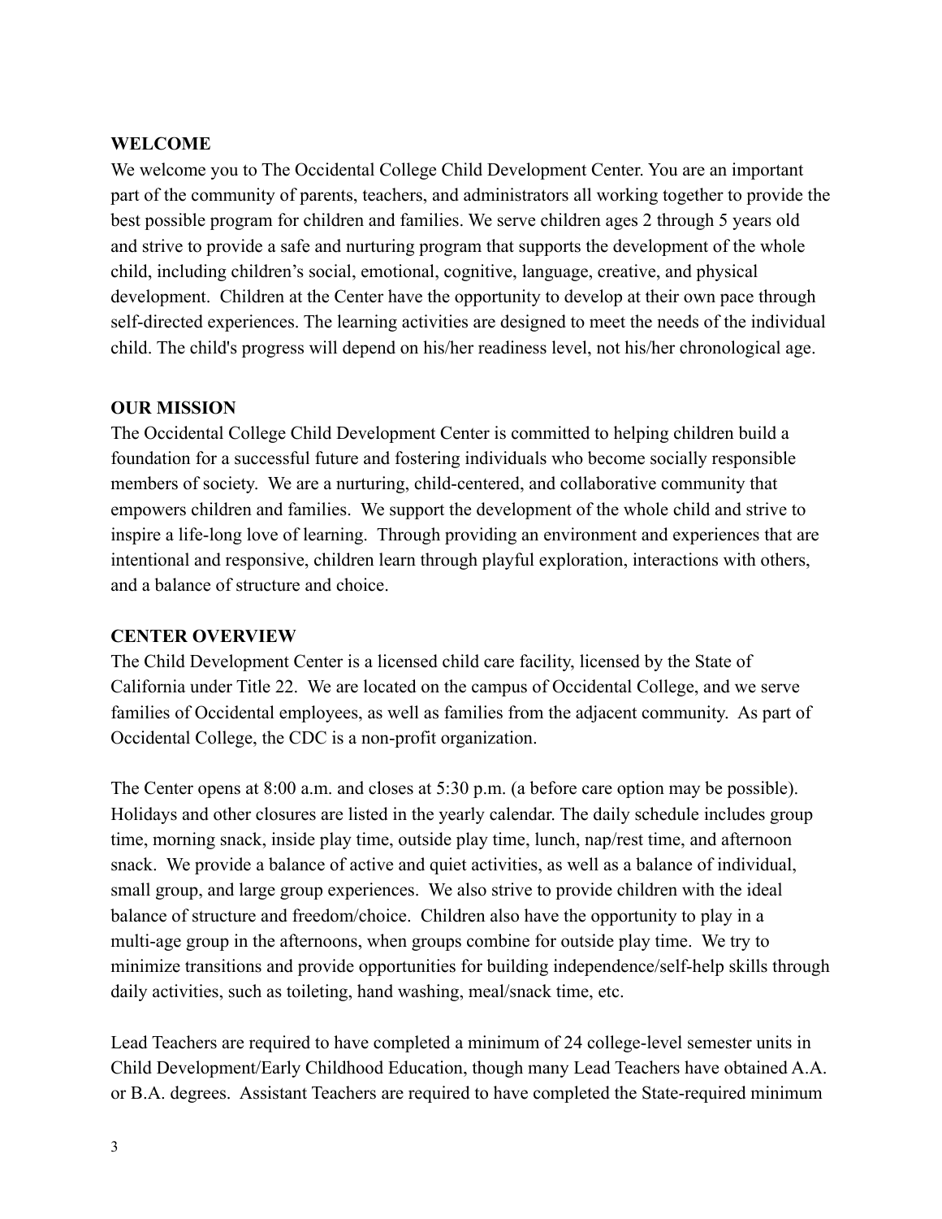## WELCOME

We welcome you to The Occidental College Child Development Center. You are an important part of the community of parents, teachers, and administrators all working together to provide the best possible program for children and families. We serve children ages 2 through 5 years old and strive to provide a safe and nurturing program that supports the development of the whole child, including children's social, emotional, cognitive, language, creative, and physical development. Children at the Center have the opportunity to develop at their own pace through self-directed experiences. The learning activities are designed to meet the needs of the individual child. The child's progress will depend on his/her readiness level, not his/her chronological age.

## OUR MISSION

The Occidental College Child Development Center is committed to helping children build a foundation for a successful future and fostering individuals who become socially responsible members of society. We are a nurturing, child-centered, and collaborative community that empowers children and families. We support the development of the whole child and strive to inspire a life-long love of learning. Through providing an environment and experiences that are intentional and responsive, children learn through playful exploration, interactions with others, and a balance of structure and choice.

## CENTER OVERVIEW

The Child Development Center is a licensed child care facility, licensed by the State of California under Title 22. We are located on the campus of Occidental College, and we serve families of Occidental employees, as well as families from the adjacent community. As part of Occidental College, the CDC is a non-profit organization.

The Center opens at 8:00 a.m. and closes at 5:30 p.m. (a before care option may be possible). Holidays and other closures are listed in the yearly calendar. The daily schedule includes group time, morning snack, inside play time, outside play time, lunch, nap/rest time, and afternoon snack. We provide a balance of active and quiet activities, as well as a balance of individual, small group, and large group experiences. We also strive to provide children with the ideal balance of structure and freedom/choice. Children also have the opportunity to play in a multi-age group in the afternoons, when groups combine for outside play time. We try to minimize transitions and provide opportunities for building independence/self-help skills through daily activities, such as toileting, hand washing, meal/snack time, etc.

Lead Teachers are required to have completed a minimum of 24 college-level semester units in Child Development/Early Childhood Education, though many Lead Teachers have obtained A.A. or B.A. degrees. Assistant Teachers are required to have completed the State-required minimum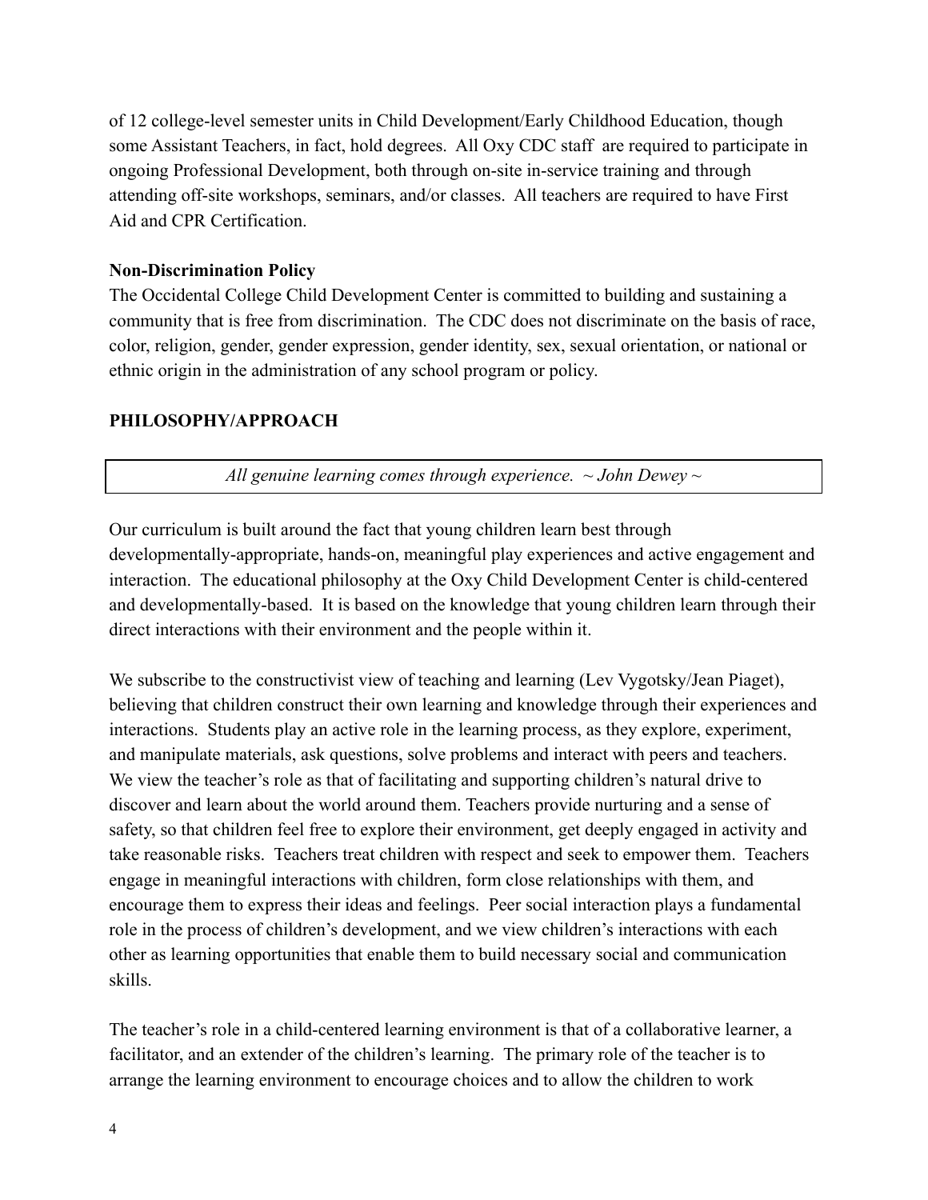of 12 college-level semester units in Child Development/Early Childhood Education, though some Assistant Teachers, in fact, hold degrees. All Oxy CDC staff are required to participate in ongoing Professional Development, both through on-site in-service training and through attending off-site workshops, seminars, and/or classes. All teachers are required to have First Aid and CPR Certification.

**Non-Discrimination Policy**

The Occidental College Child Development Center is committed to building and sustaining a community that is free from discrimination. The CDC does not discriminate on the basis of race, color, religion, gender, gender expression, gender identity, sex, sexual orientation, or national or ethnic origin in the administration of any school program or policy.

## PHILOSOPHY/APPROACH

*All genuine learning comes through experience. ~ John Dewey ~*

Our curriculum is built around the fact that young children learn best through developmentally-appropriate, hands-on, meaningful play experiences and active engagement and interaction. The educational philosophy at the Oxy Child Development Center is child-centered and developmentally-based. It is based on the knowledge that young children learn through their direct interactions with their environment and the people within it.

We subscribe to the constructivist view of teaching and learning (Lev Vygotsky/Jean Piaget), believing that children construct their own learning and knowledge through their experiences and interactions. Students play an active role in the learning process, as they explore, experiment, and manipulate materials, ask questions, solve problems and interact with peers and teachers. We view the teacher's role as that of facilitating and supporting children's natural drive to discover and learn about the world around them. Teachers provide nurturing and a sense of safety, so that children feel free to explore their environment, get deeply engaged in activity and take reasonable risks. Teachers treat children with respect and seek to empower them. Teachers engage in meaningful interactions with children, form close relationships with them, and encourage them to express their ideas and feelings. Peer social interaction plays a fundamental role in the process of children's development, and we view children's interactions with each other as learning opportunities that enable them to build necessary social and communication skills.

The teacher's role in a child-centered learning environment is that of a collaborative learner, a facilitator, and an extender of the children's learning. The primary role of the teacher is to arrange the learning environment to encourage choices and to allow the children to work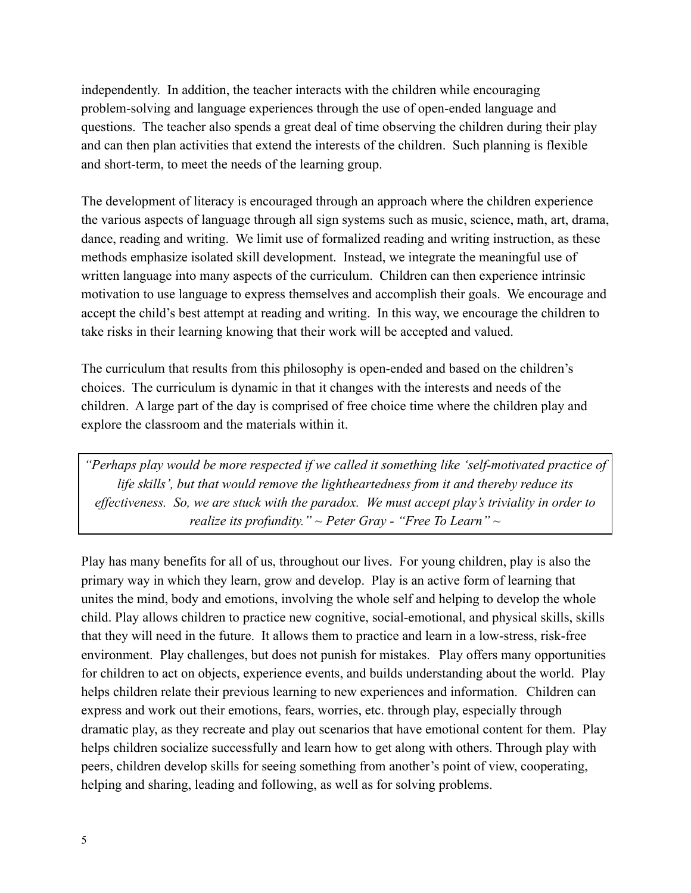independently. In addition, the teacher interacts with the children while encouraging problem-solving and language experiences through the use of open-ended language and questions. The teacher also spends a great deal of time observing the children during their play and can then plan activities that extend the interests of the children. Such planning is flexible and short-term, to meet the needs of the learning group.

The development of literacy is encouraged through an approach where the children experience the various aspects of language through all sign systems such as music, science, math, art, drama, dance, reading and writing. We limit use of formalized reading and writing instruction, as these methods emphasize isolated skill development. Instead, we integrate the meaningful use of written language into many aspects of the curriculum. Children can then experience intrinsic motivation to use language to express themselves and accomplish their goals. We encourage and accept the child's best attempt at reading and writing. In this way, we encourage the children to take risks in their learning knowing that their work will be accepted and valued.

The curriculum that results from this philosophy is open-ended and based on the children's choices. The curriculum is dynamic in that it changes with the interests and needs of the children. A large part of the day is comprised of free choice time where the children play and explore the classroom and the materials within it.

> *"Perhaps play would be more respected if we called it something like 'self-motivated practice of life skills', but that would remove the lightheartedness from it and thereby reduce its effectiveness. So, we are stuck with the paradox. We must accept play's triviality in order to realize its profundity." ~ Peter Gray - "Free To Learn" ~*

Play has many benefits for all of us, throughout our lives. For young children, play is also the primary way in which they learn, grow and develop. Play is an active form of learning that unites the mind, body and emotions, involving the whole self and helping to develop the whole child. Play allows children to practice new cognitive, social-emotional, and physical skills, skills that they will need in the future. It allows them to practice and learn in a low-stress, risk-free environment. Play challenges, but does not punish for mistakes. Play offers many opportunities for children to act on objects, experience events, and builds understanding about the world. Play helps children relate their previous learning to new experiences and information. Children can express and work out their emotions, fears, worries, etc. through play, especially through dramatic play, as they recreate and play out scenarios that have emotional content for them. Play helps children socialize successfully and learn how to get along with others. Through play with peers, children develop skills for seeing something from another's point of view, cooperating, helping and sharing, leading and following, as well as for solving problems.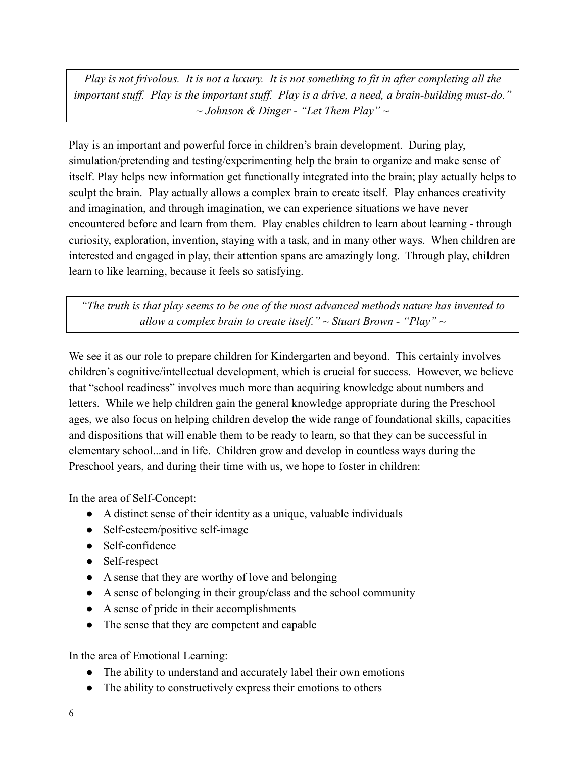> *Play is not frivolous. It is not a luxury. It is not something to fit in after completing all the important stuff. Play is the important stuff. Play is a drive, a need, a brain-building must-do."*
> *~ Johnson & Dinger - "Let Them Play" ~*

Play is an important and powerful force in children's brain development. During play, simulation/pretending and testing/experimenting help the brain to organize and make sense of itself. Play helps new information get functionally integrated into the brain; play actually helps to sculpt the brain. Play actually allows a complex brain to create itself. Play enhances creativity and imagination, and through imagination, we can experience situations we have never encountered before and learn from them. Play enables children to learn about learning - through curiosity, exploration, invention, staying with a task, and in many other ways. When children are interested and engaged in play, their attention spans are amazingly long. Through play, children learn to like learning, because it feels so satisfying.

> *"The truth is that play seems to be one of the most advanced methods nature has invented to allow a complex brain to create itself." ~ Stuart Brown - "Play" ~*

We see it as our role to prepare children for Kindergarten and beyond. This certainly involves children's cognitive/intellectual development, which is crucial for success. However, we believe that "school readiness" involves much more than acquiring knowledge about numbers and letters. While we help children gain the general knowledge appropriate during the Preschool ages, we also focus on helping children develop the wide range of foundational skills, capacities and dispositions that will enable them to be ready to learn, so that they can be successful in elementary school...and in life. Children grow and develop in countless ways during the Preschool years, and during their time with us, we hope to foster in children:

In the area of Self-Concept:

- A distinct sense of their identity as a unique, valuable individuals
- Self-esteem/positive self-image
- Self-confidence
- Self-respect
- A sense that they are worthy of love and belonging
- A sense of belonging in their group/class and the school community
- A sense of pride in their accomplishments
- The sense that they are competent and capable

In the area of Emotional Learning:

- The ability to understand and accurately label their own emotions
- The ability to constructively express their emotions to others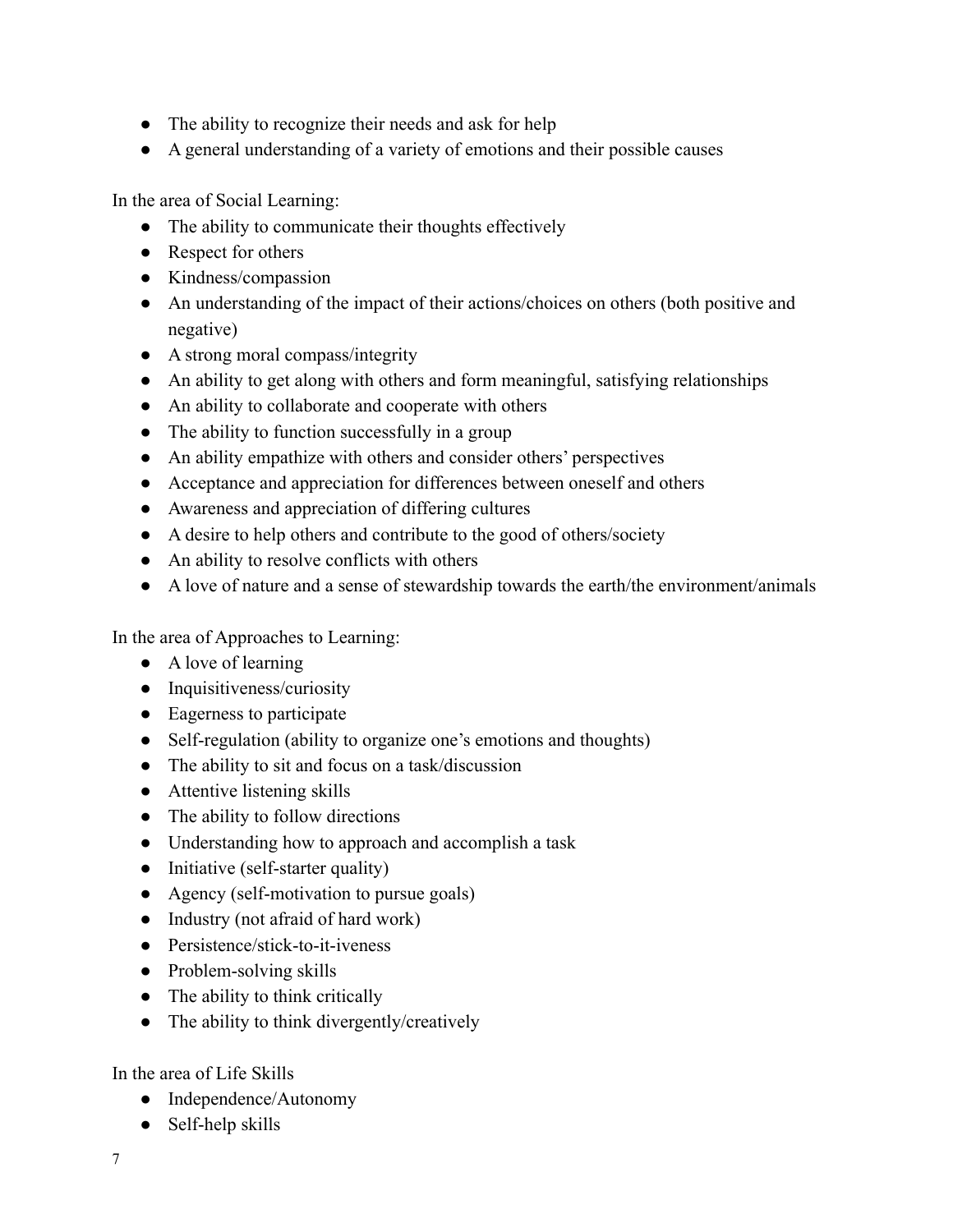- The ability to recognize their needs and ask for help
- A general understanding of a variety of emotions and their possible causes

In the area of Social Learning:

- The ability to communicate their thoughts effectively
- Respect for others
- Kindness/compassion
- An understanding of the impact of their actions/choices on others (both positive and negative)
- A strong moral compass/integrity
- An ability to get along with others and form meaningful, satisfying relationships
- An ability to collaborate and cooperate with others
- The ability to function successfully in a group
- An ability empathize with others and consider others' perspectives
- Acceptance and appreciation for differences between oneself and others
- Awareness and appreciation of differing cultures
- A desire to help others and contribute to the good of others/society
- An ability to resolve conflicts with others
- A love of nature and a sense of stewardship towards the earth/the environment/animals

In the area of Approaches to Learning:

- A love of learning
- Inquisitiveness/curiosity
- Eagerness to participate
- Self-regulation (ability to organize one's emotions and thoughts)
- The ability to sit and focus on a task/discussion
- Attentive listening skills
- The ability to follow directions
- Understanding how to approach and accomplish a task
- Initiative (self-starter quality)
- Agency (self-motivation to pursue goals)
- Industry (not afraid of hard work)
- Persistence/stick-to-it-iveness
- Problem-solving skills
- The ability to think critically
- The ability to think divergently/creatively

In the area of Life Skills

- Independence/Autonomy
- Self-help skills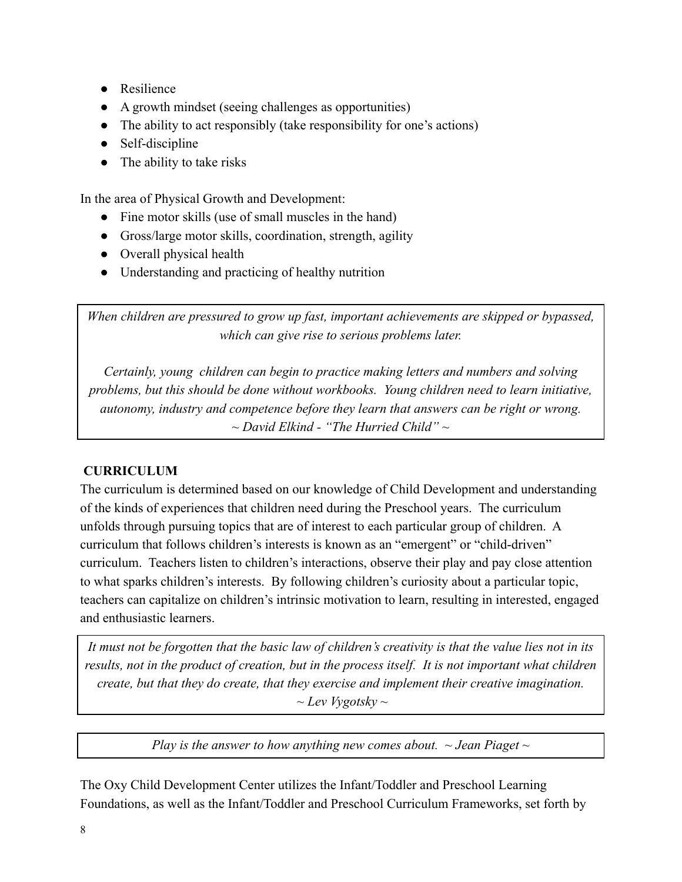- Resilience
- A growth mindset (seeing challenges as opportunities)
- The ability to act responsibly (take responsibility for one's actions)
- Self-discipline
- The ability to take risks

In the area of Physical Growth and Development:

- Fine motor skills (use of small muscles in the hand)
- Gross/large motor skills, coordination, strength, agility
- Overall physical health
- Understanding and practicing of healthy nutrition

> *When children are pressured to grow up fast, important achievements are skipped or bypassed, which can give rise to serious problems later.*
>
> *Certainly, young children can begin to practice making letters and numbers and solving problems, but this should be done without workbooks. Young children need to learn initiative, autonomy, industry and competence before they learn that answers can be right or wrong.*
> *~ David Elkind - "The Hurried Child" ~*

## CURRICULUM

The curriculum is determined based on our knowledge of Child Development and understanding of the kinds of experiences that children need during the Preschool years. The curriculum unfolds through pursuing topics that are of interest to each particular group of children. A curriculum that follows children's interests is known as an "emergent" or "child-driven" curriculum. Teachers listen to children's interactions, observe their play and pay close attention to what sparks children's interests. By following children's curiosity about a particular topic, teachers can capitalize on children's intrinsic motivation to learn, resulting in interested, engaged and enthusiastic learners.

> *It must not be forgotten that the basic law of children's creativity is that the value lies not in its results, not in the product of creation, but in the process itself. It is not important what children create, but that they do create, that they exercise and implement their creative imagination.*
> *~ Lev Vygotsky ~*

> *Play is the answer to how anything new comes about. ~ Jean Piaget ~*

The Oxy Child Development Center utilizes the Infant/Toddler and Preschool Learning Foundations, as well as the Infant/Toddler and Preschool Curriculum Frameworks, set forth by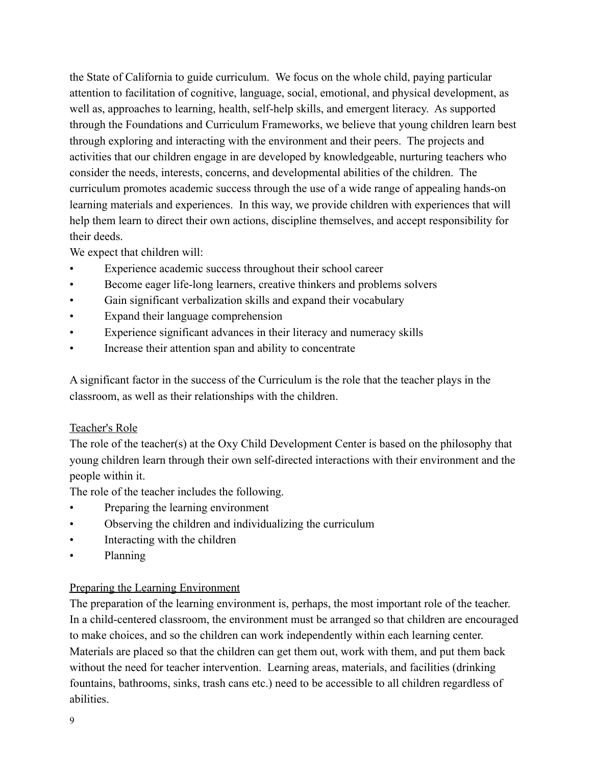the State of California to guide curriculum. We focus on the whole child, paying particular attention to facilitation of cognitive, language, social, emotional, and physical development, as well as, approaches to learning, health, self-help skills, and emergent literacy. As supported through the Foundations and Curriculum Frameworks, we believe that young children learn best through exploring and interacting with the environment and their peers. The projects and activities that our children engage in are developed by knowledgeable, nurturing teachers who consider the needs, interests, concerns, and developmental abilities of the children. The curriculum promotes academic success through the use of a wide range of appealing hands-on learning materials and experiences. In this way, we provide children with experiences that will help them learn to direct their own actions, discipline themselves, and accept responsibility for their deeds.

We expect that children will:

- Experience academic success throughout their school career
- Become eager life-long learners, creative thinkers and problems solvers
- Gain significant verbalization skills and expand their vocabulary
- Expand their language comprehension
- Experience significant advances in their literacy and numeracy skills
- Increase their attention span and ability to concentrate

A significant factor in the success of the Curriculum is the role that the teacher plays in the classroom, as well as their relationships with the children.

## Teacher's Role

The role of the teacher(s) at the Oxy Child Development Center is based on the philosophy that young children learn through their own self-directed interactions with their environment and the people within it.

The role of the teacher includes the following.

- Preparing the learning environment
- Observing the children and individualizing the curriculum
- Interacting with the children
- Planning

## Preparing the Learning Environment

The preparation of the learning environment is, perhaps, the most important role of the teacher. In a child-centered classroom, the environment must be arranged so that children are encouraged to make choices, and so the children can work independently within each learning center. Materials are placed so that the children can get them out, work with them, and put them back without the need for teacher intervention. Learning areas, materials, and facilities (drinking fountains, bathrooms, sinks, trash cans etc.) need to be accessible to all children regardless of abilities.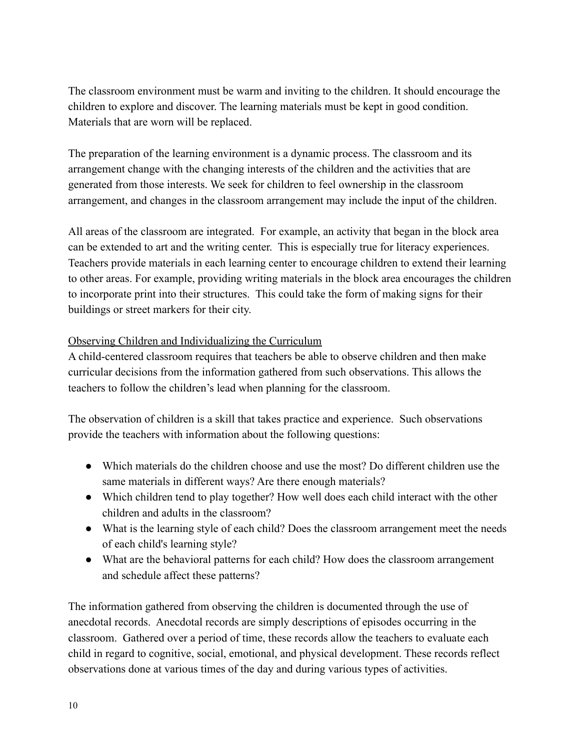The classroom environment must be warm and inviting to the children. It should encourage the children to explore and discover. The learning materials must be kept in good condition. Materials that are worn will be replaced.

The preparation of the learning environment is a dynamic process. The classroom and its arrangement change with the changing interests of the children and the activities that are generated from those interests. We seek for children to feel ownership in the classroom arrangement, and changes in the classroom arrangement may include the input of the children.

All areas of the classroom are integrated. For example, an activity that began in the block area can be extended to art and the writing center. This is especially true for literacy experiences. Teachers provide materials in each learning center to encourage children to extend their learning to other areas. For example, providing writing materials in the block area encourages the children to incorporate print into their structures. This could take the form of making signs for their buildings or street markers for their city.

<u>Observing Children and Individualizing the Curriculum</u>

A child-centered classroom requires that teachers be able to observe children and then make curricular decisions from the information gathered from such observations. This allows the teachers to follow the children's lead when planning for the classroom.

The observation of children is a skill that takes practice and experience. Such observations provide the teachers with information about the following questions:

- Which materials do the children choose and use the most? Do different children use the same materials in different ways? Are there enough materials?
- Which children tend to play together? How well does each child interact with the other children and adults in the classroom?
- What is the learning style of each child? Does the classroom arrangement meet the needs of each child's learning style?
- What are the behavioral patterns for each child? How does the classroom arrangement and schedule affect these patterns?

The information gathered from observing the children is documented through the use of anecdotal records. Anecdotal records are simply descriptions of episodes occurring in the classroom. Gathered over a period of time, these records allow the teachers to evaluate each child in regard to cognitive, social, emotional, and physical development. These records reflect observations done at various times of the day and during various types of activities.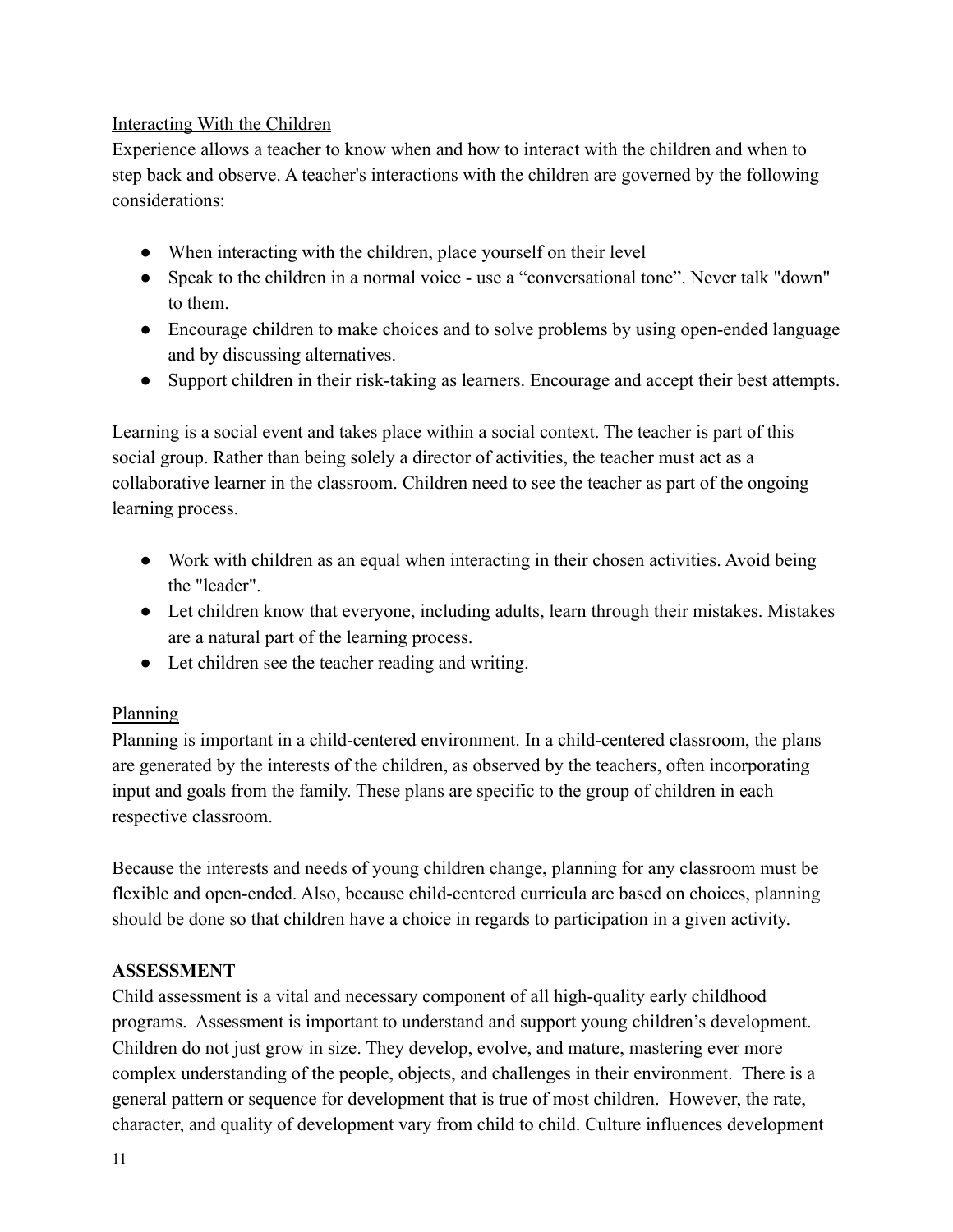Interacting With the Children

Experience allows a teacher to know when and how to interact with the children and when to step back and observe. A teacher's interactions with the children are governed by the following considerations:

- When interacting with the children, place yourself on their level
- Speak to the children in a normal voice - use a "conversational tone". Never talk "down" to them.
- Encourage children to make choices and to solve problems by using open-ended language and by discussing alternatives.
- Support children in their risk-taking as learners. Encourage and accept their best attempts.

Learning is a social event and takes place within a social context. The teacher is part of this social group. Rather than being solely a director of activities, the teacher must act as a collaborative learner in the classroom. Children need to see the teacher as part of the ongoing learning process.

- Work with children as an equal when interacting in their chosen activities. Avoid being the "leader".
- Let children know that everyone, including adults, learn through their mistakes. Mistakes are a natural part of the learning process.
- Let children see the teacher reading and writing.

Planning

Planning is important in a child-centered environment. In a child-centered classroom, the plans are generated by the interests of the children, as observed by the teachers, often incorporating input and goals from the family. These plans are specific to the group of children in each respective classroom.

Because the interests and needs of young children change, planning for any classroom must be flexible and open-ended. Also, because child-centered curricula are based on choices, planning should be done so that children have a choice in regards to participation in a given activity.

**ASSESSMENT**

Child assessment is a vital and necessary component of all high-quality early childhood programs. Assessment is important to understand and support young children's development. Children do not just grow in size. They develop, evolve, and mature, mastering ever more complex understanding of the people, objects, and challenges in their environment. There is a general pattern or sequence for development that is true of most children. However, the rate, character, and quality of development vary from child to child. Culture influences development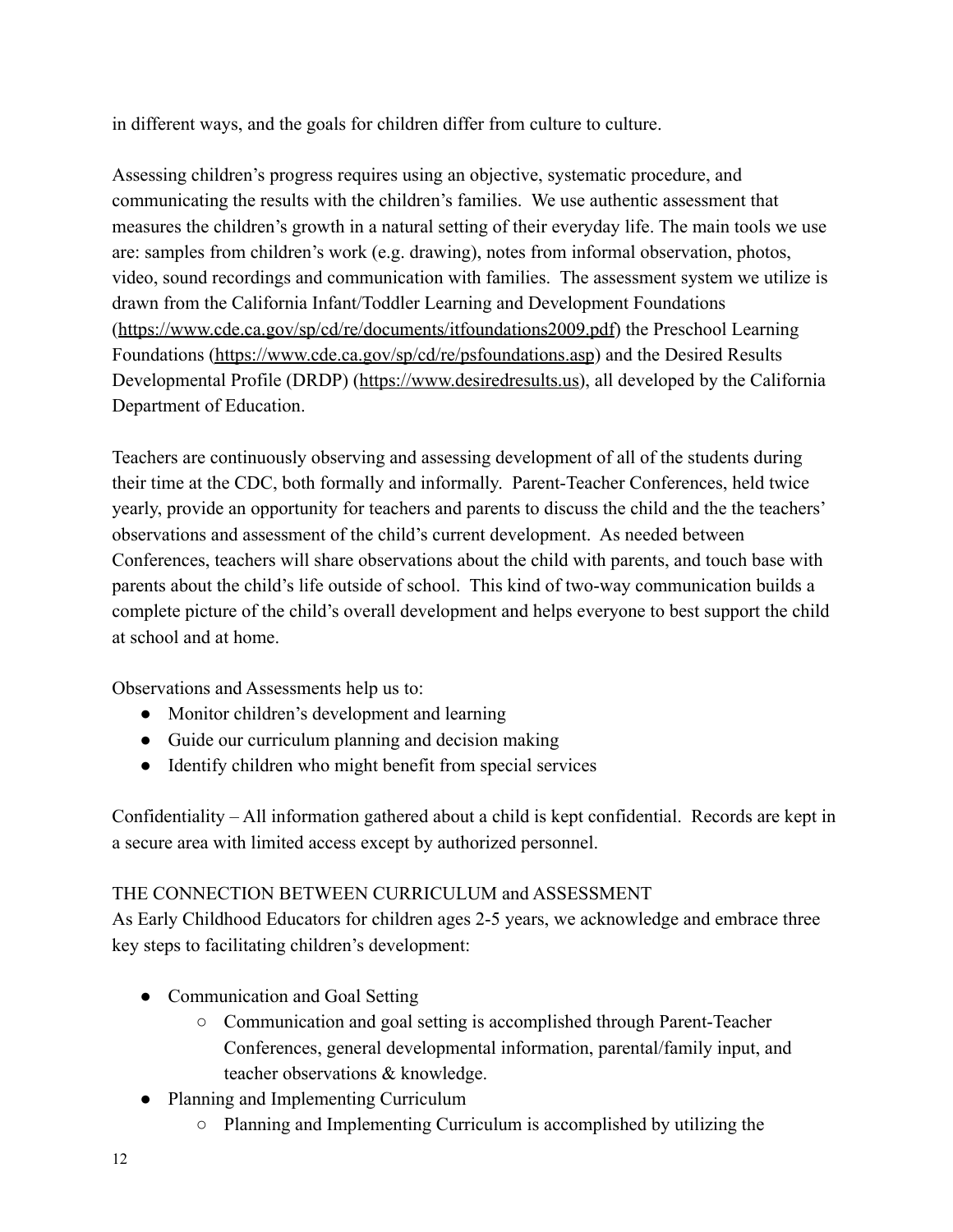in different ways, and the goals for children differ from culture to culture.

Assessing children's progress requires using an objective, systematic procedure, and communicating the results with the children's families. We use authentic assessment that measures the children's growth in a natural setting of their everyday life. The main tools we use are: samples from children's work (e.g. drawing), notes from informal observation, photos, video, sound recordings and communication with families. The assessment system we utilize is drawn from the California Infant/Toddler Learning and Development Foundations (https://www.cde.ca.gov/sp/cd/re/documents/itfoundations2009.pdf) the Preschool Learning Foundations (https://www.cde.ca.gov/sp/cd/re/psfoundations.asp) and the Desired Results Developmental Profile (DRDP) (https://www.desiredresults.us), all developed by the California Department of Education.

Teachers are continuously observing and assessing development of all of the students during their time at the CDC, both formally and informally. Parent-Teacher Conferences, held twice yearly, provide an opportunity for teachers and parents to discuss the child and the the teachers' observations and assessment of the child's current development. As needed between Conferences, teachers will share observations about the child with parents, and touch base with parents about the child's life outside of school. This kind of two-way communication builds a complete picture of the child's overall development and helps everyone to best support the child at school and at home.

Observations and Assessments help us to:

- Monitor children's development and learning
- Guide our curriculum planning and decision making
- Identify children who might benefit from special services

Confidentiality – All information gathered about a child is kept confidential. Records are kept in a secure area with limited access except by authorized personnel.

THE CONNECTION BETWEEN CURRICULUM and ASSESSMENT

As Early Childhood Educators for children ages 2-5 years, we acknowledge and embrace three key steps to facilitating children's development:

- Communication and Goal Setting
  - Communication and goal setting is accomplished through Parent-Teacher Conferences, general developmental information, parental/family input, and teacher observations & knowledge.
- Planning and Implementing Curriculum
  - Planning and Implementing Curriculum is accomplished by utilizing the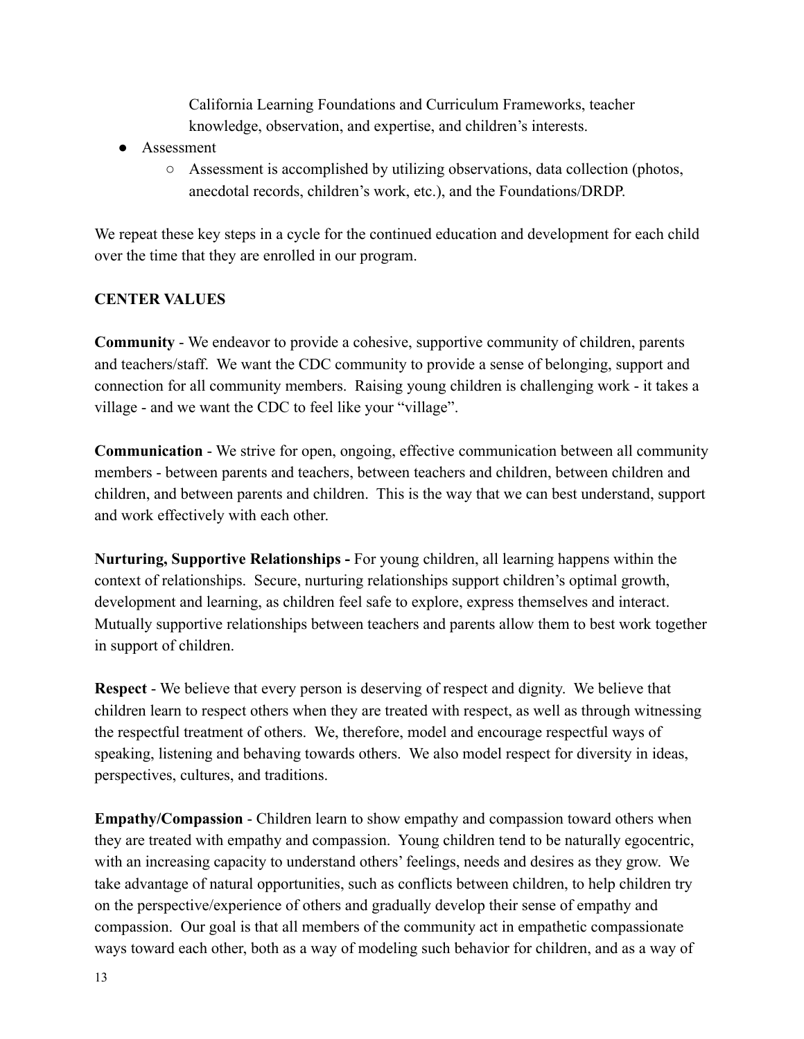California Learning Foundations and Curriculum Frameworks, teacher knowledge, observation, and expertise, and children's interests.

- Assessment
    - Assessment is accomplished by utilizing observations, data collection (photos, anecdotal records, children's work, etc.), and the Foundations/DRDP.

We repeat these key steps in a cycle for the continued education and development for each child over the time that they are enrolled in our program.

**CENTER VALUES**

**Community** - We endeavor to provide a cohesive, supportive community of children, parents and teachers/staff. We want the CDC community to provide a sense of belonging, support and connection for all community members. Raising young children is challenging work - it takes a village - and we want the CDC to feel like your "village".

**Communication** - We strive for open, ongoing, effective communication between all community members - between parents and teachers, between teachers and children, between children and children, and between parents and children. This is the way that we can best understand, support and work effectively with each other.

**Nurturing, Supportive Relationships -** For young children, all learning happens within the context of relationships. Secure, nurturing relationships support children's optimal growth, development and learning, as children feel safe to explore, express themselves and interact. Mutually supportive relationships between teachers and parents allow them to best work together in support of children.

**Respect** - We believe that every person is deserving of respect and dignity. We believe that children learn to respect others when they are treated with respect, as well as through witnessing the respectful treatment of others. We, therefore, model and encourage respectful ways of speaking, listening and behaving towards others. We also model respect for diversity in ideas, perspectives, cultures, and traditions.

**Empathy/Compassion** - Children learn to show empathy and compassion toward others when they are treated with empathy and compassion. Young children tend to be naturally egocentric, with an increasing capacity to understand others' feelings, needs and desires as they grow. We take advantage of natural opportunities, such as conflicts between children, to help children try on the perspective/experience of others and gradually develop their sense of empathy and compassion. Our goal is that all members of the community act in empathetic compassionate ways toward each other, both as a way of modeling such behavior for children, and as a way of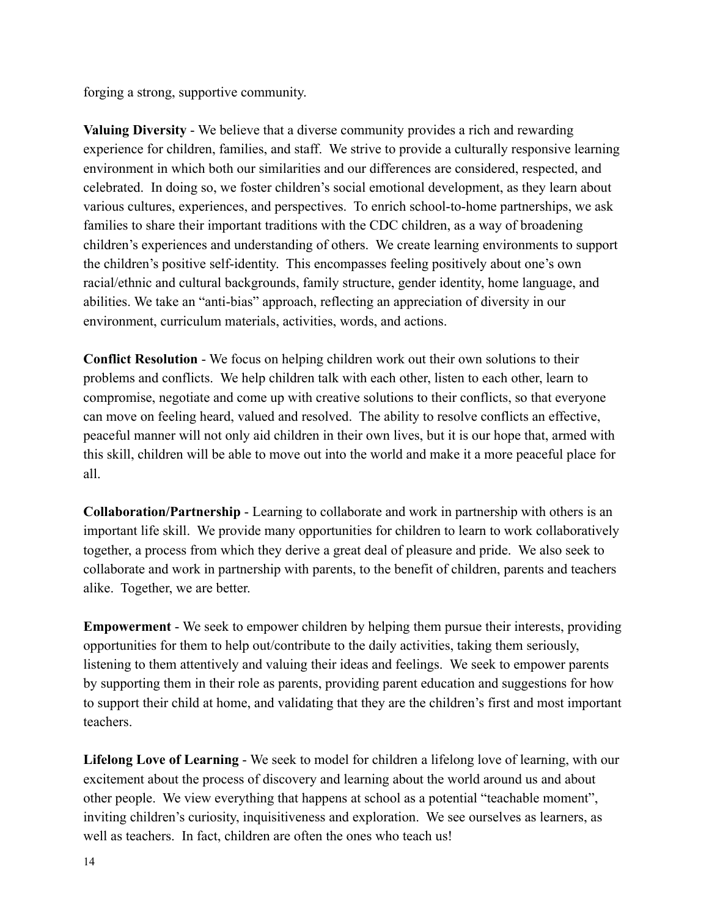forging a strong, supportive community.

**Valuing Diversity** - We believe that a diverse community provides a rich and rewarding experience for children, families, and staff. We strive to provide a culturally responsive learning environment in which both our similarities and our differences are considered, respected, and celebrated. In doing so, we foster children's social emotional development, as they learn about various cultures, experiences, and perspectives. To enrich school-to-home partnerships, we ask families to share their important traditions with the CDC children, as a way of broadening children's experiences and understanding of others. We create learning environments to support the children's positive self-identity. This encompasses feeling positively about one's own racial/ethnic and cultural backgrounds, family structure, gender identity, home language, and abilities. We take an "anti-bias" approach, reflecting an appreciation of diversity in our environment, curriculum materials, activities, words, and actions.

**Conflict Resolution** - We focus on helping children work out their own solutions to their problems and conflicts. We help children talk with each other, listen to each other, learn to compromise, negotiate and come up with creative solutions to their conflicts, so that everyone can move on feeling heard, valued and resolved. The ability to resolve conflicts an effective, peaceful manner will not only aid children in their own lives, but it is our hope that, armed with this skill, children will be able to move out into the world and make it a more peaceful place for all.

**Collaboration/Partnership** - Learning to collaborate and work in partnership with others is an important life skill. We provide many opportunities for children to learn to work collaboratively together, a process from which they derive a great deal of pleasure and pride. We also seek to collaborate and work in partnership with parents, to the benefit of children, parents and teachers alike. Together, we are better.

**Empowerment** - We seek to empower children by helping them pursue their interests, providing opportunities for them to help out/contribute to the daily activities, taking them seriously, listening to them attentively and valuing their ideas and feelings. We seek to empower parents by supporting them in their role as parents, providing parent education and suggestions for how to support their child at home, and validating that they are the children's first and most important teachers.

**Lifelong Love of Learning** - We seek to model for children a lifelong love of learning, with our excitement about the process of discovery and learning about the world around us and about other people. We view everything that happens at school as a potential "teachable moment", inviting children's curiosity, inquisitiveness and exploration. We see ourselves as learners, as well as teachers. In fact, children are often the ones who teach us!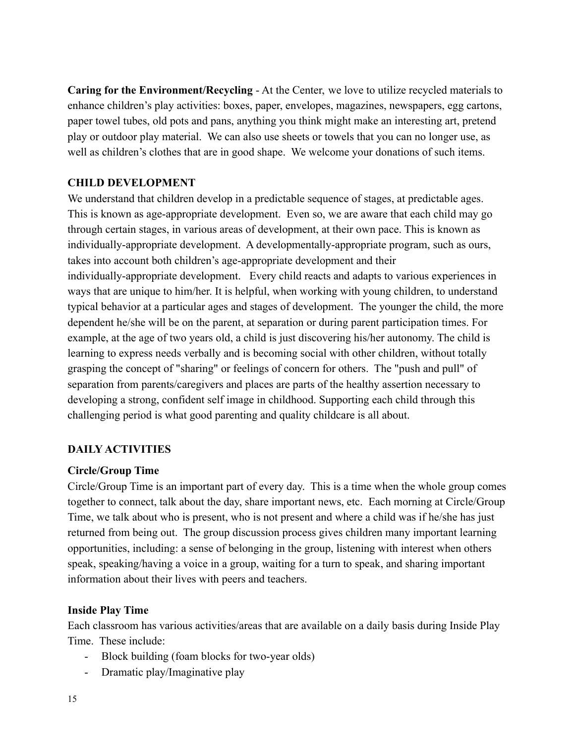**Caring for the Environment/Recycling** - At the Center, we love to utilize recycled materials to enhance children's play activities: boxes, paper, envelopes, magazines, newspapers, egg cartons, paper towel tubes, old pots and pans, anything you think might make an interesting art, pretend play or outdoor play material. We can also use sheets or towels that you can no longer use, as well as children's clothes that are in good shape. We welcome your donations of such items.

## CHILD DEVELOPMENT

We understand that children develop in a predictable sequence of stages, at predictable ages. This is known as age-appropriate development. Even so, we are aware that each child may go through certain stages, in various areas of development, at their own pace. This is known as individually-appropriate development. A developmentally-appropriate program, such as ours, takes into account both children's age-appropriate development and their individually-appropriate development. Every child reacts and adapts to various experiences in ways that are unique to him/her. It is helpful, when working with young children, to understand typical behavior at a particular ages and stages of development. The younger the child, the more dependent he/she will be on the parent, at separation or during parent participation times. For example, at the age of two years old, a child is just discovering his/her autonomy. The child is learning to express needs verbally and is becoming social with other children, without totally grasping the concept of "sharing" or feelings of concern for others. The "push and pull" of separation from parents/caregivers and places are parts of the healthy assertion necessary to developing a strong, confident self image in childhood. Supporting each child through this challenging period is what good parenting and quality childcare is all about.

## DAILY ACTIVITIES

### Circle/Group Time

Circle/Group Time is an important part of every day. This is a time when the whole group comes together to connect, talk about the day, share important news, etc. Each morning at Circle/Group Time, we talk about who is present, who is not present and where a child was if he/she has just returned from being out. The group discussion process gives children many important learning opportunities, including: a sense of belonging in the group, listening with interest when others speak, speaking/having a voice in a group, waiting for a turn to speak, and sharing important information about their lives with peers and teachers.

### Inside Play Time

Each classroom has various activities/areas that are available on a daily basis during Inside Play Time. These include:

- Block building (foam blocks for two-year olds)
- Dramatic play/Imaginative play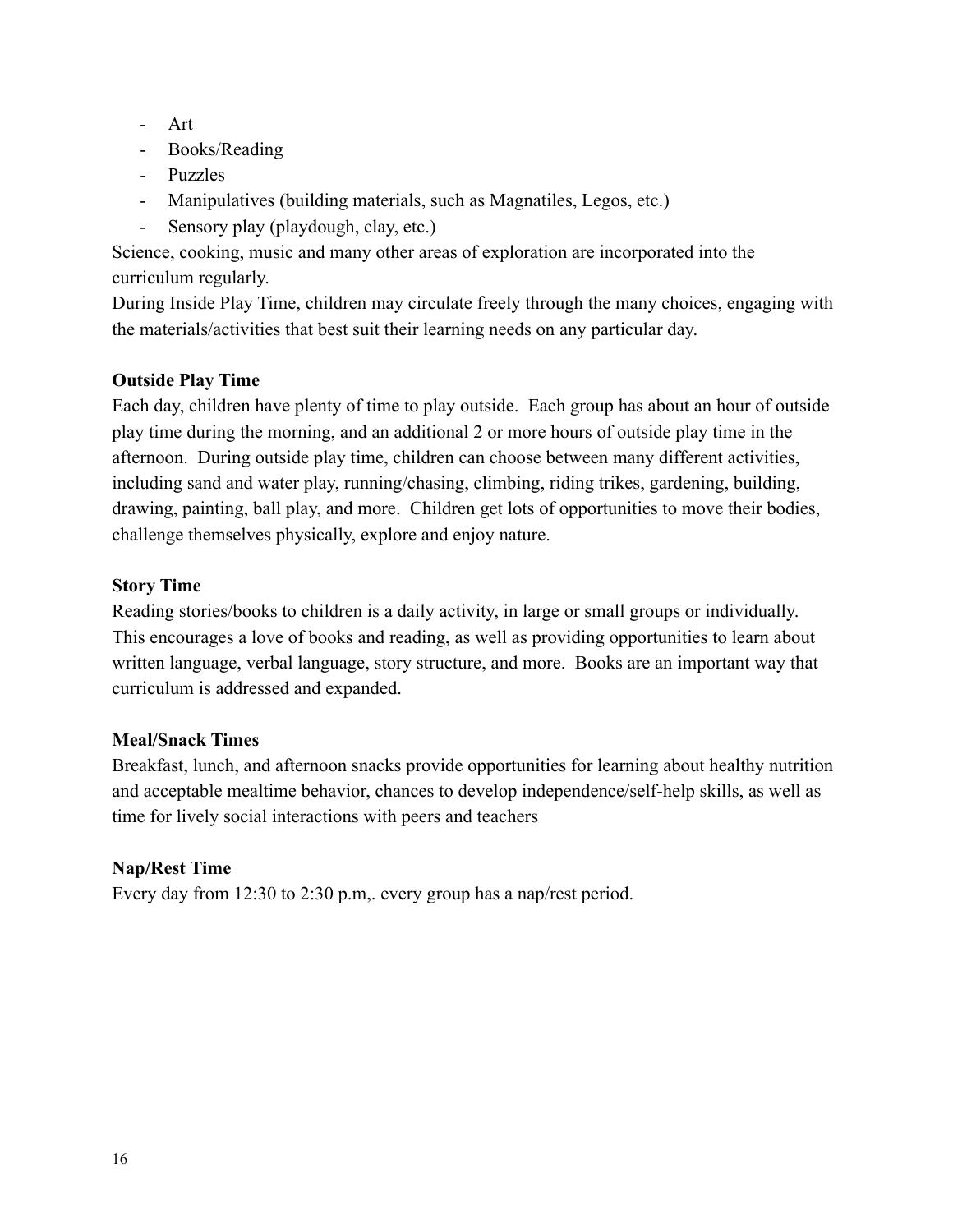- Art
- Books/Reading
- Puzzles
- Manipulatives (building materials, such as Magnatiles, Legos, etc.)
- Sensory play (playdough, clay, etc.)

Science, cooking, music and many other areas of exploration are incorporated into the curriculum regularly.

During Inside Play Time, children may circulate freely through the many choices, engaging with the materials/activities that best suit their learning needs on any particular day.

**Outside Play Time**

Each day, children have plenty of time to play outside. Each group has about an hour of outside play time during the morning, and an additional 2 or more hours of outside play time in the afternoon. During outside play time, children can choose between many different activities, including sand and water play, running/chasing, climbing, riding trikes, gardening, building, drawing, painting, ball play, and more. Children get lots of opportunities to move their bodies, challenge themselves physically, explore and enjoy nature.

**Story Time**

Reading stories/books to children is a daily activity, in large or small groups or individually. This encourages a love of books and reading, as well as providing opportunities to learn about written language, verbal language, story structure, and more. Books are an important way that curriculum is addressed and expanded.

**Meal/Snack Times**

Breakfast, lunch, and afternoon snacks provide opportunities for learning about healthy nutrition and acceptable mealtime behavior, chances to develop independence/self-help skills, as well as time for lively social interactions with peers and teachers

**Nap/Rest Time**

Every day from 12:30 to 2:30 p.m,. every group has a nap/rest period.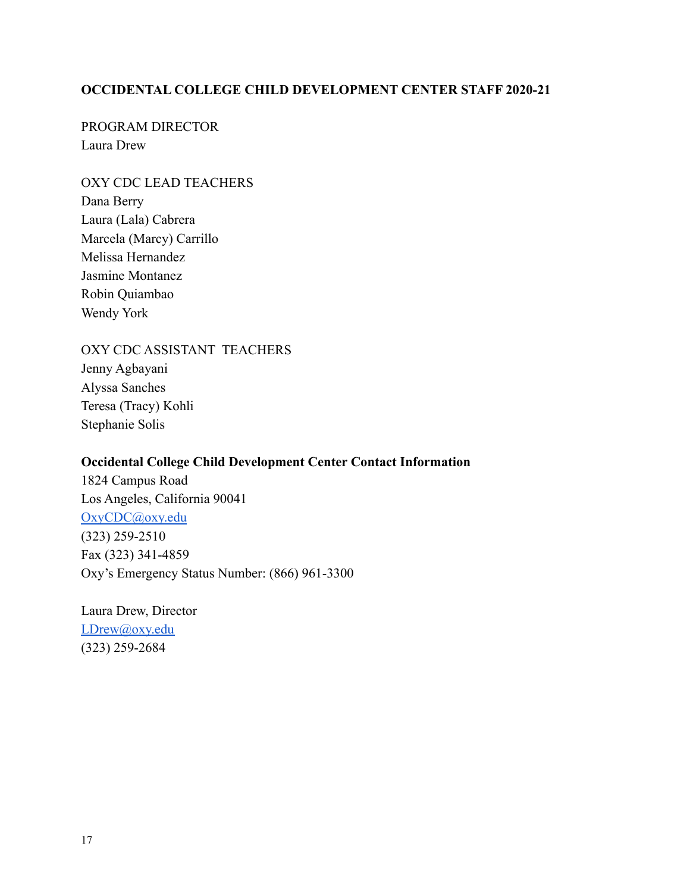**OCCIDENTAL COLLEGE CHILD DEVELOPMENT CENTER STAFF 2020-21**

PROGRAM DIRECTOR
Laura Drew

OXY CDC LEAD TEACHERS
Dana Berry
Laura (Lala) Cabrera
Marcela (Marcy) Carrillo
Melissa Hernandez
Jasmine Montanez
Robin Quiambao
Wendy York

OXY CDC ASSISTANT TEACHERS
Jenny Agbayani
Alyssa Sanches
Teresa (Tracy) Kohli
Stephanie Solis

**Occidental College Child Development Center Contact Information**
1824 Campus Road
Los Angeles, California 90041
OxyCDC@oxy.edu
(323) 259-2510
Fax (323) 341-4859
Oxy's Emergency Status Number: (866) 961-3300

Laura Drew, Director
LDrew@oxy.edu
(323) 259-2684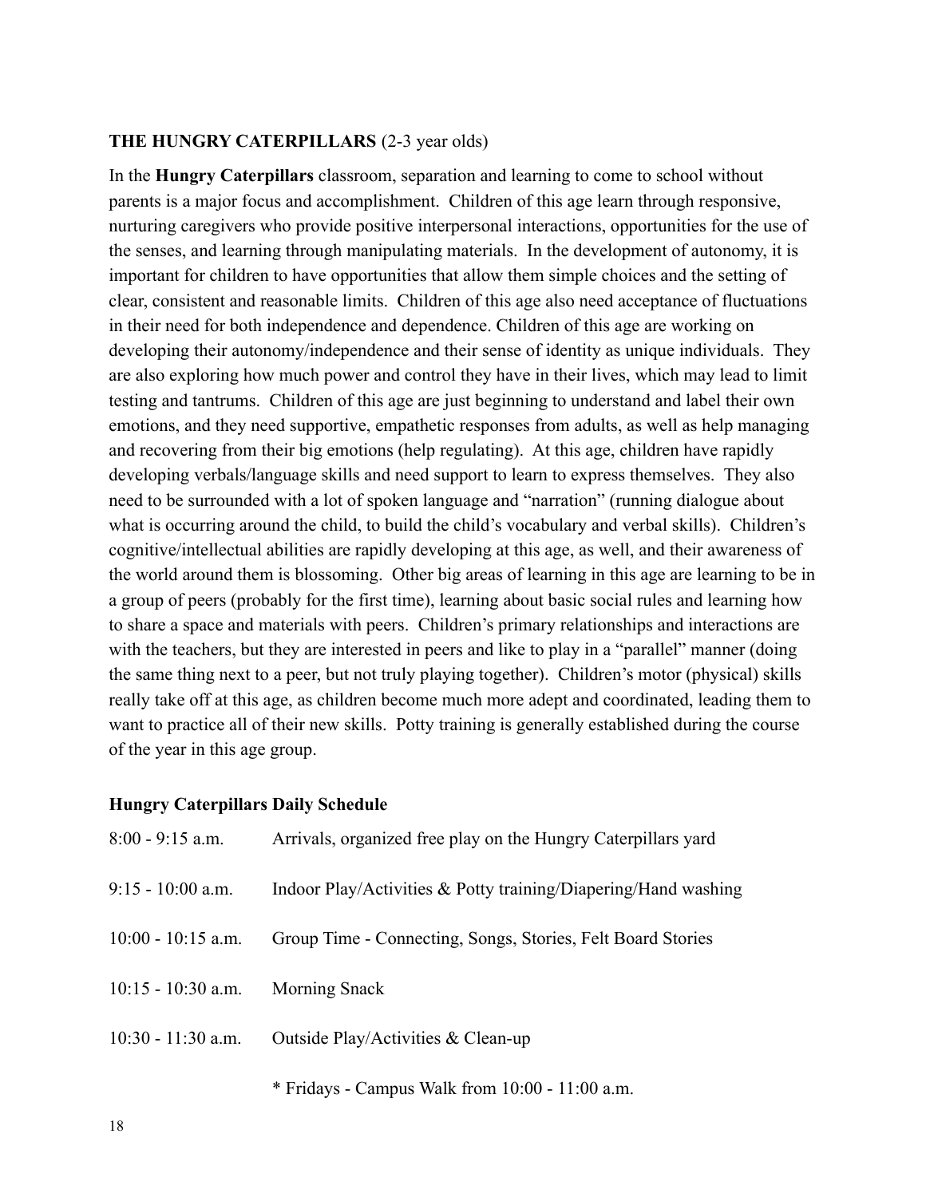**THE HUNGRY CATERPILLARS** (2-3 year olds)

In the **Hungry Caterpillars** classroom, separation and learning to come to school without parents is a major focus and accomplishment. Children of this age learn through responsive, nurturing caregivers who provide positive interpersonal interactions, opportunities for the use of the senses, and learning through manipulating materials. In the development of autonomy, it is important for children to have opportunities that allow them simple choices and the setting of clear, consistent and reasonable limits. Children of this age also need acceptance of fluctuations in their need for both independence and dependence. Children of this age are working on developing their autonomy/independence and their sense of identity as unique individuals. They are also exploring how much power and control they have in their lives, which may lead to limit testing and tantrums. Children of this age are just beginning to understand and label their own emotions, and they need supportive, empathetic responses from adults, as well as help managing and recovering from their big emotions (help regulating). At this age, children have rapidly developing verbals/language skills and need support to learn to express themselves. They also need to be surrounded with a lot of spoken language and "narration" (running dialogue about what is occurring around the child, to build the child's vocabulary and verbal skills). Children's cognitive/intellectual abilities are rapidly developing at this age, as well, and their awareness of the world around them is blossoming. Other big areas of learning in this age are learning to be in a group of peers (probably for the first time), learning about basic social rules and learning how to share a space and materials with peers. Children's primary relationships and interactions are with the teachers, but they are interested in peers and like to play in a "parallel" manner (doing the same thing next to a peer, but not truly playing together). Children's motor (physical) skills really take off at this age, as children become much more adept and coordinated, leading them to want to practice all of their new skills. Potty training is generally established during the course of the year in this age group.

**Hungry Caterpillars Daily Schedule**

| | |
|---|---|
| 8:00 - 9:15 a.m. | Arrivals, organized free play on the Hungry Caterpillars yard |
| 9:15 - 10:00 a.m. | Indoor Play/Activities & Potty training/Diapering/Hand washing |
| 10:00 - 10:15 a.m. | Group Time - Connecting, Songs, Stories, Felt Board Stories |
| 10:15 - 10:30 a.m. | Morning Snack |
| 10:30 - 11:30 a.m. | Outside Play/Activities & Clean-up |
| | * Fridays - Campus Walk from 10:00 - 11:00 a.m. |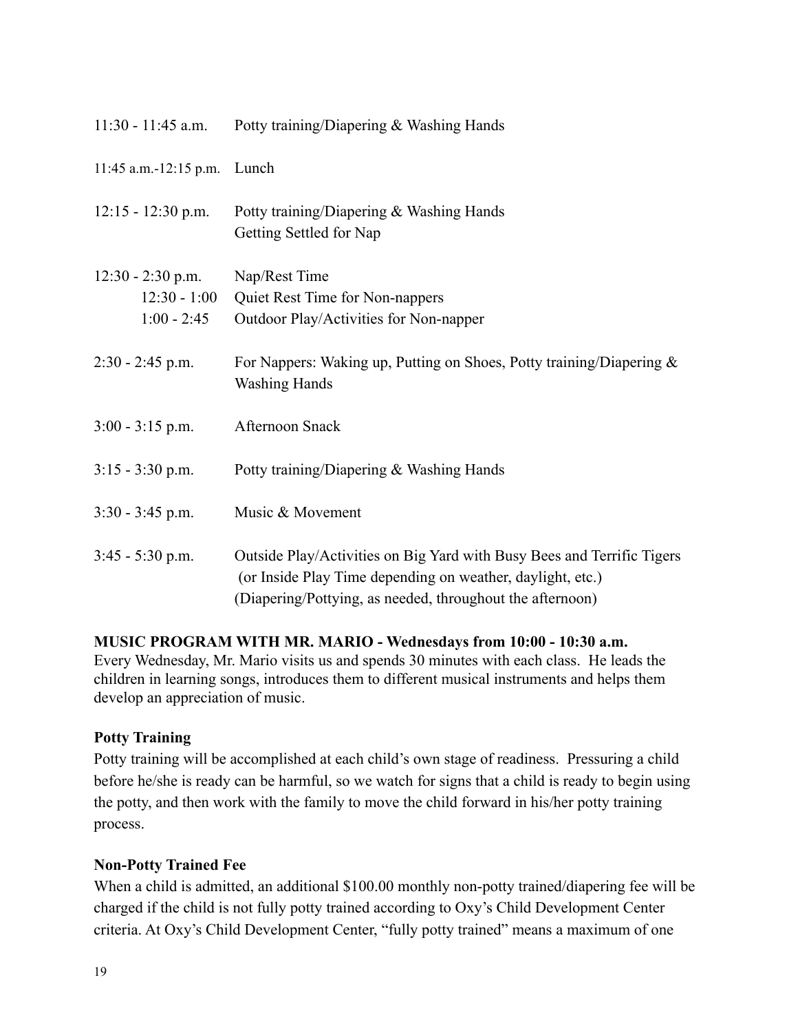| | |
|---|---|
| 11:30 - 11:45 a.m. | Potty training/Diapering & Washing Hands |
| 11:45 a.m.-12:15 p.m. | Lunch |
| 12:15 - 12:30 p.m. | Potty training/Diapering & Washing Hands<br>Getting Settled for Nap |
| 12:30 - 2:30 p.m. | Nap/Rest Time |
| 12:30 - 1:00 | Quiet Rest Time for Non-nappers |
| 1:00 - 2:45 | Outdoor Play/Activities for Non-napper |
| 2:30 - 2:45 p.m. | For Nappers: Waking up, Putting on Shoes, Potty training/Diapering & Washing Hands |
| 3:00 - 3:15 p.m. | Afternoon Snack |
| 3:15 - 3:30 p.m. | Potty training/Diapering & Washing Hands |
| 3:30 - 3:45 p.m. | Music & Movement |
| 3:45 - 5:30 p.m. | Outside Play/Activities on Big Yard with Busy Bees and Terrific Tigers (or Inside Play Time depending on weather, daylight, etc.) (Diapering/Pottying, as needed, throughout the afternoon) |

**MUSIC PROGRAM WITH MR. MARIO - Wednesdays from 10:00 - 10:30 a.m.**

Every Wednesday, Mr. Mario visits us and spends 30 minutes with each class. He leads the children in learning songs, introduces them to different musical instruments and helps them develop an appreciation of music.

**Potty Training**

Potty training will be accomplished at each child's own stage of readiness. Pressuring a child before he/she is ready can be harmful, so we watch for signs that a child is ready to begin using the potty, and then work with the family to move the child forward in his/her potty training process.

**Non-Potty Trained Fee**

When a child is admitted, an additional $100.00 monthly non-potty trained/diapering fee will be charged if the child is not fully potty trained according to Oxy's Child Development Center criteria. At Oxy's Child Development Center, "fully potty trained" means a maximum of one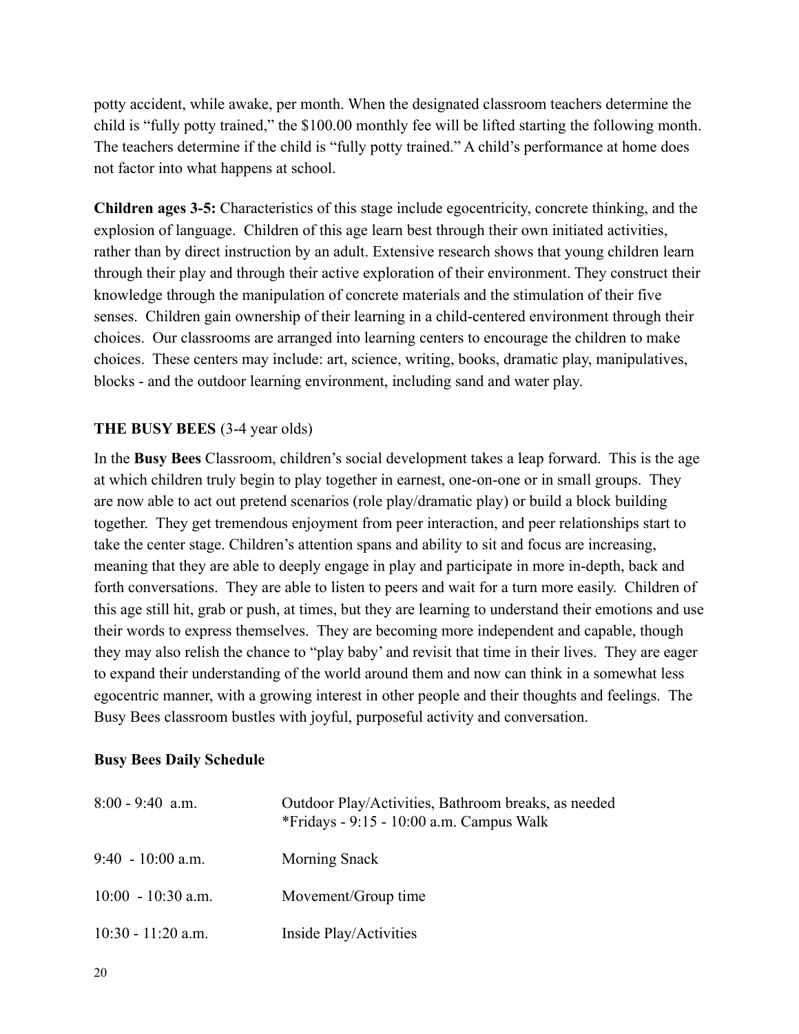potty accident, while awake, per month. When the designated classroom teachers determine the child is "fully potty trained," the $100.00 monthly fee will be lifted starting the following month. The teachers determine if the child is "fully potty trained." A child's performance at home does not factor into what happens at school.

**Children ages 3-5:** Characteristics of this stage include egocentricity, concrete thinking, and the explosion of language. Children of this age learn best through their own initiated activities, rather than by direct instruction by an adult. Extensive research shows that young children learn through their play and through their active exploration of their environment. They construct their knowledge through the manipulation of concrete materials and the stimulation of their five senses. Children gain ownership of their learning in a child-centered environment through their choices. Our classrooms are arranged into learning centers to encourage the children to make choices. These centers may include: art, science, writing, books, dramatic play, manipulatives, blocks - and the outdoor learning environment, including sand and water play.

**THE BUSY BEES** (3-4 year olds)

In the **Busy Bees** Classroom, children's social development takes a leap forward. This is the age at which children truly begin to play together in earnest, one-on-one or in small groups. They are now able to act out pretend scenarios (role play/dramatic play) or build a block building together. They get tremendous enjoyment from peer interaction, and peer relationships start to take the center stage. Children's attention spans and ability to sit and focus are increasing, meaning that they are able to deeply engage in play and participate in more in-depth, back and forth conversations. They are able to listen to peers and wait for a turn more easily. Children of this age still hit, grab or push, at times, but they are learning to understand their emotions and use their words to express themselves. They are becoming more independent and capable, though they may also relish the chance to "play baby' and revisit that time in their lives. They are eager to expand their understanding of the world around them and now can think in a somewhat less egocentric manner, with a growing interest in other people and their thoughts and feelings. The Busy Bees classroom bustles with joyful, purposeful activity and conversation.

**Busy Bees Daily Schedule**

| | |
|---|---|
| 8:00 - 9:40 a.m. | Outdoor Play/Activities, Bathroom breaks, as needed<br>*Fridays - 9:15 - 10:00 a.m. Campus Walk |
| 9:40 - 10:00 a.m. | Morning Snack |
| 10:00 - 10:30 a.m. | Movement/Group time |
| 10:30 - 11:20 a.m. | Inside Play/Activities |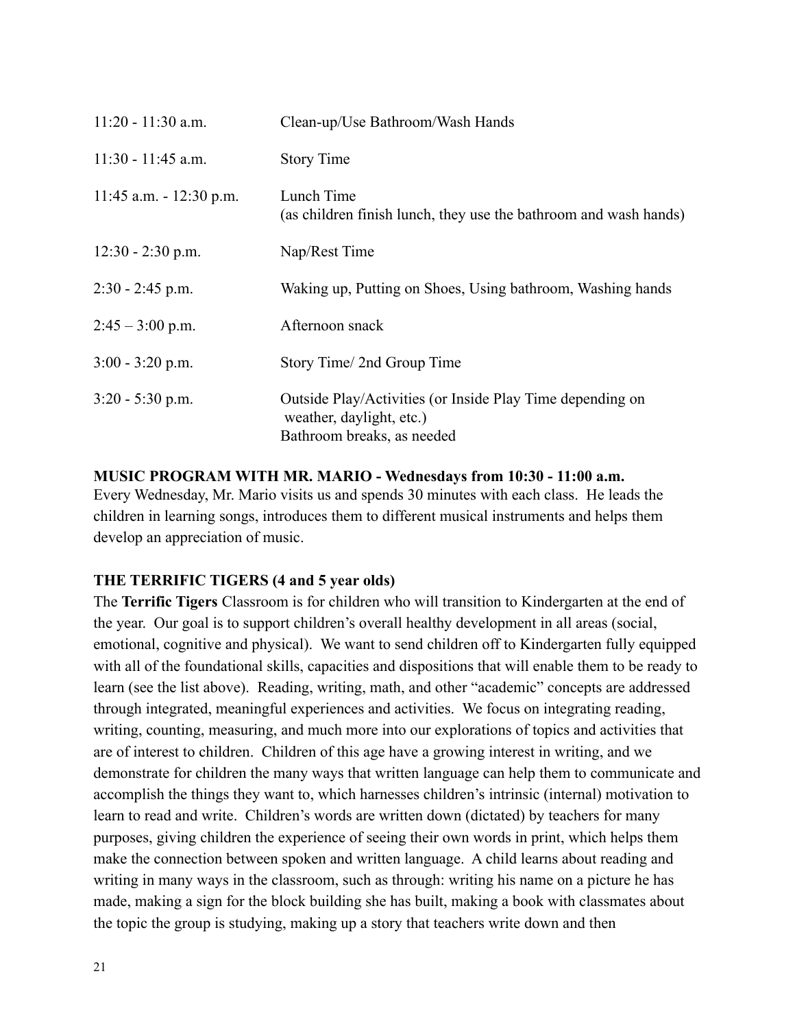| | |
|---|---|
| 11:20 - 11:30 a.m. | Clean-up/Use Bathroom/Wash Hands |
| 11:30 - 11:45 a.m. | Story Time |
| 11:45 a.m. - 12:30 p.m. | Lunch Time<br>(as children finish lunch, they use the bathroom and wash hands) |
| 12:30 - 2:30 p.m. | Nap/Rest Time |
| 2:30 - 2:45 p.m. | Waking up, Putting on Shoes, Using bathroom, Washing hands |
| 2:45 – 3:00 p.m. | Afternoon snack |
| 3:00 - 3:20 p.m. | Story Time/ 2nd Group Time |
| 3:20 - 5:30 p.m. | Outside Play/Activities (or Inside Play Time depending on weather, daylight, etc.)<br>Bathroom breaks, as needed |

**MUSIC PROGRAM WITH MR. MARIO - Wednesdays from 10:30 - 11:00 a.m.**

Every Wednesday, Mr. Mario visits us and spends 30 minutes with each class. He leads the children in learning songs, introduces them to different musical instruments and helps them develop an appreciation of music.

**THE TERRIFIC TIGERS (4 and 5 year olds)**

The **Terrific Tigers** Classroom is for children who will transition to Kindergarten at the end of the year. Our goal is to support children's overall healthy development in all areas (social, emotional, cognitive and physical). We want to send children off to Kindergarten fully equipped with all of the foundational skills, capacities and dispositions that will enable them to be ready to learn (see the list above). Reading, writing, math, and other "academic" concepts are addressed through integrated, meaningful experiences and activities. We focus on integrating reading, writing, counting, measuring, and much more into our explorations of topics and activities that are of interest to children. Children of this age have a growing interest in writing, and we demonstrate for children the many ways that written language can help them to communicate and accomplish the things they want to, which harnesses children's intrinsic (internal) motivation to learn to read and write. Children's words are written down (dictated) by teachers for many purposes, giving children the experience of seeing their own words in print, which helps them make the connection between spoken and written language. A child learns about reading and writing in many ways in the classroom, such as through: writing his name on a picture he has made, making a sign for the block building she has built, making a book with classmates about the topic the group is studying, making up a story that teachers write down and then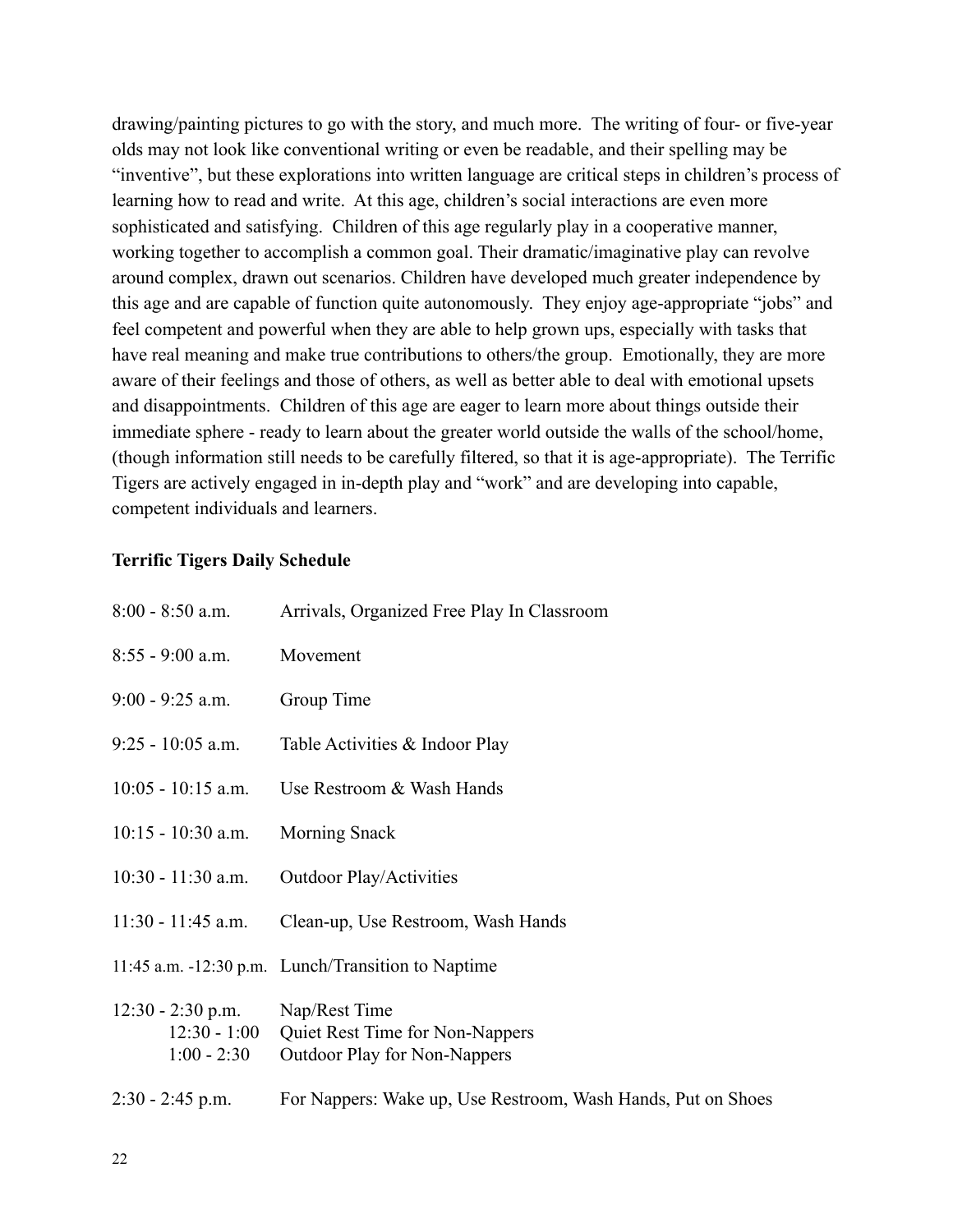drawing/painting pictures to go with the story, and much more. The writing of four- or five-year olds may not look like conventional writing or even be readable, and their spelling may be "inventive", but these explorations into written language are critical steps in children's process of learning how to read and write. At this age, children's social interactions are even more sophisticated and satisfying. Children of this age regularly play in a cooperative manner, working together to accomplish a common goal. Their dramatic/imaginative play can revolve around complex, drawn out scenarios. Children have developed much greater independence by this age and are capable of function quite autonomously. They enjoy age-appropriate "jobs" and feel competent and powerful when they are able to help grown ups, especially with tasks that have real meaning and make true contributions to others/the group. Emotionally, they are more aware of their feelings and those of others, as well as better able to deal with emotional upsets and disappointments. Children of this age are eager to learn more about things outside their immediate sphere - ready to learn about the greater world outside the walls of the school/home, (though information still needs to be carefully filtered, so that it is age-appropriate). The Terrific Tigers are actively engaged in in-depth play and "work" and are developing into capable, competent individuals and learners.

**Terrific Tigers Daily Schedule**

| | |
|---|---|
| 8:00 - 8:50 a.m. | Arrivals, Organized Free Play In Classroom |
| 8:55 - 9:00 a.m. | Movement |
| 9:00 - 9:25 a.m. | Group Time |
| 9:25 - 10:05 a.m. | Table Activities & Indoor Play |
| 10:05 - 10:15 a.m. | Use Restroom & Wash Hands |
| 10:15 - 10:30 a.m. | Morning Snack |
| 10:30 - 11:30 a.m. | Outdoor Play/Activities |
| 11:30 - 11:45 a.m. | Clean-up, Use Restroom, Wash Hands |
| 11:45 a.m. -12:30 p.m. | Lunch/Transition to Naptime |
| 12:30 - 2:30 p.m. | Nap/Rest Time |
| 12:30 - 1:00 | Quiet Rest Time for Non-Nappers |
| 1:00 - 2:30 | Outdoor Play for Non-Nappers |
| 2:30 - 2:45 p.m. | For Nappers: Wake up, Use Restroom, Wash Hands, Put on Shoes |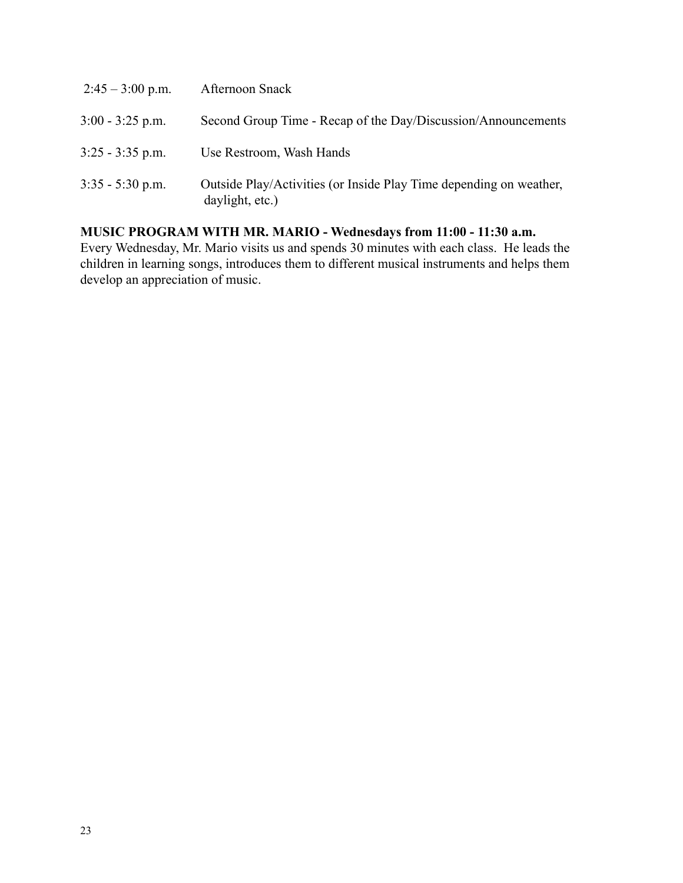| | |
|---|---|
| 2:45 – 3:00 p.m. | Afternoon Snack |
| 3:00 - 3:25 p.m. | Second Group Time - Recap of the Day/Discussion/Announcements |
| 3:25 - 3:35 p.m. | Use Restroom, Wash Hands |
| 3:35 - 5:30 p.m. | Outside Play/Activities (or Inside Play Time depending on weather, daylight, etc.) |

**MUSIC PROGRAM WITH MR. MARIO - Wednesdays from 11:00 - 11:30 a.m.**

Every Wednesday, Mr. Mario visits us and spends 30 minutes with each class. He leads the children in learning songs, introduces them to different musical instruments and helps them develop an appreciation of music.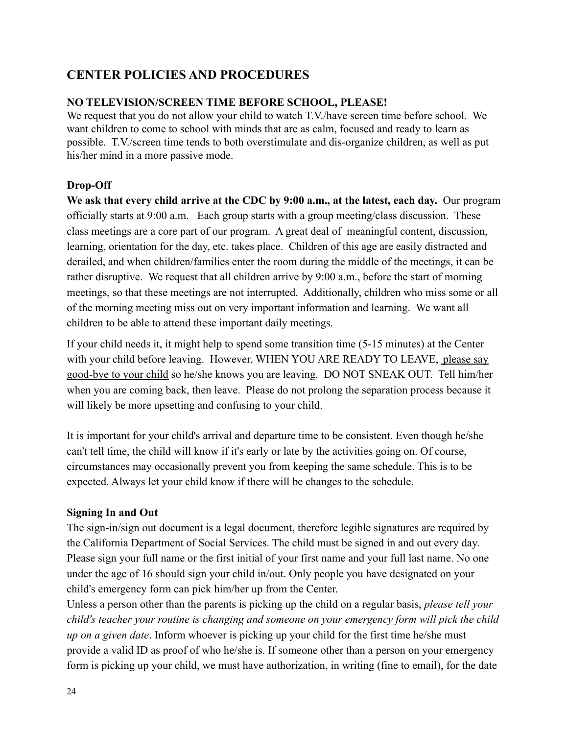## CENTER POLICIES AND PROCEDURES

**NO TELEVISION/SCREEN TIME BEFORE SCHOOL, PLEASE!**

We request that you do not allow your child to watch T.V./have screen time before school. We want children to come to school with minds that are as calm, focused and ready to learn as possible. T.V./screen time tends to both overstimulate and dis-organize children, as well as put his/her mind in a more passive mode.

### Drop-Off

**We ask that every child arrive at the CDC by 9:00 a.m., at the latest, each day.** Our program officially starts at 9:00 a.m. Each group starts with a group meeting/class discussion. These class meetings are a core part of our program. A great deal of meaningful content, discussion, learning, orientation for the day, etc. takes place. Children of this age are easily distracted and derailed, and when children/families enter the room during the middle of the meetings, it can be rather disruptive. We request that all children arrive by 9:00 a.m., before the start of morning meetings, so that these meetings are not interrupted. Additionally, children who miss some or all of the morning meeting miss out on very important information and learning. We want all children to be able to attend these important daily meetings.

If your child needs it, it might help to spend some transition time (5-15 minutes) at the Center with your child before leaving. However, WHEN YOU ARE READY TO LEAVE, please say good-bye to your child so he/she knows you are leaving. DO NOT SNEAK OUT. Tell him/her when you are coming back, then leave. Please do not prolong the separation process because it will likely be more upsetting and confusing to your child.

It is important for your child's arrival and departure time to be consistent. Even though he/she can't tell time, the child will know if it's early or late by the activities going on. Of course, circumstances may occasionally prevent you from keeping the same schedule. This is to be expected. Always let your child know if there will be changes to the schedule.

### Signing In and Out

The sign-in/sign out document is a legal document, therefore legible signatures are required by the California Department of Social Services. The child must be signed in and out every day. Please sign your full name or the first initial of your first name and your full last name. No one under the age of 16 should sign your child in/out. Only people you have designated on your child's emergency form can pick him/her up from the Center.

Unless a person other than the parents is picking up the child on a regular basis, *please tell your child's teacher your routine is changing and someone on your emergency form will pick the child up on a given date*. Inform whoever is picking up your child for the first time he/she must provide a valid ID as proof of who he/she is. If someone other than a person on your emergency form is picking up your child, we must have authorization, in writing (fine to email), for the date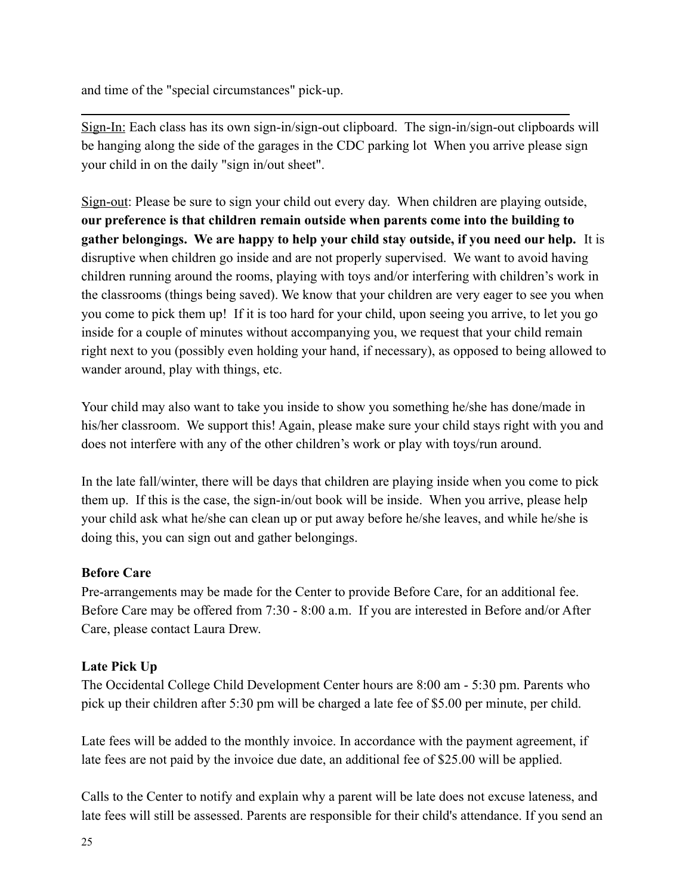and time of the "special circumstances" pick-up.

---

<u>Sign-In:</u> Each class has its own sign-in/sign-out clipboard. The sign-in/sign-out clipboards will be hanging along the side of the garages in the CDC parking lot When you arrive please sign your child in on the daily "sign in/out sheet".

<u>Sign-out</u>: Please be sure to sign your child out every day. When children are playing outside, **our preference is that children remain outside when parents come into the building to gather belongings. We are happy to help your child stay outside, if you need our help.** It is disruptive when children go inside and are not properly supervised. We want to avoid having children running around the rooms, playing with toys and/or interfering with children's work in the classrooms (things being saved). We know that your children are very eager to see you when you come to pick them up! If it is too hard for your child, upon seeing you arrive, to let you go inside for a couple of minutes without accompanying you, we request that your child remain right next to you (possibly even holding your hand, if necessary), as opposed to being allowed to wander around, play with things, etc.

Your child may also want to take you inside to show you something he/she has done/made in his/her classroom. We support this! Again, please make sure your child stays right with you and does not interfere with any of the other children's work or play with toys/run around.

In the late fall/winter, there will be days that children are playing inside when you come to pick them up. If this is the case, the sign-in/out book will be inside. When you arrive, please help your child ask what he/she can clean up or put away before he/she leaves, and while he/she is doing this, you can sign out and gather belongings.

**Before Care**

Pre-arrangements may be made for the Center to provide Before Care, for an additional fee. Before Care may be offered from 7:30 - 8:00 a.m. If you are interested in Before and/or After Care, please contact Laura Drew.

**Late Pick Up**

The Occidental College Child Development Center hours are 8:00 am - 5:30 pm. Parents who pick up their children after 5:30 pm will be charged a late fee of $5.00 per minute, per child.

Late fees will be added to the monthly invoice. In accordance with the payment agreement, if late fees are not paid by the invoice due date, an additional fee of $25.00 will be applied.

Calls to the Center to notify and explain why a parent will be late does not excuse lateness, and late fees will still be assessed. Parents are responsible for their child's attendance. If you send an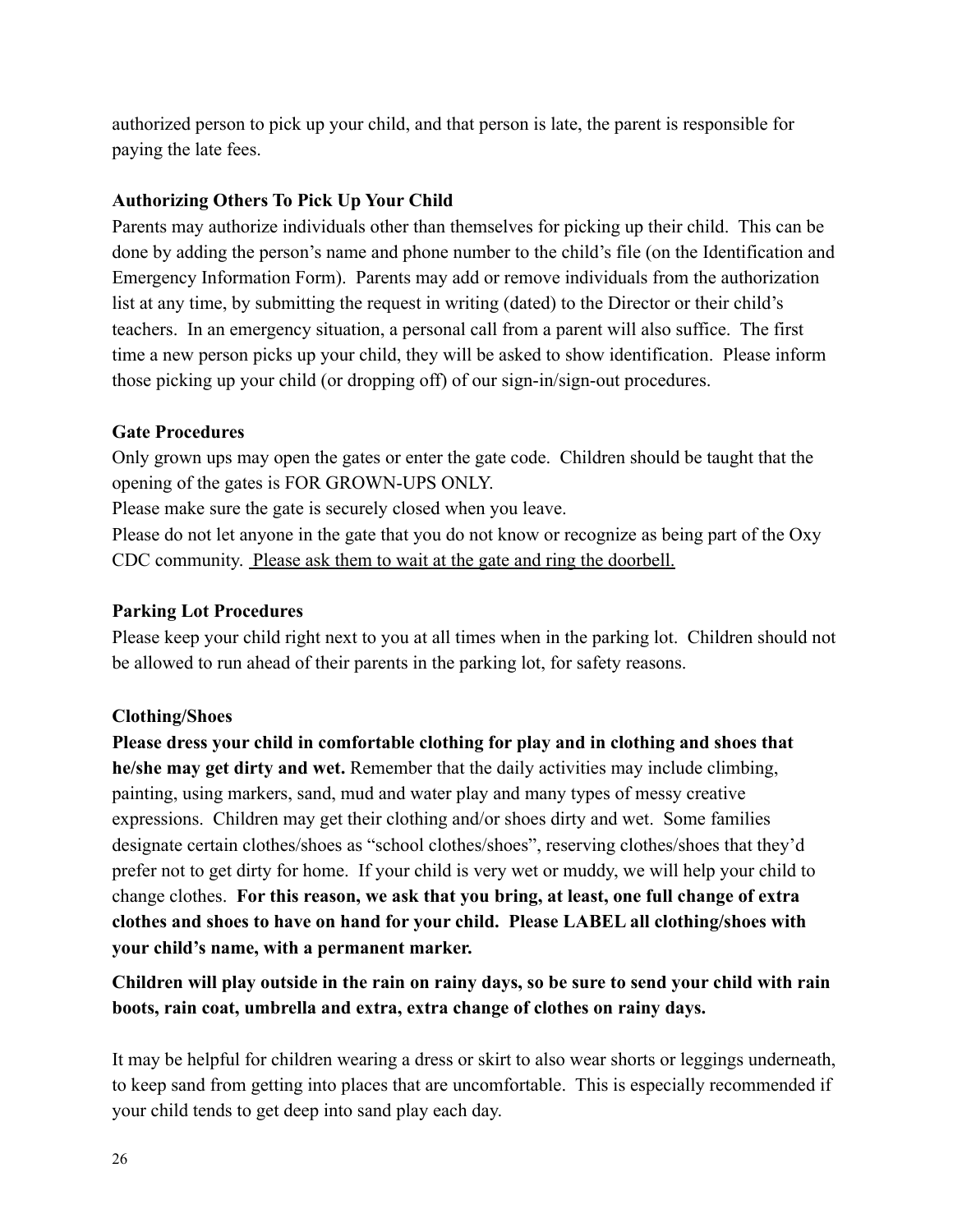authorized person to pick up your child, and that person is late, the parent is responsible for paying the late fees.

### Authorizing Others To Pick Up Your Child

Parents may authorize individuals other than themselves for picking up their child. This can be done by adding the person's name and phone number to the child's file (on the Identification and Emergency Information Form). Parents may add or remove individuals from the authorization list at any time, by submitting the request in writing (dated) to the Director or their child's teachers. In an emergency situation, a personal call from a parent will also suffice. The first time a new person picks up your child, they will be asked to show identification. Please inform those picking up your child (or dropping off) of our sign-in/sign-out procedures.

### Gate Procedures

Only grown ups may open the gates or enter the gate code. Children should be taught that the opening of the gates is FOR GROWN-UPS ONLY.

Please make sure the gate is securely closed when you leave.

Please do not let anyone in the gate that you do not know or recognize as being part of the Oxy CDC community. <u>Please ask them to wait at the gate and ring the doorbell.</u>

### Parking Lot Procedures

Please keep your child right next to you at all times when in the parking lot. Children should not be allowed to run ahead of their parents in the parking lot, for safety reasons.

### Clothing/Shoes

**Please dress your child in comfortable clothing for play and in clothing and shoes that he/she may get dirty and wet.** Remember that the daily activities may include climbing, painting, using markers, sand, mud and water play and many types of messy creative expressions. Children may get their clothing and/or shoes dirty and wet. Some families designate certain clothes/shoes as "school clothes/shoes", reserving clothes/shoes that they'd prefer not to get dirty for home. If your child is very wet or muddy, we will help your child to change clothes. **For this reason, we ask that you bring, at least, one full change of extra clothes and shoes to have on hand for your child. Please LABEL all clothing/shoes with your child's name, with a permanent marker.**

**Children will play outside in the rain on rainy days, so be sure to send your child with rain boots, rain coat, umbrella and extra, extra change of clothes on rainy days.**

It may be helpful for children wearing a dress or skirt to also wear shorts or leggings underneath, to keep sand from getting into places that are uncomfortable. This is especially recommended if your child tends to get deep into sand play each day.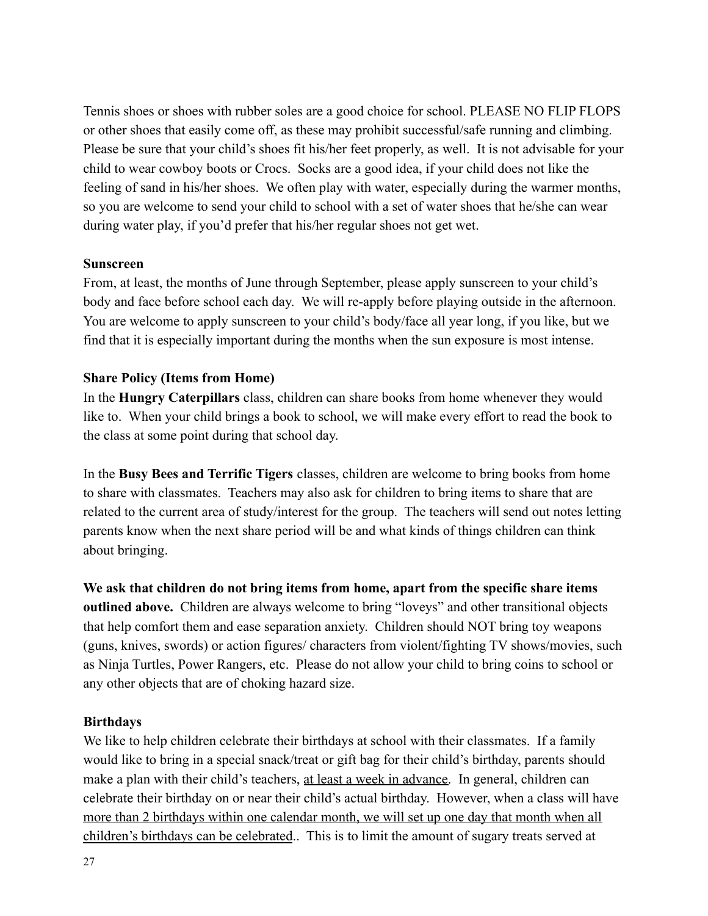Tennis shoes or shoes with rubber soles are a good choice for school. PLEASE NO FLIP FLOPS or other shoes that easily come off, as these may prohibit successful/safe running and climbing. Please be sure that your child's shoes fit his/her feet properly, as well. It is not advisable for your child to wear cowboy boots or Crocs. Socks are a good idea, if your child does not like the feeling of sand in his/her shoes. We often play with water, especially during the warmer months, so you are welcome to send your child to school with a set of water shoes that he/she can wear during water play, if you'd prefer that his/her regular shoes not get wet.

**Sunscreen**

From, at least, the months of June through September, please apply sunscreen to your child's body and face before school each day. We will re-apply before playing outside in the afternoon. You are welcome to apply sunscreen to your child's body/face all year long, if you like, but we find that it is especially important during the months when the sun exposure is most intense.

**Share Policy (Items from Home)**

In the **Hungry Caterpillars** class, children can share books from home whenever they would like to. When your child brings a book to school, we will make every effort to read the book to the class at some point during that school day.

In the **Busy Bees and Terrific Tigers** classes, children are welcome to bring books from home to share with classmates. Teachers may also ask for children to bring items to share that are related to the current area of study/interest for the group. The teachers will send out notes letting parents know when the next share period will be and what kinds of things children can think about bringing.

**We ask that children do not bring items from home, apart from the specific share items outlined above.** Children are always welcome to bring "loveys" and other transitional objects that help comfort them and ease separation anxiety. Children should NOT bring toy weapons (guns, knives, swords) or action figures/ characters from violent/fighting TV shows/movies, such as Ninja Turtles, Power Rangers, etc. Please do not allow your child to bring coins to school or any other objects that are of choking hazard size.

**Birthdays**

We like to help children celebrate their birthdays at school with their classmates. If a family would like to bring in a special snack/treat or gift bag for their child's birthday, parents should make a plan with their child's teachers, <u>at least a week in advance</u>. In general, children can celebrate their birthday on or near their child's actual birthday. However, when a class will have <u>more than 2 birthdays within one calendar month, we will set up one day that month when all children's birthdays can be celebrated</u>.. This is to limit the amount of sugary treats served at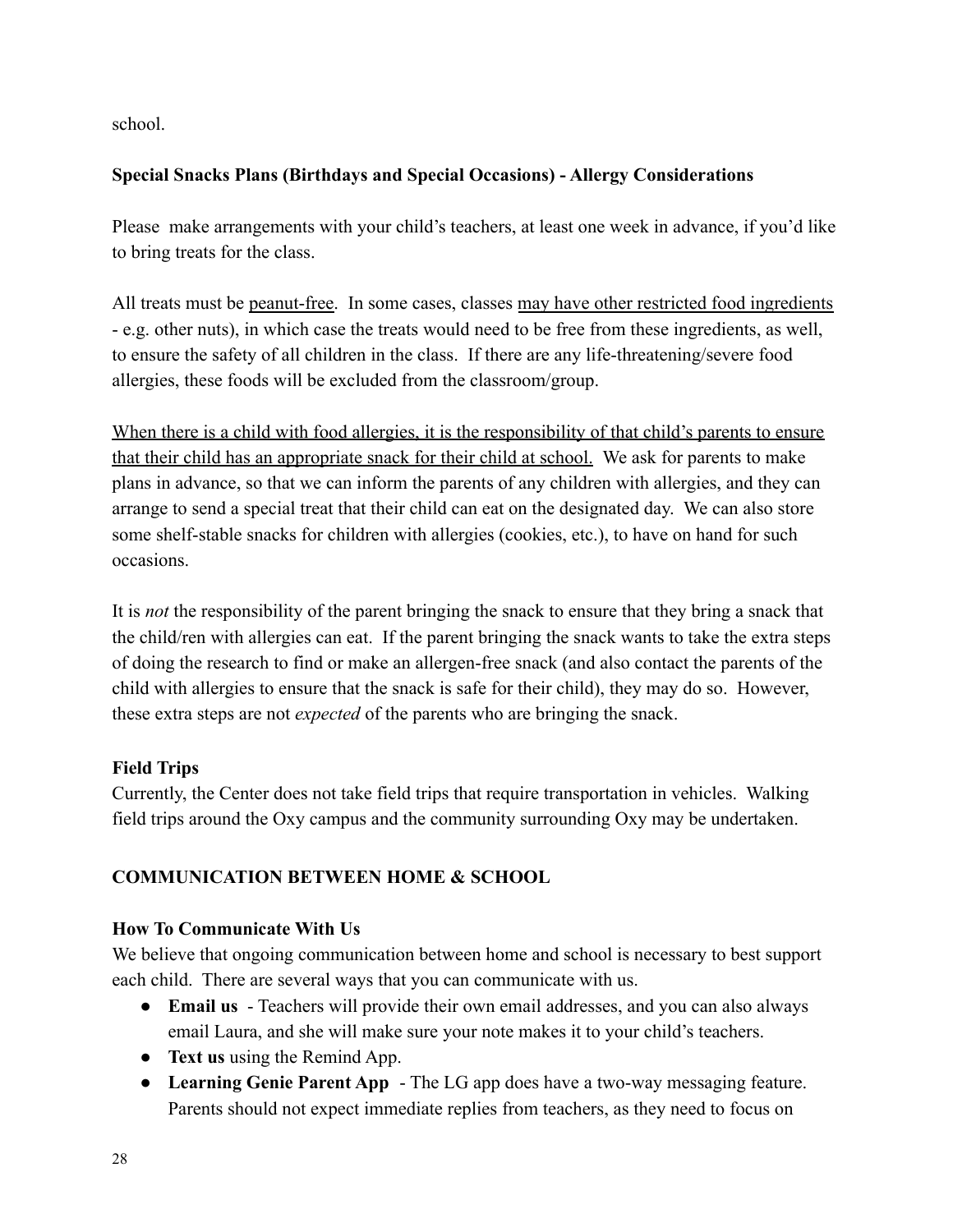school.

**Special Snacks Plans (Birthdays and Special Occasions) - Allergy Considerations**

Please make arrangements with your child's teachers, at least one week in advance, if you'd like to bring treats for the class.

All treats must be <u>peanut-free</u>. In some cases, classes <u>may have other restricted food ingredients</u> - e.g. other nuts), in which case the treats would need to be free from these ingredients, as well, to ensure the safety of all children in the class. If there are any life-threatening/severe food allergies, these foods will be excluded from the classroom/group.

<u>When there is a child with food allergies, it is the responsibility of that child's parents to ensure that their child has an appropriate snack for their child at school.</u> We ask for parents to make plans in advance, so that we can inform the parents of any children with allergies, and they can arrange to send a special treat that their child can eat on the designated day. We can also store some shelf-stable snacks for children with allergies (cookies, etc.), to have on hand for such occasions.

It is *not* the responsibility of the parent bringing the snack to ensure that they bring a snack that the child/ren with allergies can eat. If the parent bringing the snack wants to take the extra steps of doing the research to find or make an allergen-free snack (and also contact the parents of the child with allergies to ensure that the snack is safe for their child), they may do so. However, these extra steps are not *expected* of the parents who are bringing the snack.

**Field Trips**

Currently, the Center does not take field trips that require transportation in vehicles. Walking field trips around the Oxy campus and the community surrounding Oxy may be undertaken.

## COMMUNICATION BETWEEN HOME & SCHOOL

**How To Communicate With Us**

We believe that ongoing communication between home and school is necessary to best support each child. There are several ways that you can communicate with us.

- **Email us** - Teachers will provide their own email addresses, and you can also always email Laura, and she will make sure your note makes it to your child's teachers.
- **Text us** using the Remind App.
- **Learning Genie Parent App** - The LG app does have a two-way messaging feature. Parents should not expect immediate replies from teachers, as they need to focus on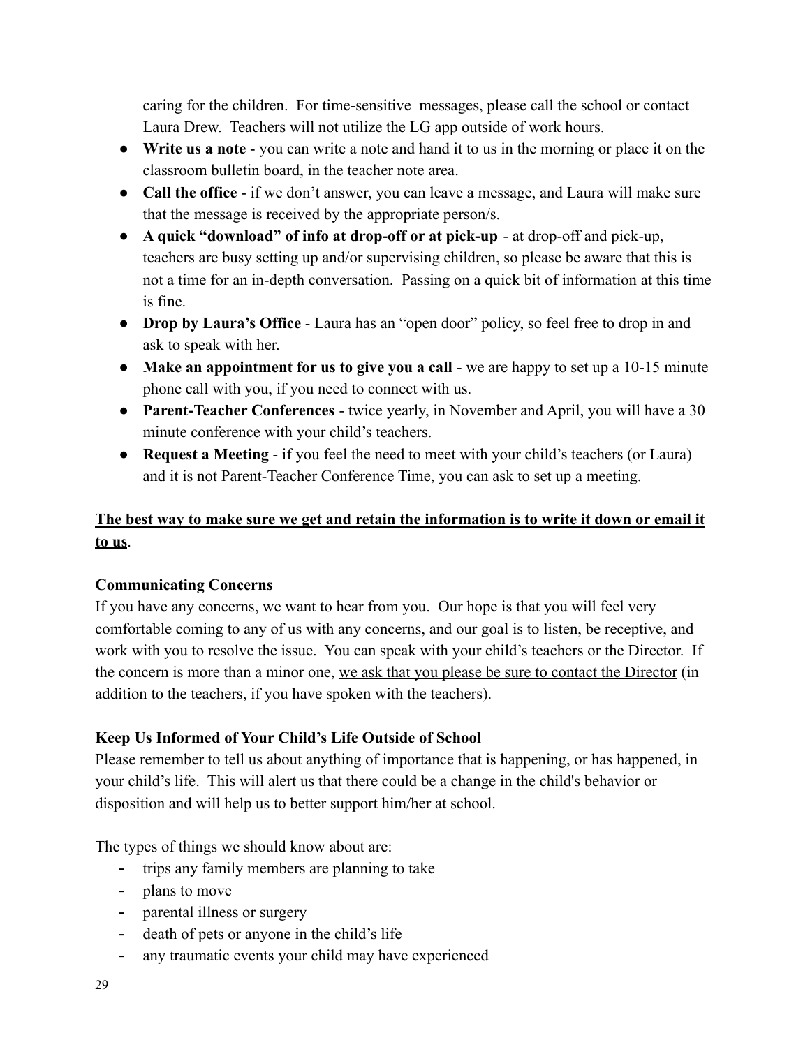caring for the children. For time-sensitive messages, please call the school or contact Laura Drew. Teachers will not utilize the LG app outside of work hours.

- **Write us a note** - you can write a note and hand it to us in the morning or place it on the classroom bulletin board, in the teacher note area.
- **Call the office** - if we don't answer, you can leave a message, and Laura will make sure that the message is received by the appropriate person/s.
- **A quick "download" of info at drop-off or at pick-up** - at drop-off and pick-up, teachers are busy setting up and/or supervising children, so please be aware that this is not a time for an in-depth conversation. Passing on a quick bit of information at this time is fine.
- **Drop by Laura's Office** - Laura has an "open door" policy, so feel free to drop in and ask to speak with her.
- **Make an appointment for us to give you a call** - we are happy to set up a 10-15 minute phone call with you, if you need to connect with us.
- **Parent-Teacher Conferences** - twice yearly, in November and April, you will have a 30 minute conference with your child's teachers.
- **Request a Meeting** - if you feel the need to meet with your child's teachers (or Laura) and it is not Parent-Teacher Conference Time, you can ask to set up a meeting.

<u>**The best way to make sure we get and retain the information is to write it down or email it to us**</u>.

**Communicating Concerns**

If you have any concerns, we want to hear from you. Our hope is that you will feel very comfortable coming to any of us with any concerns, and our goal is to listen, be receptive, and work with you to resolve the issue. You can speak with your child's teachers or the Director. If the concern is more than a minor one, <u>we ask that you please be sure to contact the Director</u> (in addition to the teachers, if you have spoken with the teachers).

**Keep Us Informed of Your Child's Life Outside of School**

Please remember to tell us about anything of importance that is happening, or has happened, in your child's life. This will alert us that there could be a change in the child's behavior or disposition and will help us to better support him/her at school.

The types of things we should know about are:

- trips any family members are planning to take
- plans to move
- parental illness or surgery
- death of pets or anyone in the child's life
- any traumatic events your child may have experienced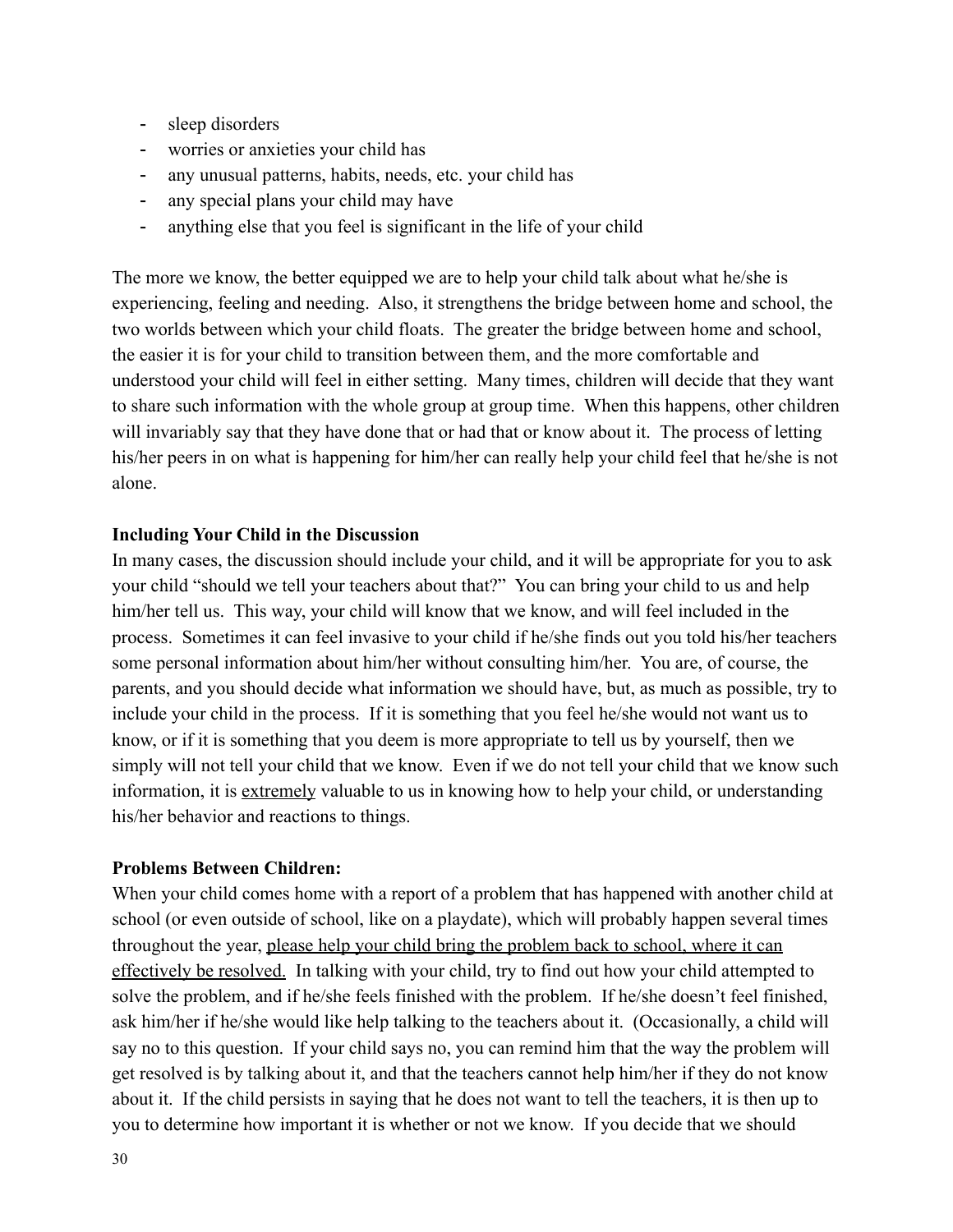- sleep disorders
- worries or anxieties your child has
- any unusual patterns, habits, needs, etc. your child has
- any special plans your child may have
- anything else that you feel is significant in the life of your child

The more we know, the better equipped we are to help your child talk about what he/she is experiencing, feeling and needing. Also, it strengthens the bridge between home and school, the two worlds between which your child floats. The greater the bridge between home and school, the easier it is for your child to transition between them, and the more comfortable and understood your child will feel in either setting. Many times, children will decide that they want to share such information with the whole group at group time. When this happens, other children will invariably say that they have done that or had that or know about it. The process of letting his/her peers in on what is happening for him/her can really help your child feel that he/she is not alone.

**Including Your Child in the Discussion**

In many cases, the discussion should include your child, and it will be appropriate for you to ask your child "should we tell your teachers about that?" You can bring your child to us and help him/her tell us. This way, your child will know that we know, and will feel included in the process. Sometimes it can feel invasive to your child if he/she finds out you told his/her teachers some personal information about him/her without consulting him/her. You are, of course, the parents, and you should decide what information we should have, but, as much as possible, try to include your child in the process. If it is something that you feel he/she would not want us to know, or if it is something that you deem is more appropriate to tell us by yourself, then we simply will not tell your child that we know. Even if we do not tell your child that we know such information, it is <u>extremely</u> valuable to us in knowing how to help your child, or understanding his/her behavior and reactions to things.

**Problems Between Children:**

When your child comes home with a report of a problem that has happened with another child at school (or even outside of school, like on a playdate), which will probably happen several times throughout the year, <u>please help your child bring the problem back to school, where it can effectively be resolved.</u> In talking with your child, try to find out how your child attempted to solve the problem, and if he/she feels finished with the problem. If he/she doesn't feel finished, ask him/her if he/she would like help talking to the teachers about it. (Occasionally, a child will say no to this question. If your child says no, you can remind him that the way the problem will get resolved is by talking about it, and that the teachers cannot help him/her if they do not know about it. If the child persists in saying that he does not want to tell the teachers, it is then up to you to determine how important it is whether or not we know. If you decide that we should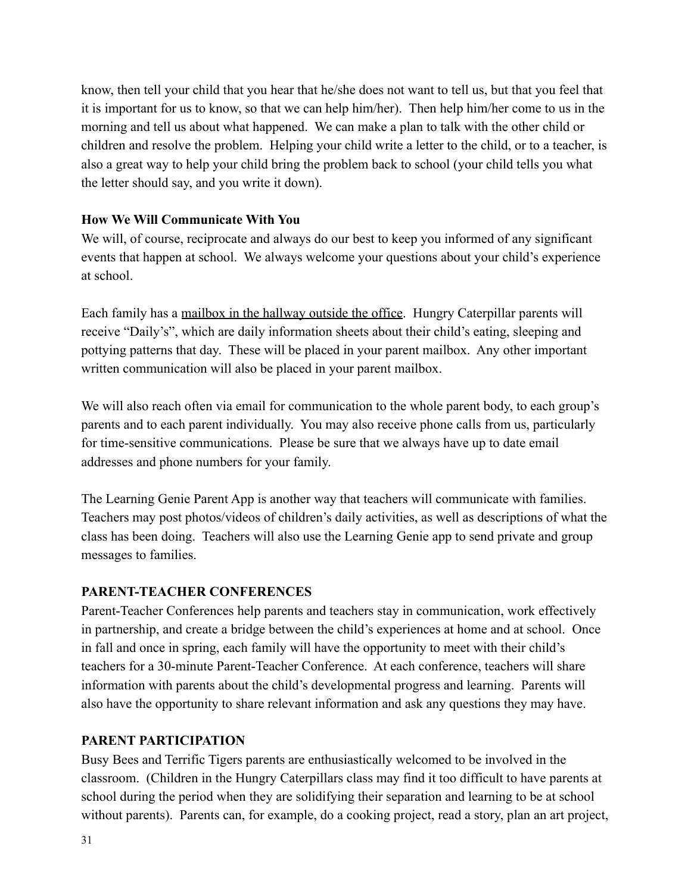know, then tell your child that you hear that he/she does not want to tell us, but that you feel that it is important for us to know, so that we can help him/her). Then help him/her come to us in the morning and tell us about what happened. We can make a plan to talk with the other child or children and resolve the problem. Helping your child write a letter to the child, or to a teacher, is also a great way to help your child bring the problem back to school (your child tells you what the letter should say, and you write it down).

**How We Will Communicate With You**

We will, of course, reciprocate and always do our best to keep you informed of any significant events that happen at school. We always welcome your questions about your child's experience at school.

Each family has a <u>mailbox in the hallway outside the office</u>. Hungry Caterpillar parents will receive "Daily's", which are daily information sheets about their child's eating, sleeping and pottying patterns that day. These will be placed in your parent mailbox. Any other important written communication will also be placed in your parent mailbox.

We will also reach often via email for communication to the whole parent body, to each group's parents and to each parent individually. You may also receive phone calls from us, particularly for time-sensitive communications. Please be sure that we always have up to date email addresses and phone numbers for your family.

The Learning Genie Parent App is another way that teachers will communicate with families. Teachers may post photos/videos of children's daily activities, as well as descriptions of what the class has been doing. Teachers will also use the Learning Genie app to send private and group messages to families.

## PARENT-TEACHER CONFERENCES

Parent-Teacher Conferences help parents and teachers stay in communication, work effectively in partnership, and create a bridge between the child's experiences at home and at school. Once in fall and once in spring, each family will have the opportunity to meet with their child's teachers for a 30-minute Parent-Teacher Conference. At each conference, teachers will share information with parents about the child's developmental progress and learning. Parents will also have the opportunity to share relevant information and ask any questions they may have.

## PARENT PARTICIPATION

Busy Bees and Terrific Tigers parents are enthusiastically welcomed to be involved in the classroom. (Children in the Hungry Caterpillars class may find it too difficult to have parents at school during the period when they are solidifying their separation and learning to be at school without parents). Parents can, for example, do a cooking project, read a story, plan an art project,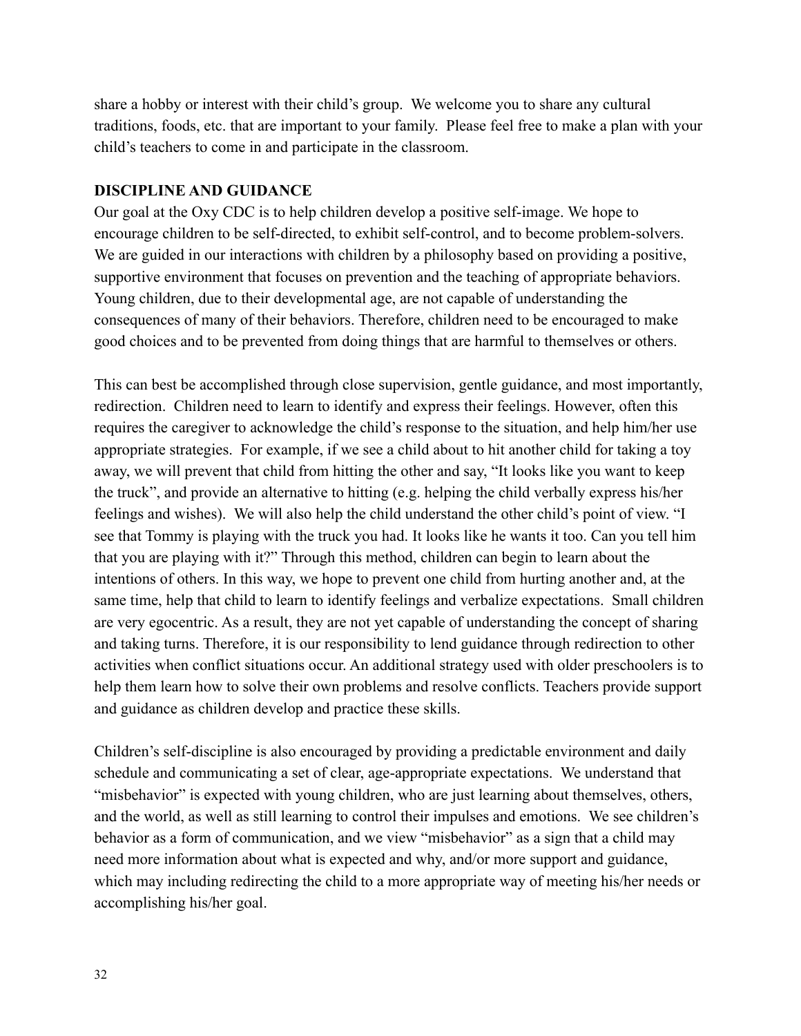share a hobby or interest with their child's group. We welcome you to share any cultural traditions, foods, etc. that are important to your family. Please feel free to make a plan with your child's teachers to come in and participate in the classroom.

**DISCIPLINE AND GUIDANCE**

Our goal at the Oxy CDC is to help children develop a positive self-image. We hope to encourage children to be self-directed, to exhibit self-control, and to become problem-solvers. We are guided in our interactions with children by a philosophy based on providing a positive, supportive environment that focuses on prevention and the teaching of appropriate behaviors. Young children, due to their developmental age, are not capable of understanding the consequences of many of their behaviors. Therefore, children need to be encouraged to make good choices and to be prevented from doing things that are harmful to themselves or others.

This can best be accomplished through close supervision, gentle guidance, and most importantly, redirection. Children need to learn to identify and express their feelings. However, often this requires the caregiver to acknowledge the child's response to the situation, and help him/her use appropriate strategies. For example, if we see a child about to hit another child for taking a toy away, we will prevent that child from hitting the other and say, "It looks like you want to keep the truck", and provide an alternative to hitting (e.g. helping the child verbally express his/her feelings and wishes). We will also help the child understand the other child's point of view. "I see that Tommy is playing with the truck you had. It looks like he wants it too. Can you tell him that you are playing with it?" Through this method, children can begin to learn about the intentions of others. In this way, we hope to prevent one child from hurting another and, at the same time, help that child to learn to identify feelings and verbalize expectations. Small children are very egocentric. As a result, they are not yet capable of understanding the concept of sharing and taking turns. Therefore, it is our responsibility to lend guidance through redirection to other activities when conflict situations occur. An additional strategy used with older preschoolers is to help them learn how to solve their own problems and resolve conflicts. Teachers provide support and guidance as children develop and practice these skills.

Children's self-discipline is also encouraged by providing a predictable environment and daily schedule and communicating a set of clear, age-appropriate expectations. We understand that "misbehavior" is expected with young children, who are just learning about themselves, others, and the world, as well as still learning to control their impulses and emotions. We see children's behavior as a form of communication, and we view "misbehavior" as a sign that a child may need more information about what is expected and why, and/or more support and guidance, which may including redirecting the child to a more appropriate way of meeting his/her needs or accomplishing his/her goal.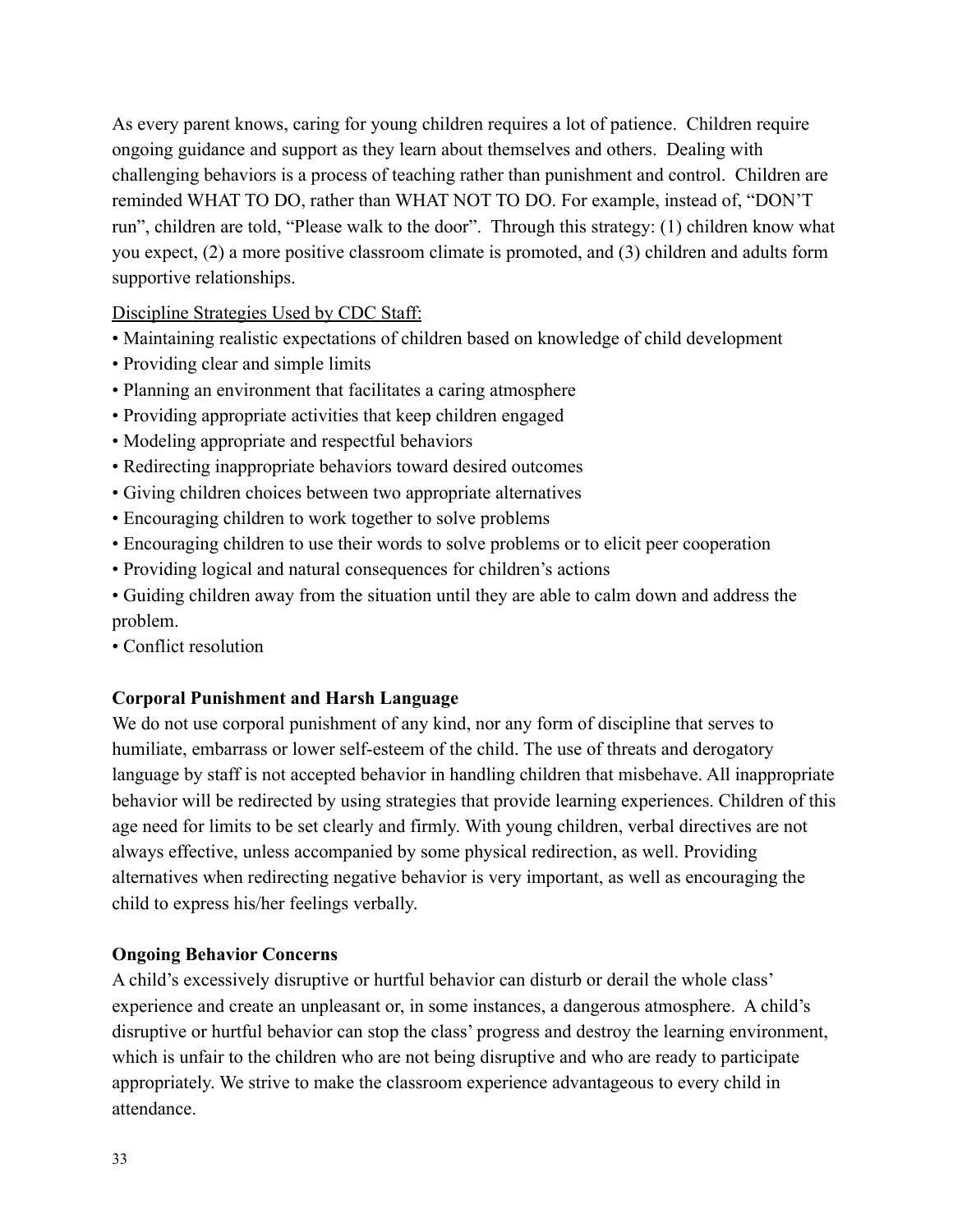As every parent knows, caring for young children requires a lot of patience. Children require ongoing guidance and support as they learn about themselves and others. Dealing with challenging behaviors is a process of teaching rather than punishment and control. Children are reminded WHAT TO DO, rather than WHAT NOT TO DO. For example, instead of, "DON'T run", children are told, "Please walk to the door". Through this strategy: (1) children know what you expect, (2) a more positive classroom climate is promoted, and (3) children and adults form supportive relationships.

<u>Discipline Strategies Used by CDC Staff:</u>

- Maintaining realistic expectations of children based on knowledge of child development
- Providing clear and simple limits
- Planning an environment that facilitates a caring atmosphere
- Providing appropriate activities that keep children engaged
- Modeling appropriate and respectful behaviors
- Redirecting inappropriate behaviors toward desired outcomes
- Giving children choices between two appropriate alternatives
- Encouraging children to work together to solve problems
- Encouraging children to use their words to solve problems or to elicit peer cooperation
- Providing logical and natural consequences for children's actions
- Guiding children away from the situation until they are able to calm down and address the problem.
- Conflict resolution

**Corporal Punishment and Harsh Language**

We do not use corporal punishment of any kind, nor any form of discipline that serves to humiliate, embarrass or lower self-esteem of the child. The use of threats and derogatory language by staff is not accepted behavior in handling children that misbehave. All inappropriate behavior will be redirected by using strategies that provide learning experiences. Children of this age need for limits to be set clearly and firmly. With young children, verbal directives are not always effective, unless accompanied by some physical redirection, as well. Providing alternatives when redirecting negative behavior is very important, as well as encouraging the child to express his/her feelings verbally.

**Ongoing Behavior Concerns**

A child's excessively disruptive or hurtful behavior can disturb or derail the whole class' experience and create an unpleasant or, in some instances, a dangerous atmosphere. A child's disruptive or hurtful behavior can stop the class' progress and destroy the learning environment, which is unfair to the children who are not being disruptive and who are ready to participate appropriately. We strive to make the classroom experience advantageous to every child in attendance.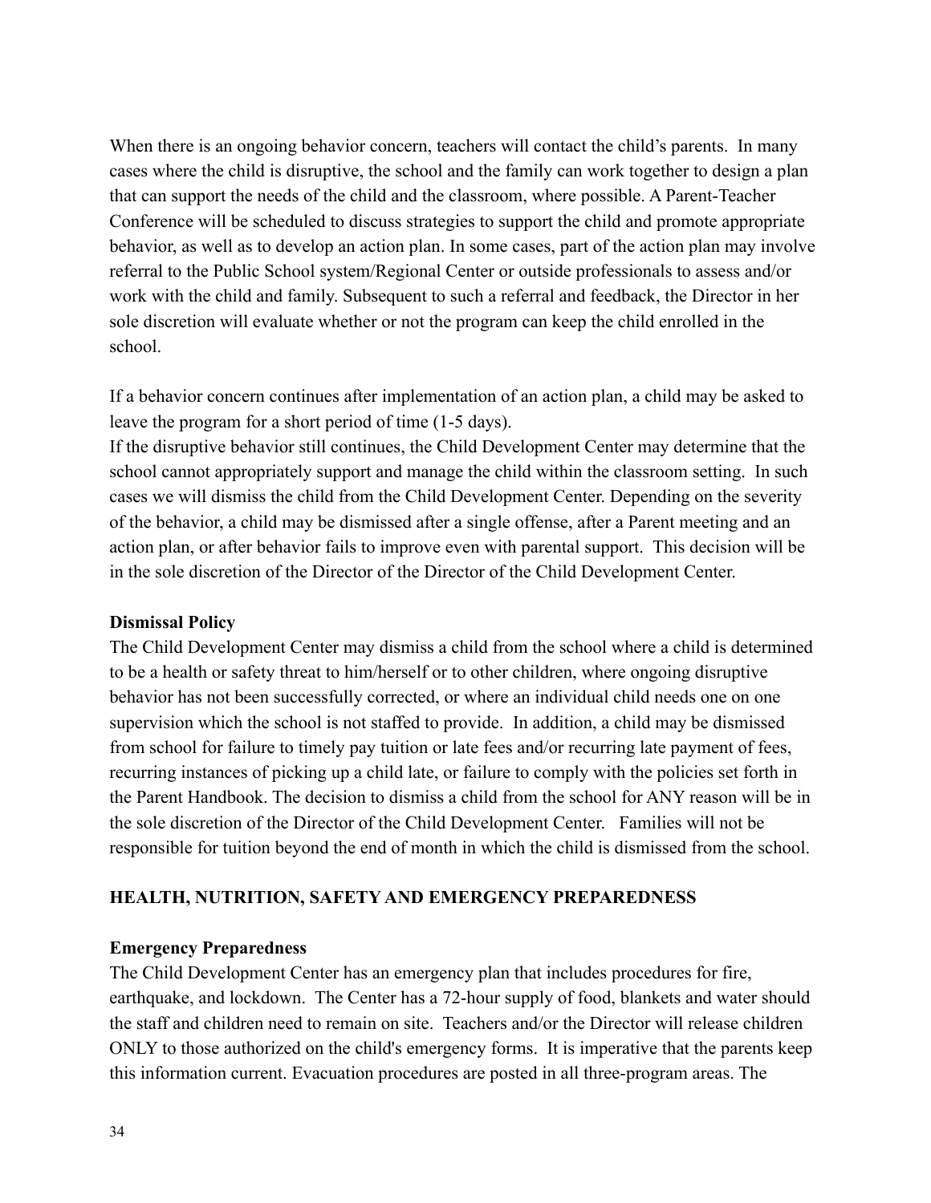When there is an ongoing behavior concern, teachers will contact the child's parents. In many cases where the child is disruptive, the school and the family can work together to design a plan that can support the needs of the child and the classroom, where possible. A Parent-Teacher Conference will be scheduled to discuss strategies to support the child and promote appropriate behavior, as well as to develop an action plan. In some cases, part of the action plan may involve referral to the Public School system/Regional Center or outside professionals to assess and/or work with the child and family. Subsequent to such a referral and feedback, the Director in her sole discretion will evaluate whether or not the program can keep the child enrolled in the school.

If a behavior concern continues after implementation of an action plan, a child may be asked to leave the program for a short period of time (1-5 days).
If the disruptive behavior still continues, the Child Development Center may determine that the school cannot appropriately support and manage the child within the classroom setting. In such cases we will dismiss the child from the Child Development Center. Depending on the severity of the behavior, a child may be dismissed after a single offense, after a Parent meeting and an action plan, or after behavior fails to improve even with parental support. This decision will be in the sole discretion of the Director of the Director of the Child Development Center.

**Dismissal Policy**
The Child Development Center may dismiss a child from the school where a child is determined to be a health or safety threat to him/herself or to other children, where ongoing disruptive behavior has not been successfully corrected, or where an individual child needs one on one supervision which the school is not staffed to provide. In addition, a child may be dismissed from school for failure to timely pay tuition or late fees and/or recurring late payment of fees, recurring instances of picking up a child late, or failure to comply with the policies set forth in the Parent Handbook. The decision to dismiss a child from the school for ANY reason will be in the sole discretion of the Director of the Child Development Center. Families will not be responsible for tuition beyond the end of month in which the child is dismissed from the school.

## HEALTH, NUTRITION, SAFETY AND EMERGENCY PREPAREDNESS

**Emergency Preparedness**
The Child Development Center has an emergency plan that includes procedures for fire, earthquake, and lockdown. The Center has a 72-hour supply of food, blankets and water should the staff and children need to remain on site. Teachers and/or the Director will release children ONLY to those authorized on the child's emergency forms. It is imperative that the parents keep this information current. Evacuation procedures are posted in all three-program areas. The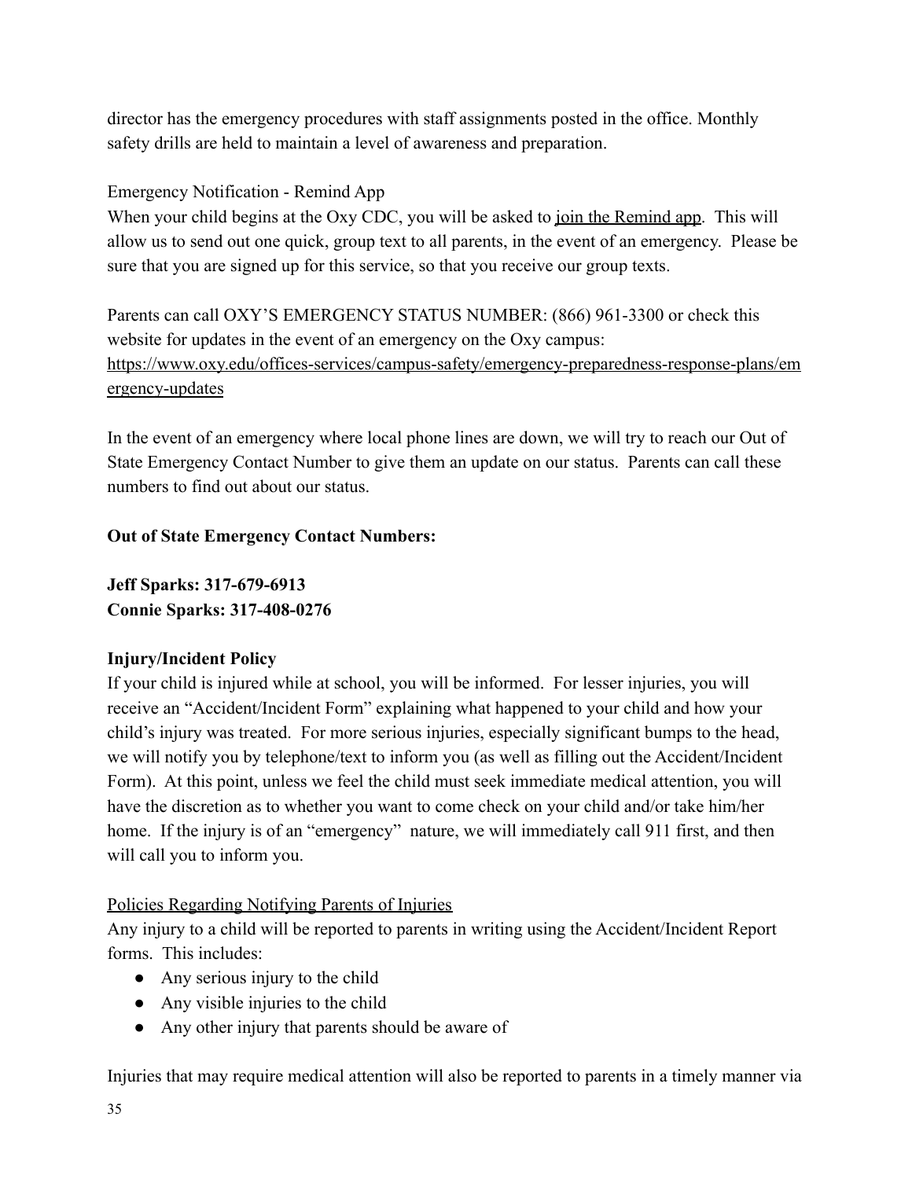director has the emergency procedures with staff assignments posted in the office. Monthly safety drills are held to maintain a level of awareness and preparation.

Emergency Notification - Remind App

When your child begins at the Oxy CDC, you will be asked to join the Remind app. This will allow us to send out one quick, group text to all parents, in the event of an emergency. Please be sure that you are signed up for this service, so that you receive our group texts.

Parents can call OXY'S EMERGENCY STATUS NUMBER: (866) 961-3300 or check this website for updates in the event of an emergency on the Oxy campus: https://www.oxy.edu/offices-services/campus-safety/emergency-preparedness-response-plans/emergency-updates

In the event of an emergency where local phone lines are down, we will try to reach our Out of State Emergency Contact Number to give them an update on our status. Parents can call these numbers to find out about our status.

**Out of State Emergency Contact Numbers:**

**Jeff Sparks: 317-679-6913**
**Connie Sparks: 317-408-0276**

**Injury/Incident Policy**

If your child is injured while at school, you will be informed. For lesser injuries, you will receive an "Accident/Incident Form" explaining what happened to your child and how your child's injury was treated. For more serious injuries, especially significant bumps to the head, we will notify you by telephone/text to inform you (as well as filling out the Accident/Incident Form). At this point, unless we feel the child must seek immediate medical attention, you will have the discretion as to whether you want to come check on your child and/or take him/her home. If the injury is of an "emergency" nature, we will immediately call 911 first, and then will call you to inform you.

Policies Regarding Notifying Parents of Injuries

Any injury to a child will be reported to parents in writing using the Accident/Incident Report forms. This includes:

- Any serious injury to the child
- Any visible injuries to the child
- Any other injury that parents should be aware of

Injuries that may require medical attention will also be reported to parents in a timely manner via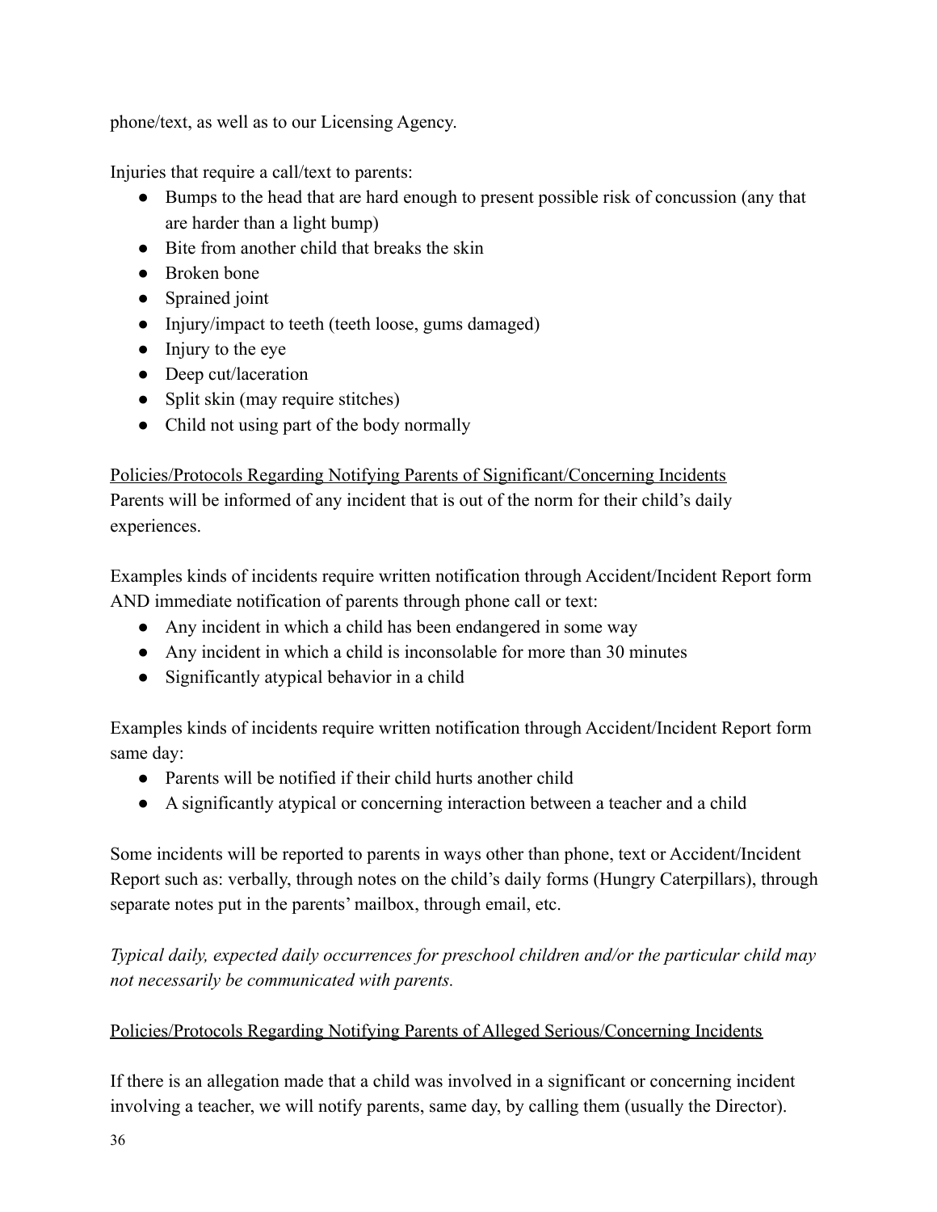phone/text, as well as to our Licensing Agency.

Injuries that require a call/text to parents:

- Bumps to the head that are hard enough to present possible risk of concussion (any that are harder than a light bump)
- Bite from another child that breaks the skin
- Broken bone
- Sprained joint
- Injury/impact to teeth (teeth loose, gums damaged)
- Injury to the eye
- Deep cut/laceration
- Split skin (may require stitches)
- Child not using part of the body normally

<u>Policies/Protocols Regarding Notifying Parents of Significant/Concerning Incidents</u>

Parents will be informed of any incident that is out of the norm for their child's daily experiences.

Examples kinds of incidents require written notification through Accident/Incident Report form AND immediate notification of parents through phone call or text:

- Any incident in which a child has been endangered in some way
- Any incident in which a child is inconsolable for more than 30 minutes
- Significantly atypical behavior in a child

Examples kinds of incidents require written notification through Accident/Incident Report form same day:

- Parents will be notified if their child hurts another child
- A significantly atypical or concerning interaction between a teacher and a child

Some incidents will be reported to parents in ways other than phone, text or Accident/Incident Report such as: verbally, through notes on the child's daily forms (Hungry Caterpillars), through separate notes put in the parents' mailbox, through email, etc.

*Typical daily, expected daily occurrences for preschool children and/or the particular child may not necessarily be communicated with parents.*

<u>Policies/Protocols Regarding Notifying Parents of Alleged Serious/Concerning Incidents</u>

If there is an allegation made that a child was involved in a significant or concerning incident involving a teacher, we will notify parents, same day, by calling them (usually the Director).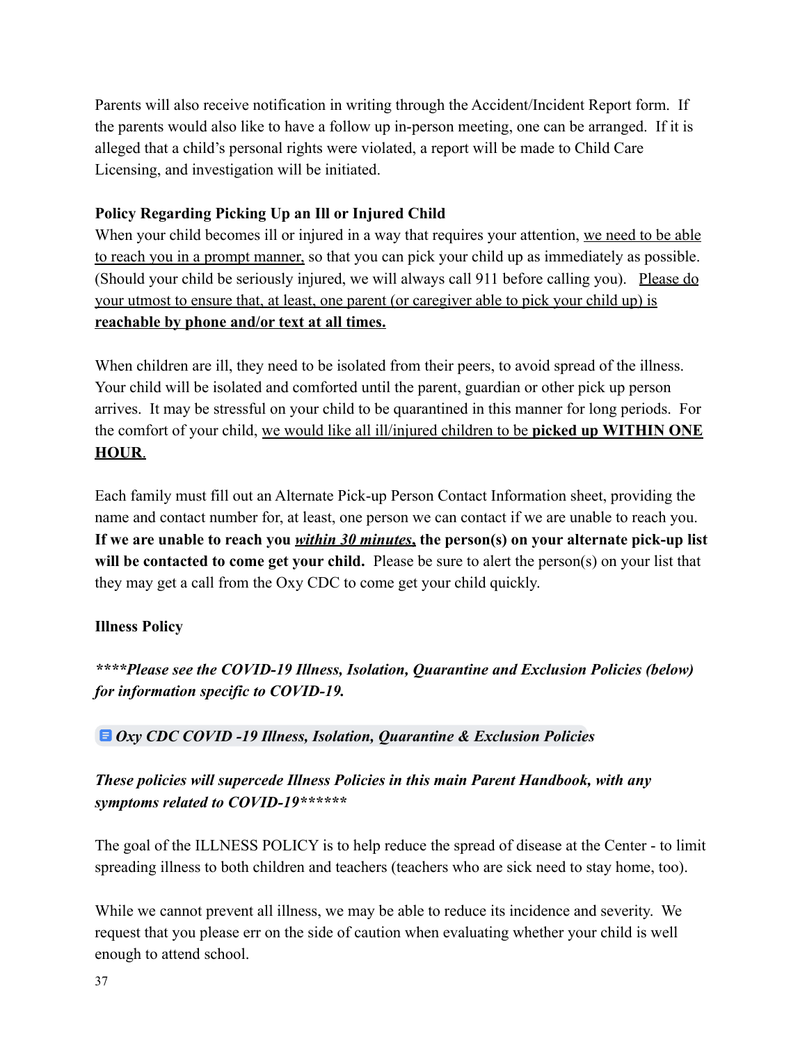Parents will also receive notification in writing through the Accident/Incident Report form. If the parents would also like to have a follow up in-person meeting, one can be arranged. If it is alleged that a child's personal rights were violated, a report will be made to Child Care Licensing, and investigation will be initiated.

**Policy Regarding Picking Up an Ill or Injured Child**

When your child becomes ill or injured in a way that requires your attention, <u>we need to be able to reach you in a prompt manner,</u> so that you can pick your child up as immediately as possible. (Should your child be seriously injured, we will always call 911 before calling you). <u>Please do your utmost to ensure that, at least, one parent (or caregiver able to pick your child up) is</u> <u>**reachable by phone and/or text at all times.**</u>

When children are ill, they need to be isolated from their peers, to avoid spread of the illness. Your child will be isolated and comforted until the parent, guardian or other pick up person arrives. It may be stressful on your child to be quarantined in this manner for long periods. For the comfort of your child, <u>we would like all ill/injured children to be **picked up WITHIN ONE HOUR**.</u>

Each family must fill out an Alternate Pick-up Person Contact Information sheet, providing the name and contact number for, at least, one person we can contact if we are unable to reach you. **If we are unable to reach you <u>*within 30 minutes*</u>, the person(s) on your alternate pick-up list will be contacted to come get your child.** Please be sure to alert the person(s) on your list that they may get a call from the Oxy CDC to come get your child quickly.

**Illness Policy**

***\*\*\*\*Please see the COVID-19 Illness, Isolation, Quarantine and Exclusion Policies (below) for information specific to COVID-19.***

***Oxy CDC COVID -19 Illness, Isolation, Quarantine & Exclusion Policies***

***These policies will supercede Illness Policies in this main Parent Handbook, with any symptoms related to COVID-19\*\*\*\*\*\****

The goal of the ILLNESS POLICY is to help reduce the spread of disease at the Center - to limit spreading illness to both children and teachers (teachers who are sick need to stay home, too).

While we cannot prevent all illness, we may be able to reduce its incidence and severity. We request that you please err on the side of caution when evaluating whether your child is well enough to attend school.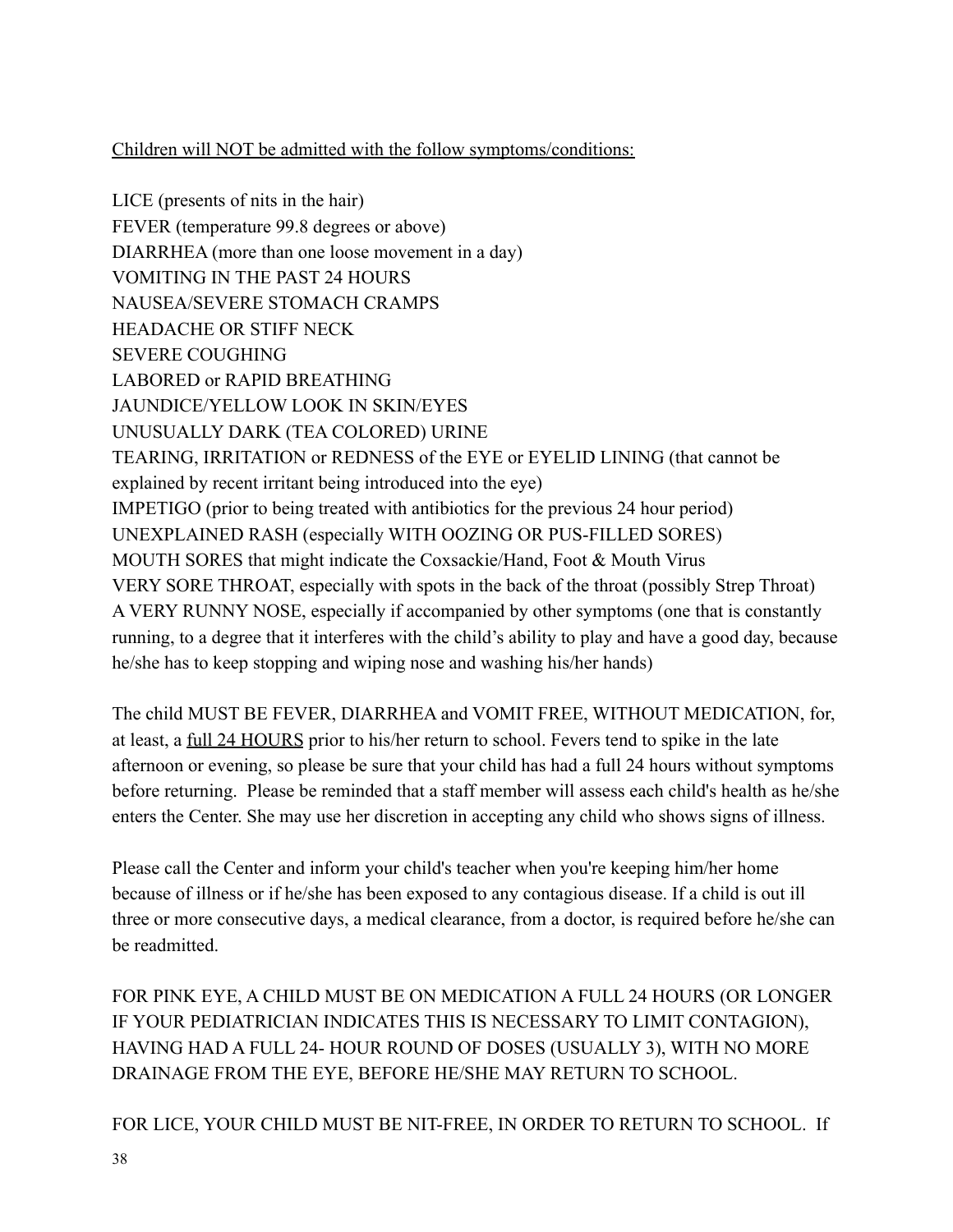<u>Children will NOT be admitted with the follow symptoms/conditions:</u>

LICE (presents of nits in the hair)
FEVER (temperature 99.8 degrees or above)
DIARRHEA (more than one loose movement in a day)
VOMITING IN THE PAST 24 HOURS
NAUSEA/SEVERE STOMACH CRAMPS
HEADACHE OR STIFF NECK
SEVERE COUGHING
LABORED or RAPID BREATHING
JAUNDICE/YELLOW LOOK IN SKIN/EYES
UNUSUALLY DARK (TEA COLORED) URINE
TEARING, IRRITATION or REDNESS of the EYE or EYELID LINING (that cannot be explained by recent irritant being introduced into the eye)
IMPETIGO (prior to being treated with antibiotics for the previous 24 hour period)
UNEXPLAINED RASH (especially WITH OOZING OR PUS-FILLED SORES)
MOUTH SORES that might indicate the Coxsackie/Hand, Foot & Mouth Virus
VERY SORE THROAT, especially with spots in the back of the throat (possibly Strep Throat)
A VERY RUNNY NOSE, especially if accompanied by other symptoms (one that is constantly running, to a degree that it interferes with the child's ability to play and have a good day, because he/she has to keep stopping and wiping nose and washing his/her hands)

The child MUST BE FEVER, DIARRHEA and VOMIT FREE, WITHOUT MEDICATION, for, at least, a <u>full 24 HOURS</u> prior to his/her return to school. Fevers tend to spike in the late afternoon or evening, so please be sure that your child has had a full 24 hours without symptoms before returning. Please be reminded that a staff member will assess each child's health as he/she enters the Center. She may use her discretion in accepting any child who shows signs of illness.

Please call the Center and inform your child's teacher when you're keeping him/her home because of illness or if he/she has been exposed to any contagious disease. If a child is out ill three or more consecutive days, a medical clearance, from a doctor, is required before he/she can be readmitted.

FOR PINK EYE, A CHILD MUST BE ON MEDICATION A FULL 24 HOURS (OR LONGER IF YOUR PEDIATRICIAN INDICATES THIS IS NECESSARY TO LIMIT CONTAGION), HAVING HAD A FULL 24- HOUR ROUND OF DOSES (USUALLY 3), WITH NO MORE DRAINAGE FROM THE EYE, BEFORE HE/SHE MAY RETURN TO SCHOOL.

FOR LICE, YOUR CHILD MUST BE NIT-FREE, IN ORDER TO RETURN TO SCHOOL. If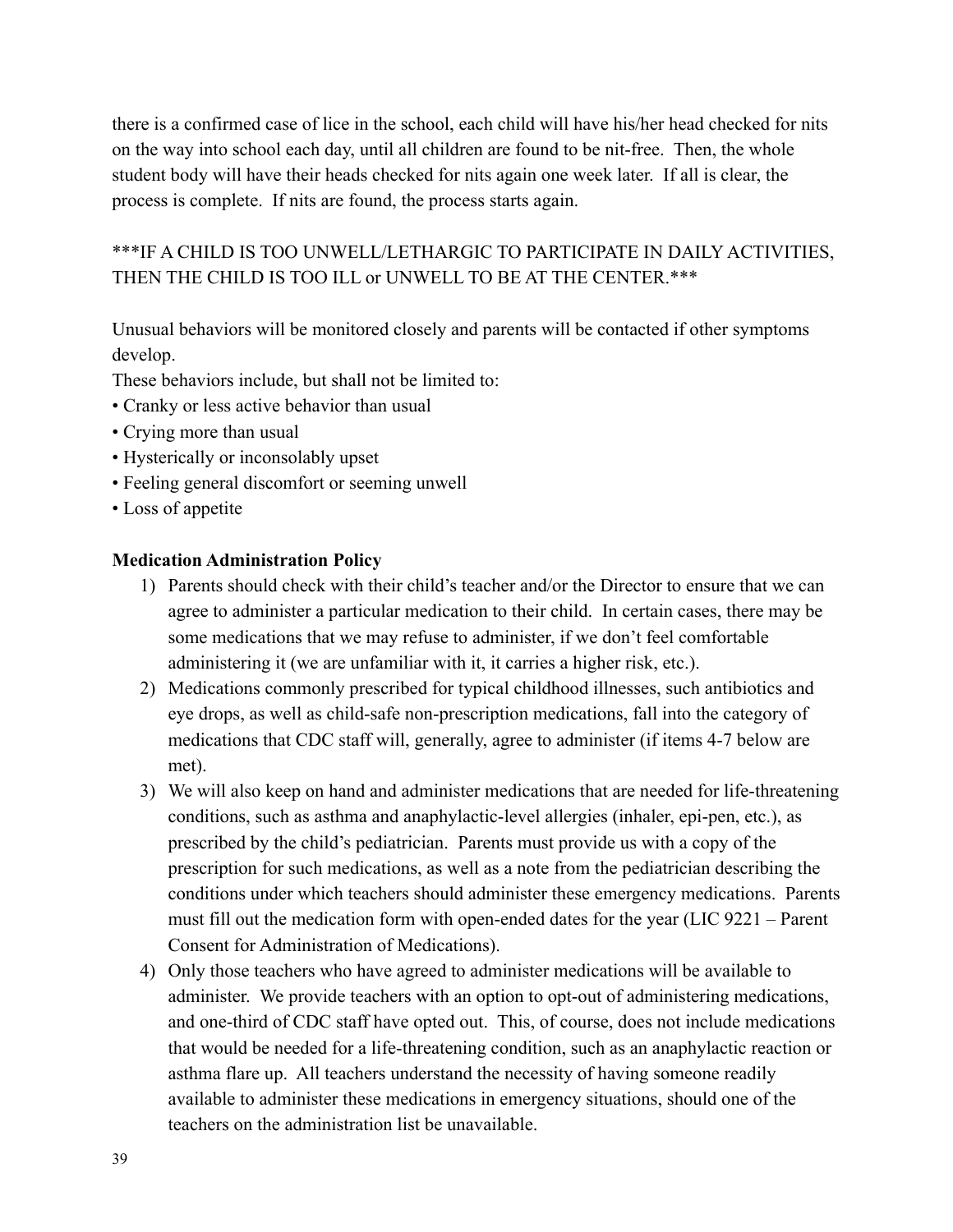there is a confirmed case of lice in the school, each child will have his/her head checked for nits on the way into school each day, until all children are found to be nit-free. Then, the whole student body will have their heads checked for nits again one week later. If all is clear, the process is complete. If nits are found, the process starts again.

***IF A CHILD IS TOO UNWELL/LETHARGIC TO PARTICIPATE IN DAILY ACTIVITIES, THEN THE CHILD IS TOO ILL or UNWELL TO BE AT THE CENTER.***

Unusual behaviors will be monitored closely and parents will be contacted if other symptoms develop.

These behaviors include, but shall not be limited to:

- Cranky or less active behavior than usual
- Crying more than usual
- Hysterically or inconsolably upset
- Feeling general discomfort or seeming unwell
- Loss of appetite

**Medication Administration Policy**

1) Parents should check with their child's teacher and/or the Director to ensure that we can agree to administer a particular medication to their child. In certain cases, there may be some medications that we may refuse to administer, if we don't feel comfortable administering it (we are unfamiliar with it, it carries a higher risk, etc.).
2) Medications commonly prescribed for typical childhood illnesses, such antibiotics and eye drops, as well as child-safe non-prescription medications, fall into the category of medications that CDC staff will, generally, agree to administer (if items 4-7 below are met).
3) We will also keep on hand and administer medications that are needed for life-threatening conditions, such as asthma and anaphylactic-level allergies (inhaler, epi-pen, etc.), as prescribed by the child's pediatrician. Parents must provide us with a copy of the prescription for such medications, as well as a note from the pediatrician describing the conditions under which teachers should administer these emergency medications. Parents must fill out the medication form with open-ended dates for the year (LIC 9221 – Parent Consent for Administration of Medications).
4) Only those teachers who have agreed to administer medications will be available to administer. We provide teachers with an option to opt-out of administering medications, and one-third of CDC staff have opted out. This, of course, does not include medications that would be needed for a life-threatening condition, such as an anaphylactic reaction or asthma flare up. All teachers understand the necessity of having someone readily available to administer these medications in emergency situations, should one of the teachers on the administration list be unavailable.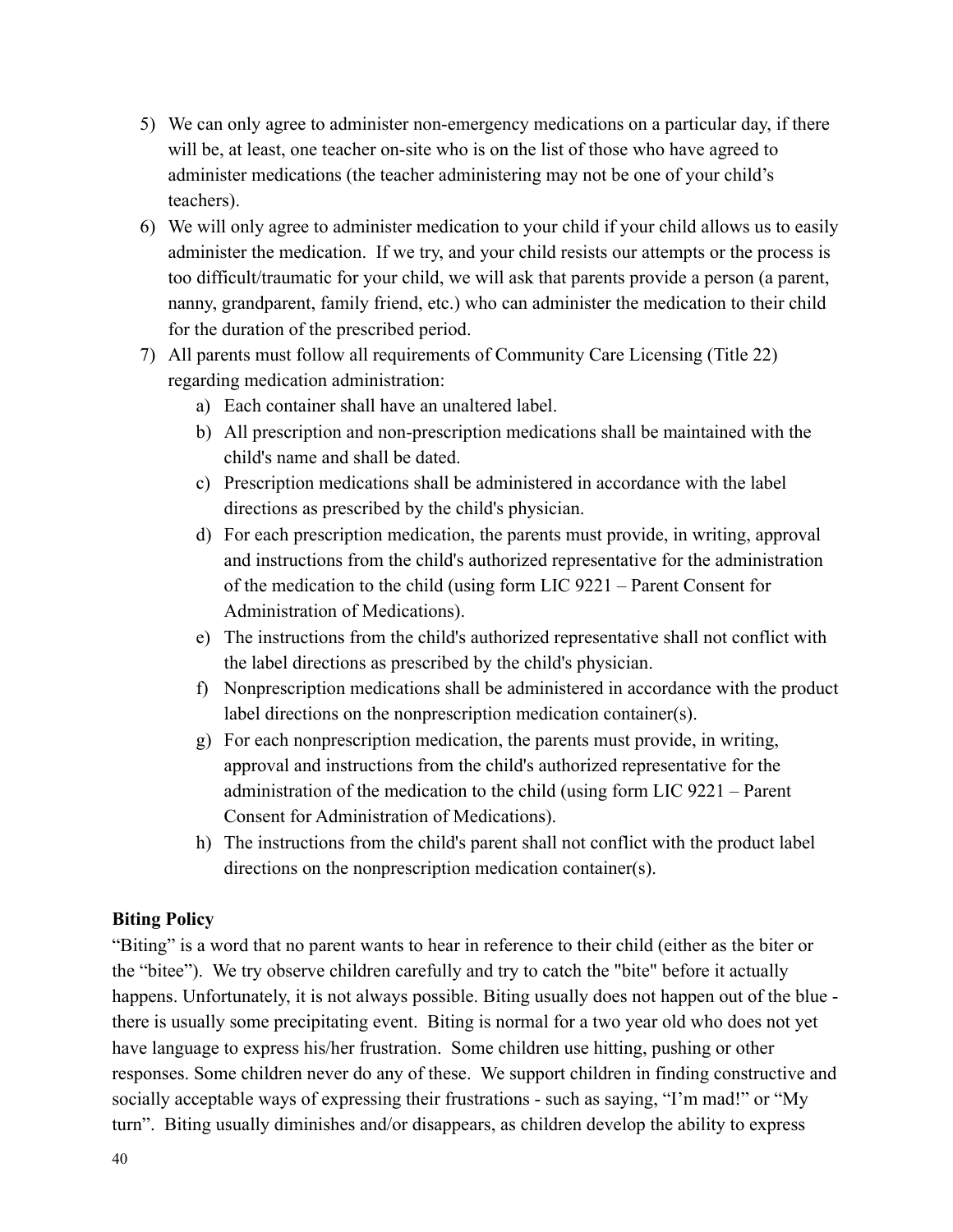5) We can only agree to administer non-emergency medications on a particular day, if there will be, at least, one teacher on-site who is on the list of those who have agreed to administer medications (the teacher administering may not be one of your child's teachers).
6) We will only agree to administer medication to your child if your child allows us to easily administer the medication. If we try, and your child resists our attempts or the process is too difficult/traumatic for your child, we will ask that parents provide a person (a parent, nanny, grandparent, family friend, etc.) who can administer the medication to their child for the duration of the prescribed period.
7) All parents must follow all requirements of Community Care Licensing (Title 22) regarding medication administration:
   a) Each container shall have an unaltered label.
   b) All prescription and non-prescription medications shall be maintained with the child's name and shall be dated.
   c) Prescription medications shall be administered in accordance with the label directions as prescribed by the child's physician.
   d) For each prescription medication, the parents must provide, in writing, approval and instructions from the child's authorized representative for the administration of the medication to the child (using form LIC 9221 – Parent Consent for Administration of Medications).
   e) The instructions from the child's authorized representative shall not conflict with the label directions as prescribed by the child's physician.
   f) Nonprescription medications shall be administered in accordance with the product label directions on the nonprescription medication container(s).
   g) For each nonprescription medication, the parents must provide, in writing, approval and instructions from the child's authorized representative for the administration of the medication to the child (using form LIC 9221 – Parent Consent for Administration of Medications).
   h) The instructions from the child's parent shall not conflict with the product label directions on the nonprescription medication container(s).

**Biting Policy**

"Biting" is a word that no parent wants to hear in reference to their child (either as the biter or the "bitee"). We try observe children carefully and try to catch the "bite" before it actually happens. Unfortunately, it is not always possible. Biting usually does not happen out of the blue - there is usually some precipitating event. Biting is normal for a two year old who does not yet have language to express his/her frustration. Some children use hitting, pushing or other responses. Some children never do any of these. We support children in finding constructive and socially acceptable ways of expressing their frustrations - such as saying, "I'm mad!" or "My turn". Biting usually diminishes and/or disappears, as children develop the ability to express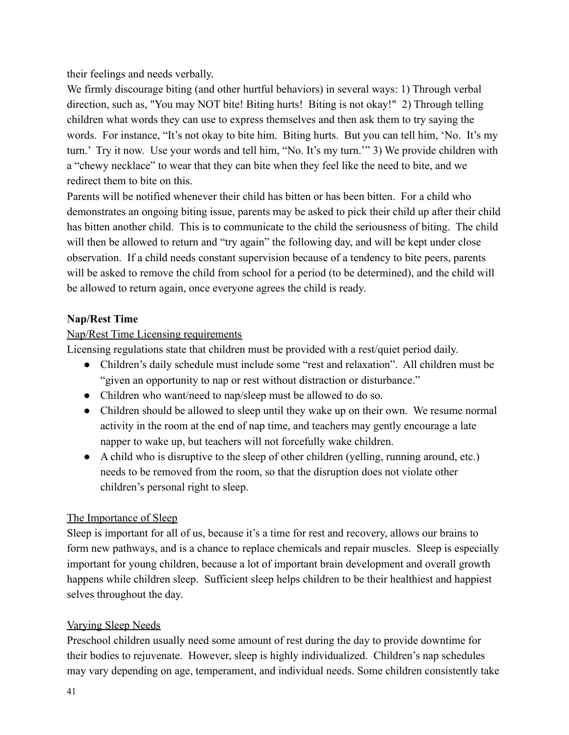their feelings and needs verbally.

We firmly discourage biting (and other hurtful behaviors) in several ways: 1) Through verbal direction, such as, "You may NOT bite! Biting hurts! Biting is not okay!" 2) Through telling children what words they can use to express themselves and then ask them to try saying the words. For instance, "It's not okay to bite him. Biting hurts. But you can tell him, 'No. It's my turn.' Try it now. Use your words and tell him, "No. It's my turn.'" 3) We provide children with a "chewy necklace" to wear that they can bite when they feel like the need to bite, and we redirect them to bite on this.

Parents will be notified whenever their child has bitten or has been bitten. For a child who demonstrates an ongoing biting issue, parents may be asked to pick their child up after their child has bitten another child. This is to communicate to the child the seriousness of biting. The child will then be allowed to return and "try again" the following day, and will be kept under close observation. If a child needs constant supervision because of a tendency to bite peers, parents will be asked to remove the child from school for a period (to be determined), and the child will be allowed to return again, once everyone agrees the child is ready.

**Nap/Rest Time**

Nap/Rest Time Licensing requirements

Licensing regulations state that children must be provided with a rest/quiet period daily.

- Children's daily schedule must include some "rest and relaxation". All children must be "given an opportunity to nap or rest without distraction or disturbance."
- Children who want/need to nap/sleep must be allowed to do so.
- Children should be allowed to sleep until they wake up on their own. We resume normal activity in the room at the end of nap time, and teachers may gently encourage a late napper to wake up, but teachers will not forcefully wake children.
- A child who is disruptive to the sleep of other children (yelling, running around, etc.) needs to be removed from the room, so that the disruption does not violate other children's personal right to sleep.

The Importance of Sleep

Sleep is important for all of us, because it's a time for rest and recovery, allows our brains to form new pathways, and is a chance to replace chemicals and repair muscles. Sleep is especially important for young children, because a lot of important brain development and overall growth happens while children sleep. Sufficient sleep helps children to be their healthiest and happiest selves throughout the day.

Varying Sleep Needs

Preschool children usually need some amount of rest during the day to provide downtime for their bodies to rejuvenate. However, sleep is highly individualized. Children's nap schedules may vary depending on age, temperament, and individual needs. Some children consistently take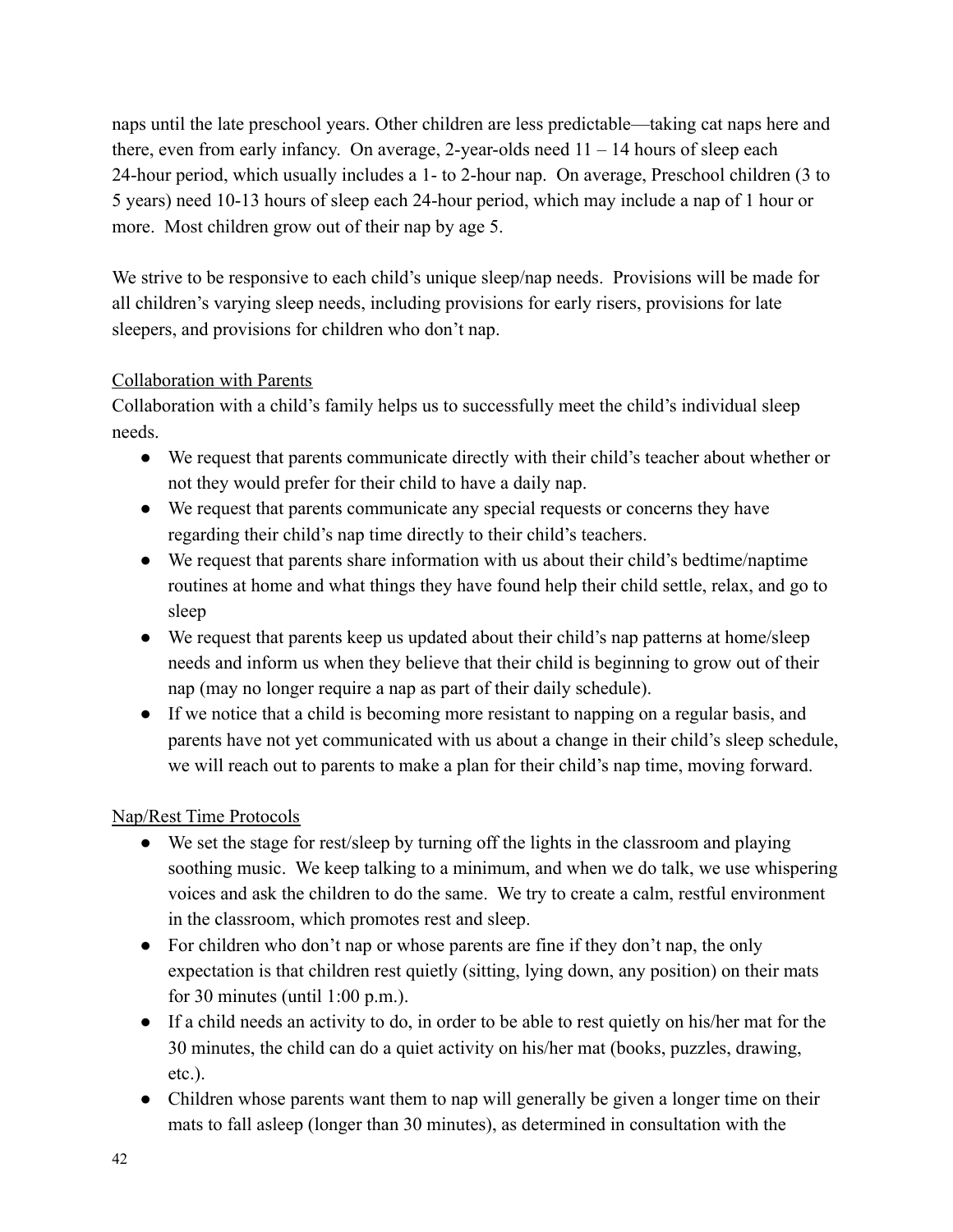naps until the late preschool years. Other children are less predictable—taking cat naps here and there, even from early infancy. On average, 2-year-olds need 11 – 14 hours of sleep each 24-hour period, which usually includes a 1- to 2-hour nap. On average, Preschool children (3 to 5 years) need 10-13 hours of sleep each 24-hour period, which may include a nap of 1 hour or more. Most children grow out of their nap by age 5.

We strive to be responsive to each child's unique sleep/nap needs. Provisions will be made for all children's varying sleep needs, including provisions for early risers, provisions for late sleepers, and provisions for children who don't nap.

<u>Collaboration with Parents</u>

Collaboration with a child's family helps us to successfully meet the child's individual sleep needs.

- We request that parents communicate directly with their child's teacher about whether or not they would prefer for their child to have a daily nap.
- We request that parents communicate any special requests or concerns they have regarding their child's nap time directly to their child's teachers.
- We request that parents share information with us about their child's bedtime/naptime routines at home and what things they have found help their child settle, relax, and go to sleep
- We request that parents keep us updated about their child's nap patterns at home/sleep needs and inform us when they believe that their child is beginning to grow out of their nap (may no longer require a nap as part of their daily schedule).
- If we notice that a child is becoming more resistant to napping on a regular basis, and parents have not yet communicated with us about a change in their child's sleep schedule, we will reach out to parents to make a plan for their child's nap time, moving forward.

<u>Nap/Rest Time Protocols</u>

- We set the stage for rest/sleep by turning off the lights in the classroom and playing soothing music. We keep talking to a minimum, and when we do talk, we use whispering voices and ask the children to do the same. We try to create a calm, restful environment in the classroom, which promotes rest and sleep.
- For children who don't nap or whose parents are fine if they don't nap, the only expectation is that children rest quietly (sitting, lying down, any position) on their mats for 30 minutes (until 1:00 p.m.).
- If a child needs an activity to do, in order to be able to rest quietly on his/her mat for the 30 minutes, the child can do a quiet activity on his/her mat (books, puzzles, drawing, etc.).
- Children whose parents want them to nap will generally be given a longer time on their mats to fall asleep (longer than 30 minutes), as determined in consultation with the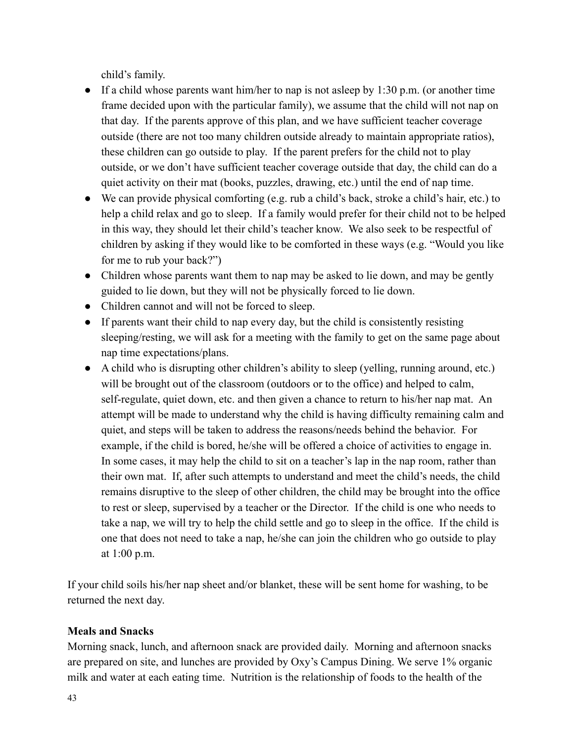child's family.

- If a child whose parents want him/her to nap is not asleep by 1:30 p.m. (or another time frame decided upon with the particular family), we assume that the child will not nap on that day. If the parents approve of this plan, and we have sufficient teacher coverage outside (there are not too many children outside already to maintain appropriate ratios), these children can go outside to play. If the parent prefers for the child not to play outside, or we don't have sufficient teacher coverage outside that day, the child can do a quiet activity on their mat (books, puzzles, drawing, etc.) until the end of nap time.
- We can provide physical comforting (e.g. rub a child's back, stroke a child's hair, etc.) to help a child relax and go to sleep. If a family would prefer for their child not to be helped in this way, they should let their child's teacher know. We also seek to be respectful of children by asking if they would like to be comforted in these ways (e.g. "Would you like for me to rub your back?")
- Children whose parents want them to nap may be asked to lie down, and may be gently guided to lie down, but they will not be physically forced to lie down.
- Children cannot and will not be forced to sleep.
- If parents want their child to nap every day, but the child is consistently resisting sleeping/resting, we will ask for a meeting with the family to get on the same page about nap time expectations/plans.
- A child who is disrupting other children's ability to sleep (yelling, running around, etc.) will be brought out of the classroom (outdoors or to the office) and helped to calm, self-regulate, quiet down, etc. and then given a chance to return to his/her nap mat. An attempt will be made to understand why the child is having difficulty remaining calm and quiet, and steps will be taken to address the reasons/needs behind the behavior. For example, if the child is bored, he/she will be offered a choice of activities to engage in. In some cases, it may help the child to sit on a teacher's lap in the nap room, rather than their own mat. If, after such attempts to understand and meet the child's needs, the child remains disruptive to the sleep of other children, the child may be brought into the office to rest or sleep, supervised by a teacher or the Director. If the child is one who needs to take a nap, we will try to help the child settle and go to sleep in the office. If the child is one that does not need to take a nap, he/she can join the children who go outside to play at 1:00 p.m.

If your child soils his/her nap sheet and/or blanket, these will be sent home for washing, to be returned the next day.

**Meals and Snacks**

Morning snack, lunch, and afternoon snack are provided daily. Morning and afternoon snacks are prepared on site, and lunches are provided by Oxy's Campus Dining. We serve 1% organic milk and water at each eating time. Nutrition is the relationship of foods to the health of the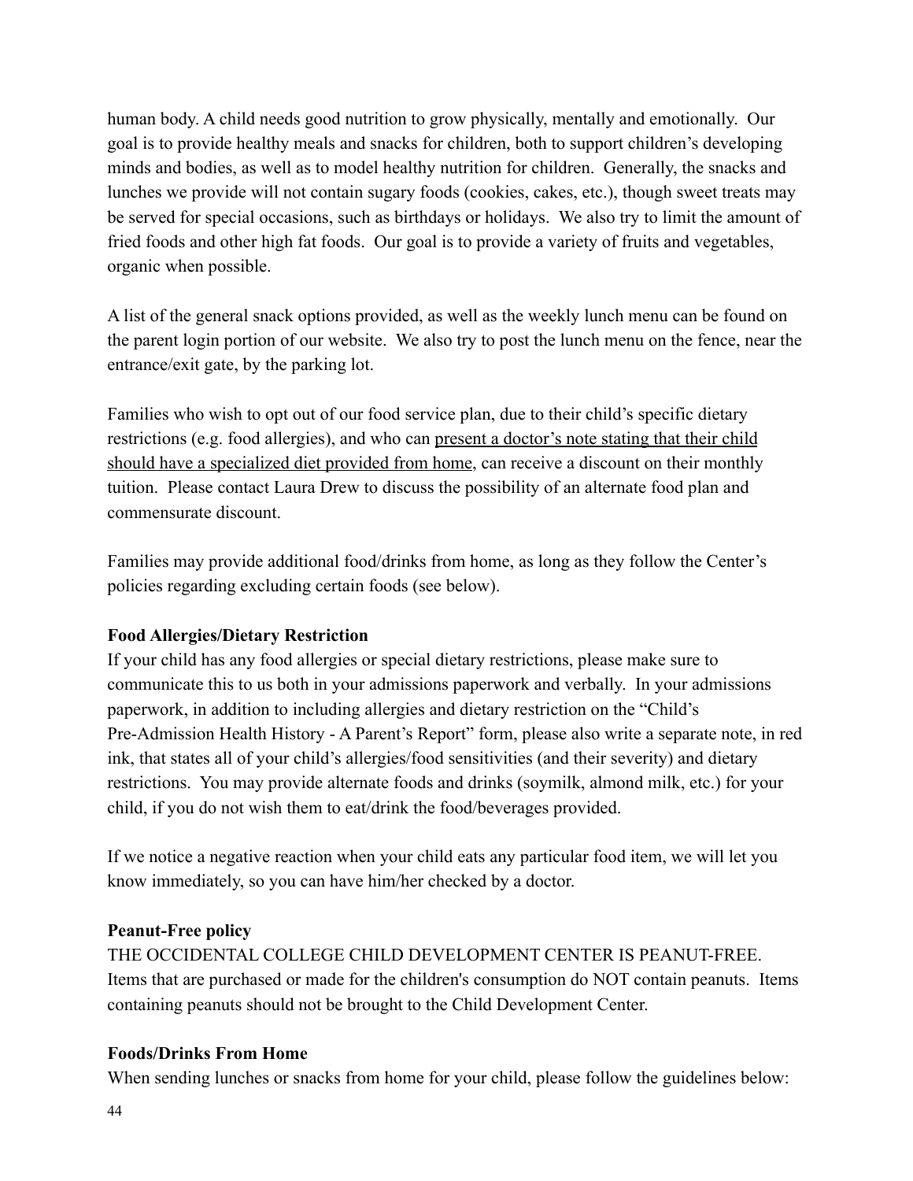human body. A child needs good nutrition to grow physically, mentally and emotionally. Our goal is to provide healthy meals and snacks for children, both to support children's developing minds and bodies, as well as to model healthy nutrition for children. Generally, the snacks and lunches we provide will not contain sugary foods (cookies, cakes, etc.), though sweet treats may be served for special occasions, such as birthdays or holidays. We also try to limit the amount of fried foods and other high fat foods. Our goal is to provide a variety of fruits and vegetables, organic when possible.

A list of the general snack options provided, as well as the weekly lunch menu can be found on the parent login portion of our website. We also try to post the lunch menu on the fence, near the entrance/exit gate, by the parking lot.

Families who wish to opt out of our food service plan, due to their child's specific dietary restrictions (e.g. food allergies), and who can <u>present a doctor's note stating that their child should have a specialized diet provided from home</u>, can receive a discount on their monthly tuition. Please contact Laura Drew to discuss the possibility of an alternate food plan and commensurate discount.

Families may provide additional food/drinks from home, as long as they follow the Center's policies regarding excluding certain foods (see below).

**Food Allergies/Dietary Restriction**

If your child has any food allergies or special dietary restrictions, please make sure to communicate this to us both in your admissions paperwork and verbally. In your admissions paperwork, in addition to including allergies and dietary restriction on the "Child's Pre-Admission Health History - A Parent's Report" form, please also write a separate note, in red ink, that states all of your child's allergies/food sensitivities (and their severity) and dietary restrictions. You may provide alternate foods and drinks (soymilk, almond milk, etc.) for your child, if you do not wish them to eat/drink the food/beverages provided.

If we notice a negative reaction when your child eats any particular food item, we will let you know immediately, so you can have him/her checked by a doctor.

**Peanut-Free policy**

THE OCCIDENTAL COLLEGE CHILD DEVELOPMENT CENTER IS PEANUT-FREE. Items that are purchased or made for the children's consumption do NOT contain peanuts. Items containing peanuts should not be brought to the Child Development Center.

**Foods/Drinks From Home**

When sending lunches or snacks from home for your child, please follow the guidelines below: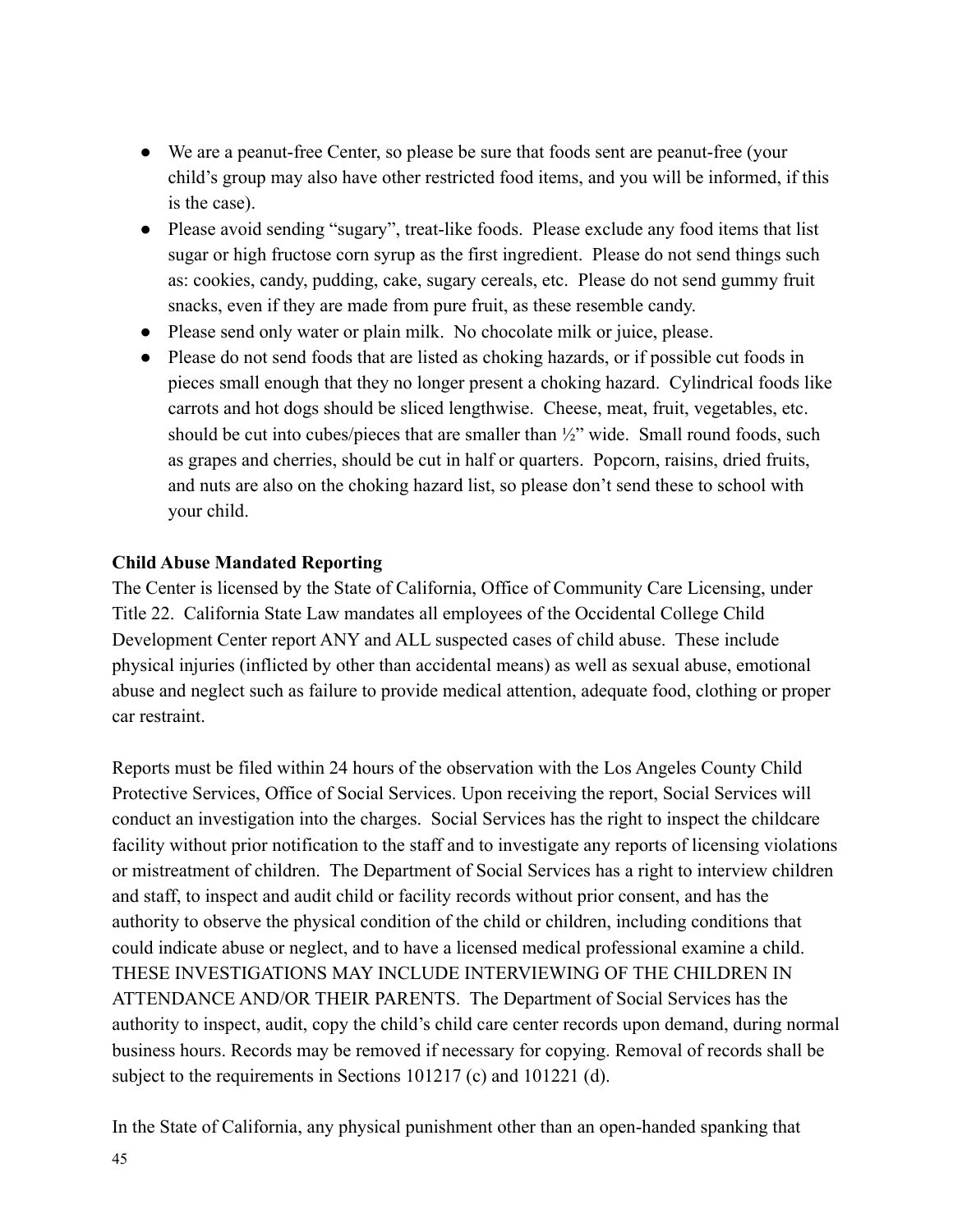- We are a peanut-free Center, so please be sure that foods sent are peanut-free (your child's group may also have other restricted food items, and you will be informed, if this is the case).
- Please avoid sending "sugary", treat-like foods. Please exclude any food items that list sugar or high fructose corn syrup as the first ingredient. Please do not send things such as: cookies, candy, pudding, cake, sugary cereals, etc. Please do not send gummy fruit snacks, even if they are made from pure fruit, as these resemble candy.
- Please send only water or plain milk. No chocolate milk or juice, please.
- Please do not send foods that are listed as choking hazards, or if possible cut foods in pieces small enough that they no longer present a choking hazard. Cylindrical foods like carrots and hot dogs should be sliced lengthwise. Cheese, meat, fruit, vegetables, etc. should be cut into cubes/pieces that are smaller than ½" wide. Small round foods, such as grapes and cherries, should be cut in half or quarters. Popcorn, raisins, dried fruits, and nuts are also on the choking hazard list, so please don't send these to school with your child.

**Child Abuse Mandated Reporting**

The Center is licensed by the State of California, Office of Community Care Licensing, under Title 22. California State Law mandates all employees of the Occidental College Child Development Center report ANY and ALL suspected cases of child abuse. These include physical injuries (inflicted by other than accidental means) as well as sexual abuse, emotional abuse and neglect such as failure to provide medical attention, adequate food, clothing or proper car restraint.

Reports must be filed within 24 hours of the observation with the Los Angeles County Child Protective Services, Office of Social Services. Upon receiving the report, Social Services will conduct an investigation into the charges. Social Services has the right to inspect the childcare facility without prior notification to the staff and to investigate any reports of licensing violations or mistreatment of children. The Department of Social Services has a right to interview children and staff, to inspect and audit child or facility records without prior consent, and has the authority to observe the physical condition of the child or children, including conditions that could indicate abuse or neglect, and to have a licensed medical professional examine a child. THESE INVESTIGATIONS MAY INCLUDE INTERVIEWING OF THE CHILDREN IN ATTENDANCE AND/OR THEIR PARENTS. The Department of Social Services has the authority to inspect, audit, copy the child's child care center records upon demand, during normal business hours. Records may be removed if necessary for copying. Removal of records shall be subject to the requirements in Sections 101217 (c) and 101221 (d).

In the State of California, any physical punishment other than an open-handed spanking that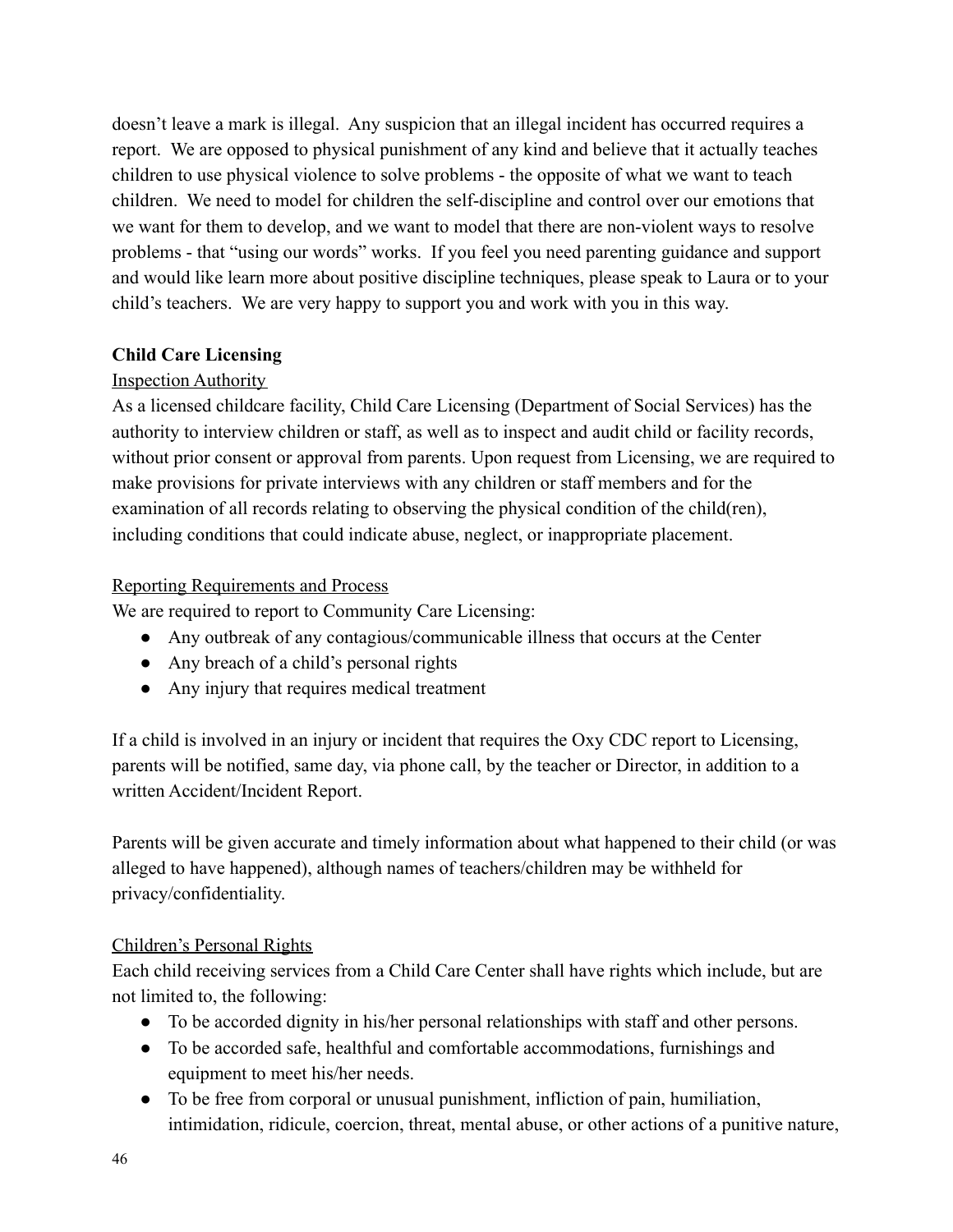doesn't leave a mark is illegal. Any suspicion that an illegal incident has occurred requires a report. We are opposed to physical punishment of any kind and believe that it actually teaches children to use physical violence to solve problems - the opposite of what we want to teach children. We need to model for children the self-discipline and control over our emotions that we want for them to develop, and we want to model that there are non-violent ways to resolve problems - that "using our words" works. If you feel you need parenting guidance and support and would like learn more about positive discipline techniques, please speak to Laura or to your child's teachers. We are very happy to support you and work with you in this way.

**Child Care Licensing**

Inspection Authority

As a licensed childcare facility, Child Care Licensing (Department of Social Services) has the authority to interview children or staff, as well as to inspect and audit child or facility records, without prior consent or approval from parents. Upon request from Licensing, we are required to make provisions for private interviews with any children or staff members and for the examination of all records relating to observing the physical condition of the child(ren), including conditions that could indicate abuse, neglect, or inappropriate placement.

Reporting Requirements and Process

We are required to report to Community Care Licensing:

- Any outbreak of any contagious/communicable illness that occurs at the Center
- Any breach of a child's personal rights
- Any injury that requires medical treatment

If a child is involved in an injury or incident that requires the Oxy CDC report to Licensing, parents will be notified, same day, via phone call, by the teacher or Director, in addition to a written Accident/Incident Report.

Parents will be given accurate and timely information about what happened to their child (or was alleged to have happened), although names of teachers/children may be withheld for privacy/confidentiality.

Children's Personal Rights

Each child receiving services from a Child Care Center shall have rights which include, but are not limited to, the following:

- To be accorded dignity in his/her personal relationships with staff and other persons.
- To be accorded safe, healthful and comfortable accommodations, furnishings and equipment to meet his/her needs.
- To be free from corporal or unusual punishment, infliction of pain, humiliation, intimidation, ridicule, coercion, threat, mental abuse, or other actions of a punitive nature,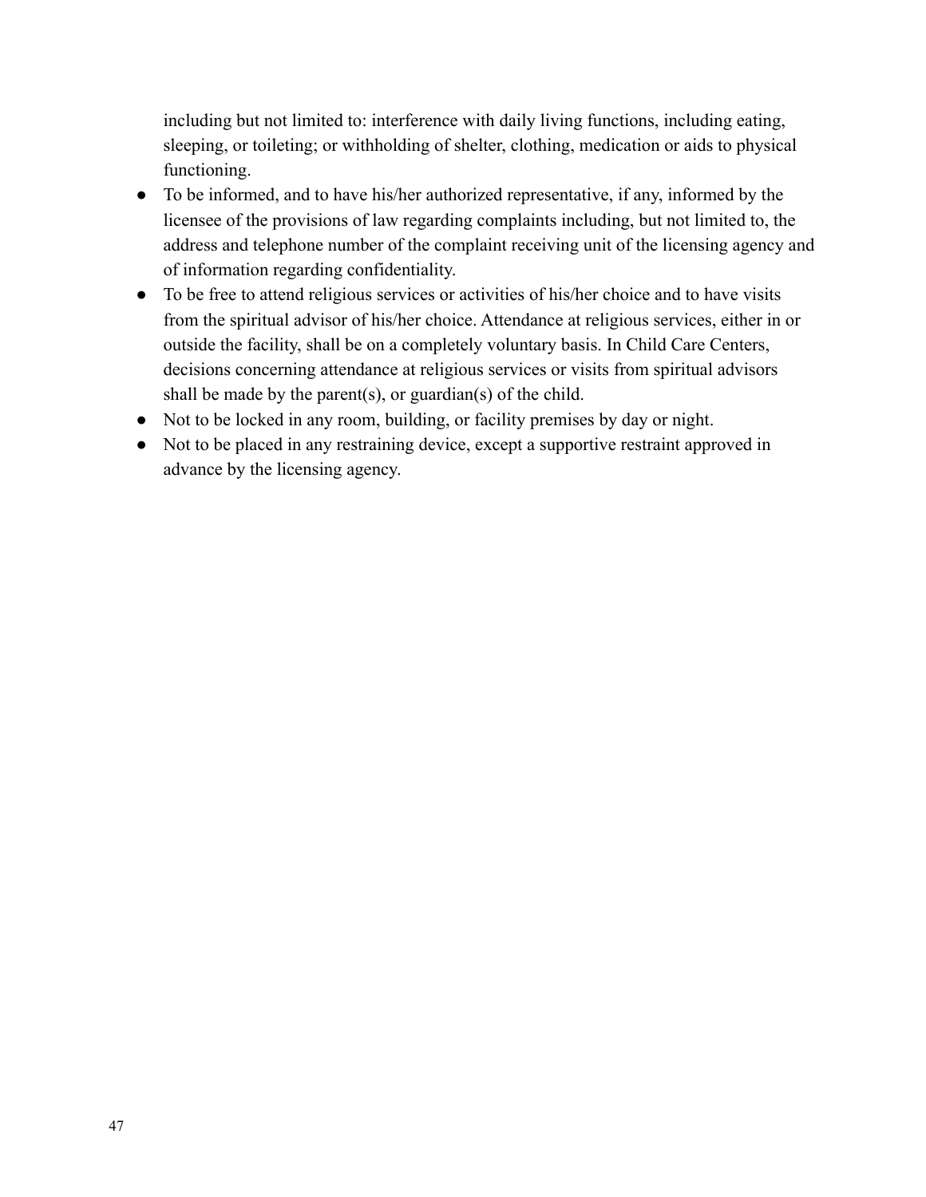including but not limited to: interference with daily living functions, including eating, sleeping, or toileting; or withholding of shelter, clothing, medication or aids to physical functioning.

- To be informed, and to have his/her authorized representative, if any, informed by the licensee of the provisions of law regarding complaints including, but not limited to, the address and telephone number of the complaint receiving unit of the licensing agency and of information regarding confidentiality.
- To be free to attend religious services or activities of his/her choice and to have visits from the spiritual advisor of his/her choice. Attendance at religious services, either in or outside the facility, shall be on a completely voluntary basis. In Child Care Centers, decisions concerning attendance at religious services or visits from spiritual advisors shall be made by the parent(s), or guardian(s) of the child.
- Not to be locked in any room, building, or facility premises by day or night.
- Not to be placed in any restraining device, except a supportive restraint approved in advance by the licensing agency.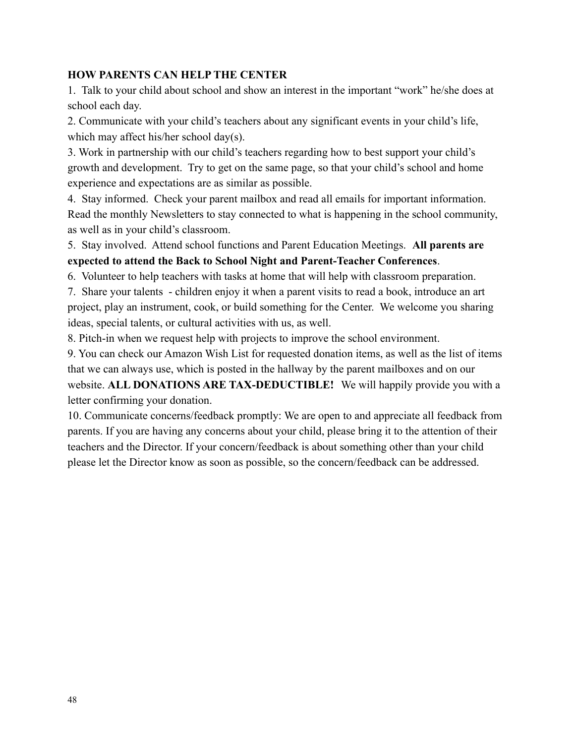**HOW PARENTS CAN HELP THE CENTER**

1. Talk to your child about school and show an interest in the important "work" he/she does at school each day.
2. Communicate with your child's teachers about any significant events in your child's life, which may affect his/her school day(s).
3. Work in partnership with our child's teachers regarding how to best support your child's growth and development. Try to get on the same page, so that your child's school and home experience and expectations are as similar as possible.
4. Stay informed. Check your parent mailbox and read all emails for important information. Read the monthly Newsletters to stay connected to what is happening in the school community, as well as in your child's classroom.
5. Stay involved. Attend school functions and Parent Education Meetings. **All parents are expected to attend the Back to School Night and Parent-Teacher Conferences**.
6. Volunteer to help teachers with tasks at home that will help with classroom preparation.
7. Share your talents - children enjoy it when a parent visits to read a book, introduce an art project, play an instrument, cook, or build something for the Center. We welcome you sharing ideas, special talents, or cultural activities with us, as well.
8. Pitch-in when we request help with projects to improve the school environment.
9. You can check our Amazon Wish List for requested donation items, as well as the list of items that we can always use, which is posted in the hallway by the parent mailboxes and on our website. **ALL DONATIONS ARE TAX-DEDUCTIBLE!** We will happily provide you with a letter confirming your donation.
10. Communicate concerns/feedback promptly: We are open to and appreciate all feedback from parents. If you are having any concerns about your child, please bring it to the attention of their teachers and the Director. If your concern/feedback is about something other than your child please let the Director know as soon as possible, so the concern/feedback can be addressed.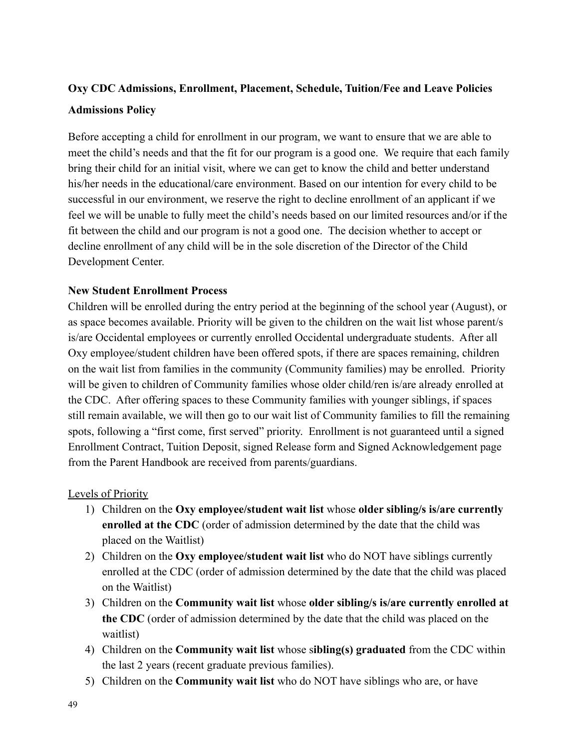**Oxy CDC Admissions, Enrollment, Placement, Schedule, Tuition/Fee and Leave Policies**

**Admissions Policy**

Before accepting a child for enrollment in our program, we want to ensure that we are able to meet the child's needs and that the fit for our program is a good one. We require that each family bring their child for an initial visit, where we can get to know the child and better understand his/her needs in the educational/care environment. Based on our intention for every child to be successful in our environment, we reserve the right to decline enrollment of an applicant if we feel we will be unable to fully meet the child's needs based on our limited resources and/or if the fit between the child and our program is not a good one. The decision whether to accept or decline enrollment of any child will be in the sole discretion of the Director of the Child Development Center.

**New Student Enrollment Process**

Children will be enrolled during the entry period at the beginning of the school year (August), or as space becomes available. Priority will be given to the children on the wait list whose parent/s is/are Occidental employees or currently enrolled Occidental undergraduate students. After all Oxy employee/student children have been offered spots, if there are spaces remaining, children on the wait list from families in the community (Community families) may be enrolled. Priority will be given to children of Community families whose older child/ren is/are already enrolled at the CDC. After offering spaces to these Community families with younger siblings, if spaces still remain available, we will then go to our wait list of Community families to fill the remaining spots, following a "first come, first served" priority. Enrollment is not guaranteed until a signed Enrollment Contract, Tuition Deposit, signed Release form and Signed Acknowledgement page from the Parent Handbook are received from parents/guardians.

<u>Levels of Priority</u>

1) Children on the **Oxy employee/student wait list** whose **older sibling/s is/are currently enrolled at the CDC** (order of admission determined by the date that the child was placed on the Waitlist)
2) Children on the **Oxy employee/student wait list** who do NOT have siblings currently enrolled at the CDC (order of admission determined by the date that the child was placed on the Waitlist)
3) Children on the **Community wait list** whose **older sibling/s is/are currently enrolled at the CDC** (order of admission determined by the date that the child was placed on the waitlist)
4) Children on the **Community wait list** whose s**ibling(s) graduated** from the CDC within the last 2 years (recent graduate previous families).
5) Children on the **Community wait list** who do NOT have siblings who are, or have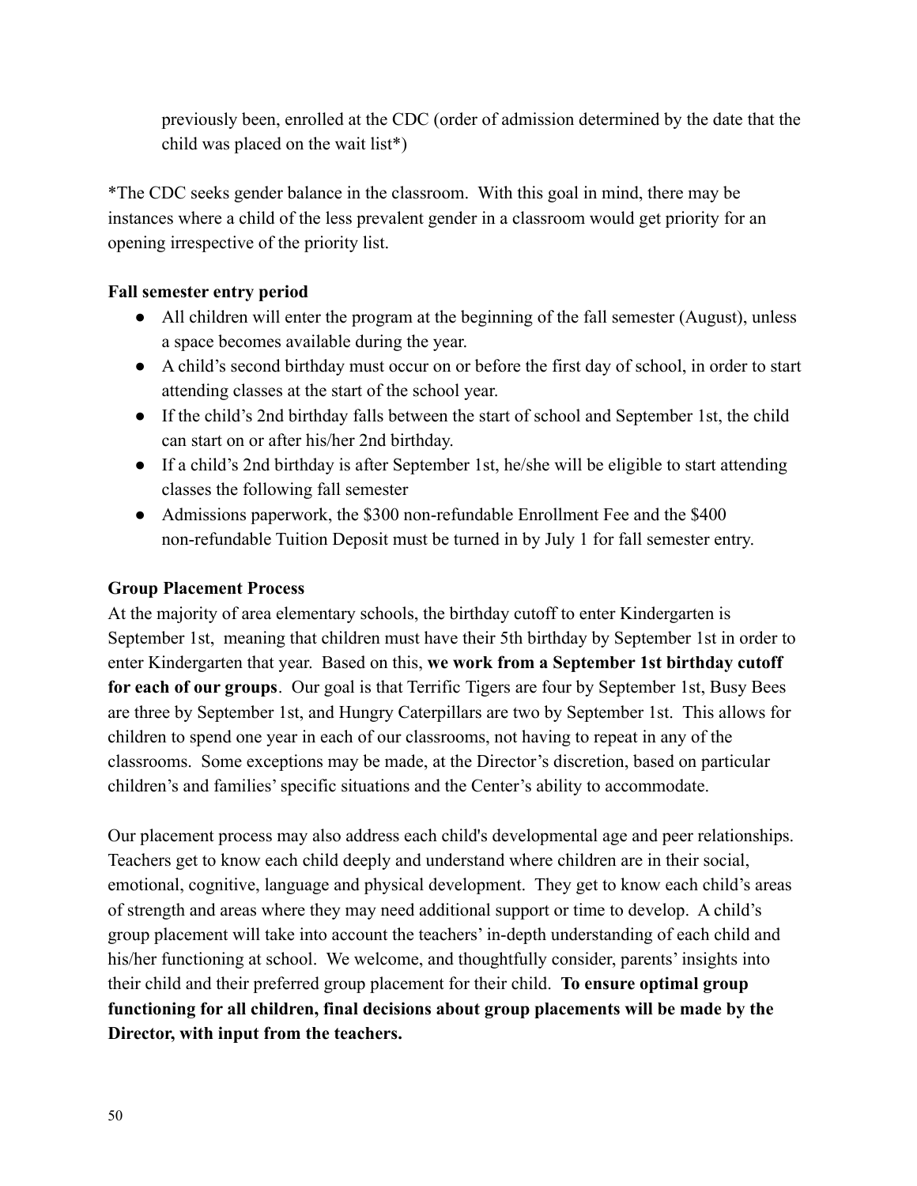previously been, enrolled at the CDC (order of admission determined by the date that the child was placed on the wait list*)

*The CDC seeks gender balance in the classroom. With this goal in mind, there may be instances where a child of the less prevalent gender in a classroom would get priority for an opening irrespective of the priority list.

**Fall semester entry period**

- All children will enter the program at the beginning of the fall semester (August), unless a space becomes available during the year.
- A child's second birthday must occur on or before the first day of school, in order to start attending classes at the start of the school year.
- If the child's 2nd birthday falls between the start of school and September 1st, the child can start on or after his/her 2nd birthday.
- If a child's 2nd birthday is after September 1st, he/she will be eligible to start attending classes the following fall semester
- Admissions paperwork, the $300 non-refundable Enrollment Fee and the $400 non-refundable Tuition Deposit must be turned in by July 1 for fall semester entry.

**Group Placement Process**

At the majority of area elementary schools, the birthday cutoff to enter Kindergarten is September 1st, meaning that children must have their 5th birthday by September 1st in order to enter Kindergarten that year. Based on this, **we work from a September 1st birthday cutoff for each of our groups**. Our goal is that Terrific Tigers are four by September 1st, Busy Bees are three by September 1st, and Hungry Caterpillars are two by September 1st. This allows for children to spend one year in each of our classrooms, not having to repeat in any of the classrooms. Some exceptions may be made, at the Director's discretion, based on particular children's and families' specific situations and the Center's ability to accommodate.

Our placement process may also address each child's developmental age and peer relationships. Teachers get to know each child deeply and understand where children are in their social, emotional, cognitive, language and physical development. They get to know each child's areas of strength and areas where they may need additional support or time to develop. A child's group placement will take into account the teachers' in-depth understanding of each child and his/her functioning at school. We welcome, and thoughtfully consider, parents' insights into their child and their preferred group placement for their child. **To ensure optimal group functioning for all children, final decisions about group placements will be made by the Director, with input from the teachers.**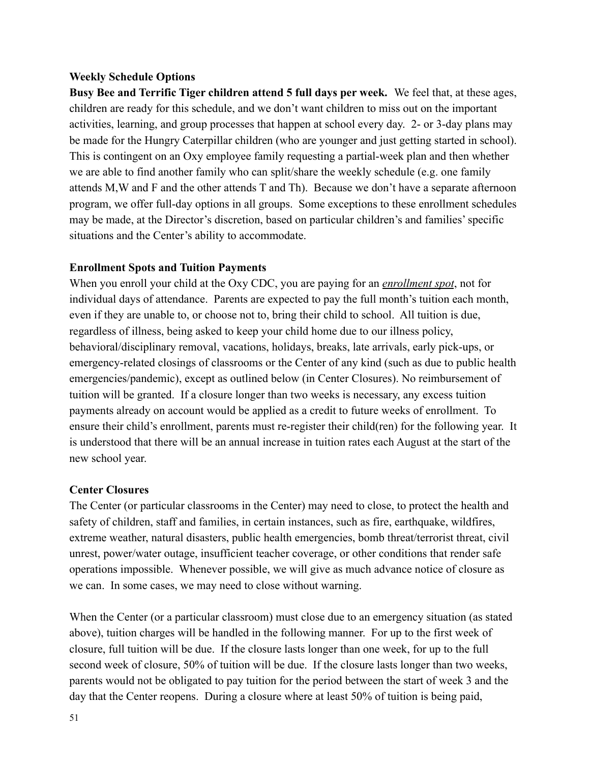**Weekly Schedule Options**

**Busy Bee and Terrific Tiger children attend 5 full days per week.** We feel that, at these ages, children are ready for this schedule, and we don't want children to miss out on the important activities, learning, and group processes that happen at school every day. 2- or 3-day plans may be made for the Hungry Caterpillar children (who are younger and just getting started in school). This is contingent on an Oxy employee family requesting a partial-week plan and then whether we are able to find another family who can split/share the weekly schedule (e.g. one family attends M,W and F and the other attends T and Th). Because we don't have a separate afternoon program, we offer full-day options in all groups. Some exceptions to these enrollment schedules may be made, at the Director's discretion, based on particular children's and families' specific situations and the Center's ability to accommodate.

**Enrollment Spots and Tuition Payments**

When you enroll your child at the Oxy CDC, you are paying for an <u>*enrollment spot*</u>, not for individual days of attendance. Parents are expected to pay the full month's tuition each month, even if they are unable to, or choose not to, bring their child to school. All tuition is due, regardless of illness, being asked to keep your child home due to our illness policy, behavioral/disciplinary removal, vacations, holidays, breaks, late arrivals, early pick-ups, or emergency-related closings of classrooms or the Center of any kind (such as due to public health emergencies/pandemic), except as outlined below (in Center Closures). No reimbursement of tuition will be granted. If a closure longer than two weeks is necessary, any excess tuition payments already on account would be applied as a credit to future weeks of enrollment. To ensure their child's enrollment, parents must re-register their child(ren) for the following year. It is understood that there will be an annual increase in tuition rates each August at the start of the new school year.

**Center Closures**

The Center (or particular classrooms in the Center) may need to close, to protect the health and safety of children, staff and families, in certain instances, such as fire, earthquake, wildfires, extreme weather, natural disasters, public health emergencies, bomb threat/terrorist threat, civil unrest, power/water outage, insufficient teacher coverage, or other conditions that render safe operations impossible. Whenever possible, we will give as much advance notice of closure as we can. In some cases, we may need to close without warning.

When the Center (or a particular classroom) must close due to an emergency situation (as stated above), tuition charges will be handled in the following manner. For up to the first week of closure, full tuition will be due. If the closure lasts longer than one week, for up to the full second week of closure, 50% of tuition will be due. If the closure lasts longer than two weeks, parents would not be obligated to pay tuition for the period between the start of week 3 and the day that the Center reopens. During a closure where at least 50% of tuition is being paid,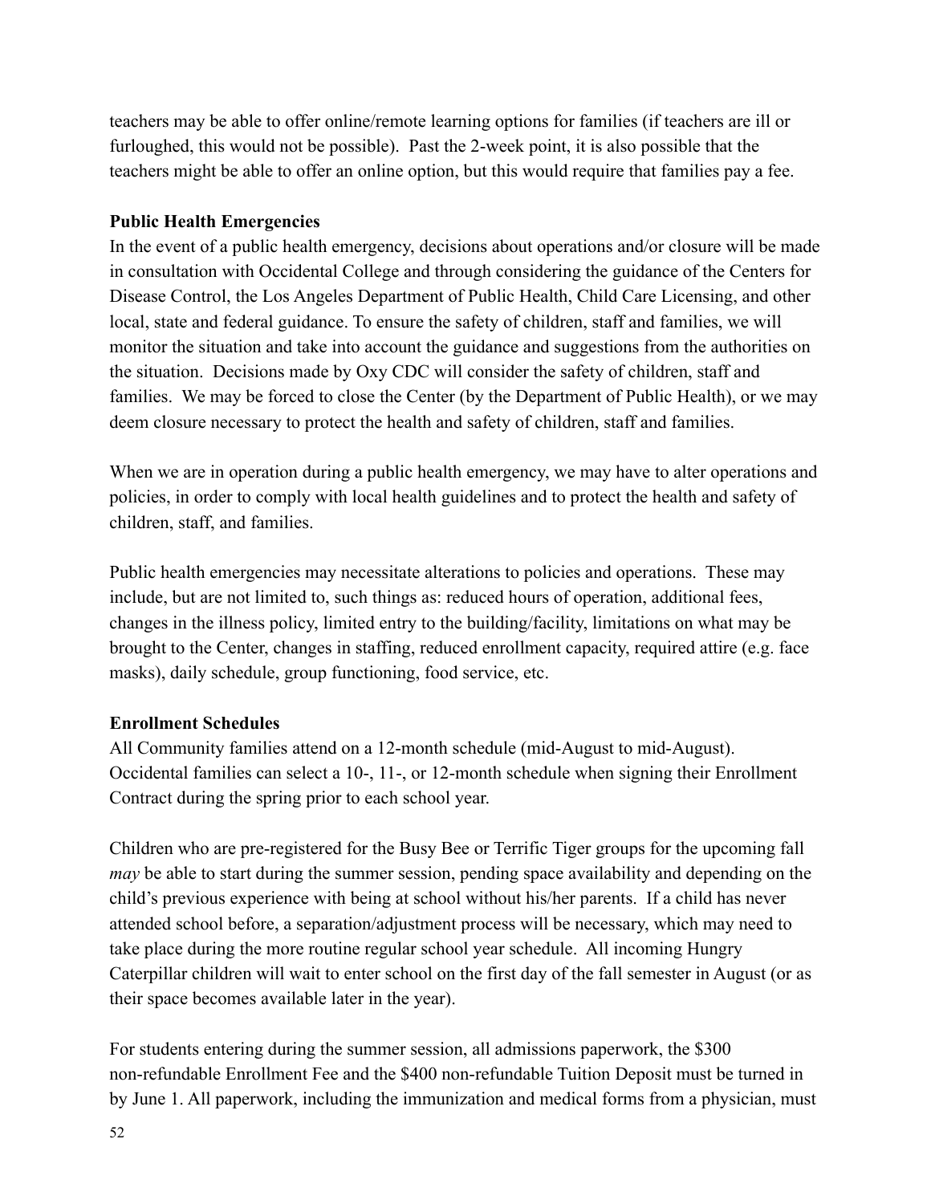teachers may be able to offer online/remote learning options for families (if teachers are ill or furloughed, this would not be possible). Past the 2-week point, it is also possible that the teachers might be able to offer an online option, but this would require that families pay a fee.

**Public Health Emergencies**

In the event of a public health emergency, decisions about operations and/or closure will be made in consultation with Occidental College and through considering the guidance of the Centers for Disease Control, the Los Angeles Department of Public Health, Child Care Licensing, and other local, state and federal guidance. To ensure the safety of children, staff and families, we will monitor the situation and take into account the guidance and suggestions from the authorities on the situation. Decisions made by Oxy CDC will consider the safety of children, staff and families. We may be forced to close the Center (by the Department of Public Health), or we may deem closure necessary to protect the health and safety of children, staff and families.

When we are in operation during a public health emergency, we may have to alter operations and policies, in order to comply with local health guidelines and to protect the health and safety of children, staff, and families.

Public health emergencies may necessitate alterations to policies and operations. These may include, but are not limited to, such things as: reduced hours of operation, additional fees, changes in the illness policy, limited entry to the building/facility, limitations on what may be brought to the Center, changes in staffing, reduced enrollment capacity, required attire (e.g. face masks), daily schedule, group functioning, food service, etc.

**Enrollment Schedules**

All Community families attend on a 12-month schedule (mid-August to mid-August). Occidental families can select a 10-, 11-, or 12-month schedule when signing their Enrollment Contract during the spring prior to each school year.

Children who are pre-registered for the Busy Bee or Terrific Tiger groups for the upcoming fall *may* be able to start during the summer session, pending space availability and depending on the child's previous experience with being at school without his/her parents. If a child has never attended school before, a separation/adjustment process will be necessary, which may need to take place during the more routine regular school year schedule. All incoming Hungry Caterpillar children will wait to enter school on the first day of the fall semester in August (or as their space becomes available later in the year).

For students entering during the summer session, all admissions paperwork, the $300 non-refundable Enrollment Fee and the $400 non-refundable Tuition Deposit must be turned in by June 1. All paperwork, including the immunization and medical forms from a physician, must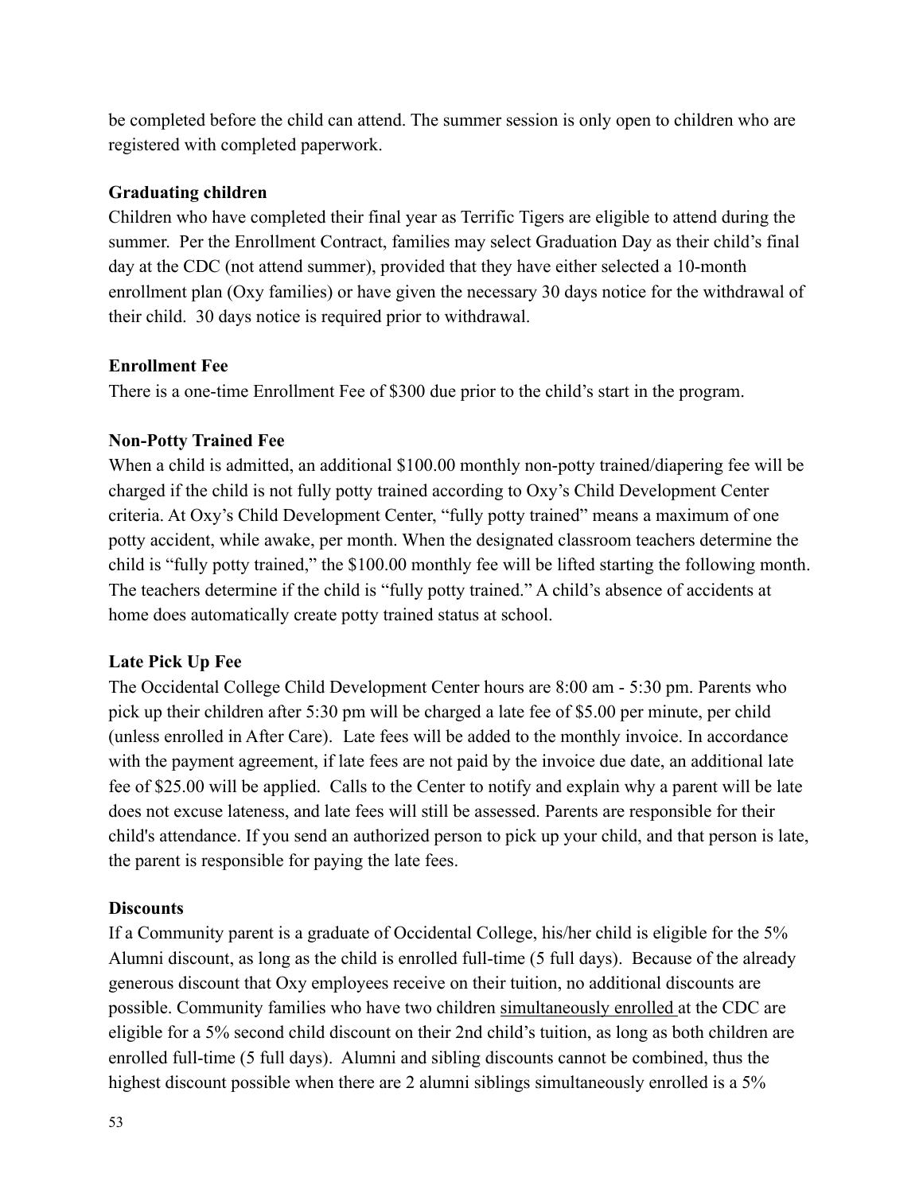be completed before the child can attend. The summer session is only open to children who are registered with completed paperwork.

**Graduating children**

Children who have completed their final year as Terrific Tigers are eligible to attend during the summer. Per the Enrollment Contract, families may select Graduation Day as their child's final day at the CDC (not attend summer), provided that they have either selected a 10-month enrollment plan (Oxy families) or have given the necessary 30 days notice for the withdrawal of their child. 30 days notice is required prior to withdrawal.

**Enrollment Fee**

There is a one-time Enrollment Fee of $300 due prior to the child's start in the program.

**Non-Potty Trained Fee**

When a child is admitted, an additional $100.00 monthly non-potty trained/diapering fee will be charged if the child is not fully potty trained according to Oxy's Child Development Center criteria. At Oxy's Child Development Center, "fully potty trained" means a maximum of one potty accident, while awake, per month. When the designated classroom teachers determine the child is "fully potty trained," the $100.00 monthly fee will be lifted starting the following month. The teachers determine if the child is "fully potty trained." A child's absence of accidents at home does automatically create potty trained status at school.

**Late Pick Up Fee**

The Occidental College Child Development Center hours are 8:00 am - 5:30 pm. Parents who pick up their children after 5:30 pm will be charged a late fee of $5.00 per minute, per child (unless enrolled in After Care). Late fees will be added to the monthly invoice. In accordance with the payment agreement, if late fees are not paid by the invoice due date, an additional late fee of $25.00 will be applied. Calls to the Center to notify and explain why a parent will be late does not excuse lateness, and late fees will still be assessed. Parents are responsible for their child's attendance. If you send an authorized person to pick up your child, and that person is late, the parent is responsible for paying the late fees.

**Discounts**

If a Community parent is a graduate of Occidental College, his/her child is eligible for the 5% Alumni discount, as long as the child is enrolled full-time (5 full days). Because of the already generous discount that Oxy employees receive on their tuition, no additional discounts are possible. Community families who have two children <u>simultaneously enrolled</u> at the CDC are eligible for a 5% second child discount on their 2nd child's tuition, as long as both children are enrolled full-time (5 full days). Alumni and sibling discounts cannot be combined, thus the highest discount possible when there are 2 alumni siblings simultaneously enrolled is a 5%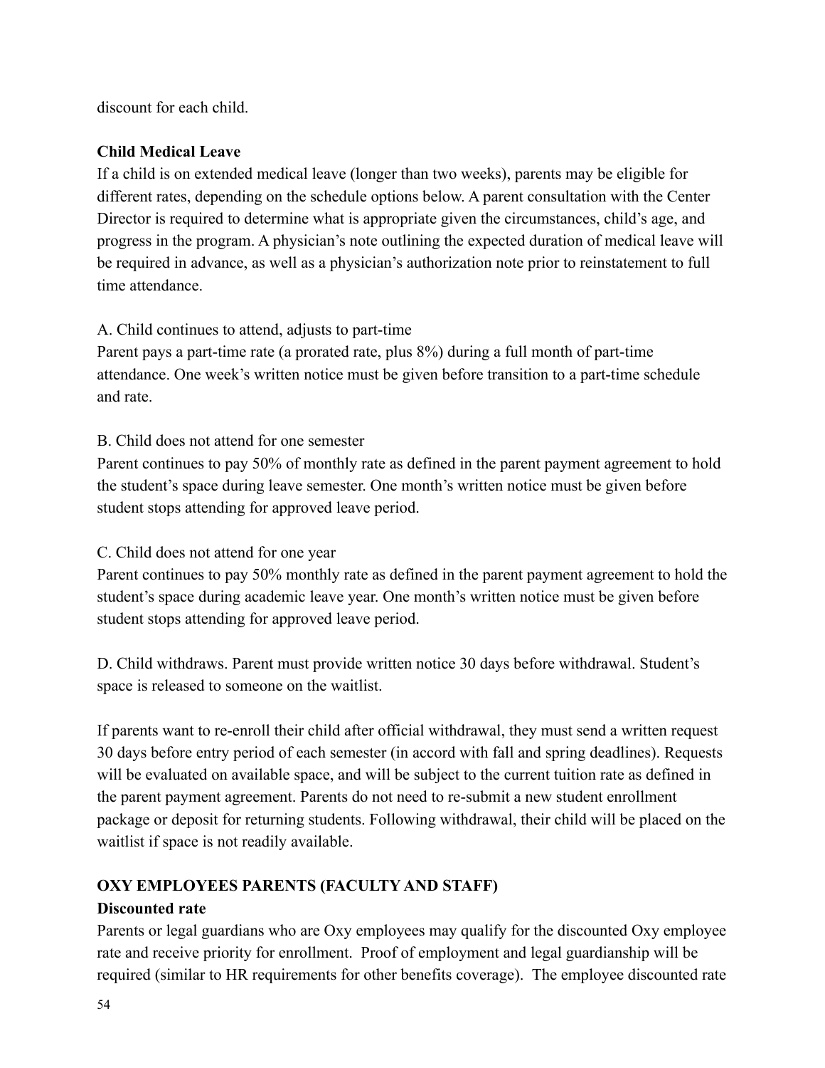discount for each child.

**Child Medical Leave**

If a child is on extended medical leave (longer than two weeks), parents may be eligible for different rates, depending on the schedule options below. A parent consultation with the Center Director is required to determine what is appropriate given the circumstances, child's age, and progress in the program. A physician's note outlining the expected duration of medical leave will be required in advance, as well as a physician's authorization note prior to reinstatement to full time attendance.

A. Child continues to attend, adjusts to part-time

Parent pays a part-time rate (a prorated rate, plus 8%) during a full month of part-time attendance. One week's written notice must be given before transition to a part-time schedule and rate.

B. Child does not attend for one semester

Parent continues to pay 50% of monthly rate as defined in the parent payment agreement to hold the student's space during leave semester. One month's written notice must be given before student stops attending for approved leave period.

C. Child does not attend for one year

Parent continues to pay 50% monthly rate as defined in the parent payment agreement to hold the student's space during academic leave year. One month's written notice must be given before student stops attending for approved leave period.

D. Child withdraws. Parent must provide written notice 30 days before withdrawal. Student's space is released to someone on the waitlist.

If parents want to re-enroll their child after official withdrawal, they must send a written request 30 days before entry period of each semester (in accord with fall and spring deadlines). Requests will be evaluated on available space, and will be subject to the current tuition rate as defined in the parent payment agreement. Parents do not need to re-submit a new student enrollment package or deposit for returning students. Following withdrawal, their child will be placed on the waitlist if space is not readily available.

## OXY EMPLOYEES PARENTS (FACULTY AND STAFF)

**Discounted rate**

Parents or legal guardians who are Oxy employees may qualify for the discounted Oxy employee rate and receive priority for enrollment. Proof of employment and legal guardianship will be required (similar to HR requirements for other benefits coverage). The employee discounted rate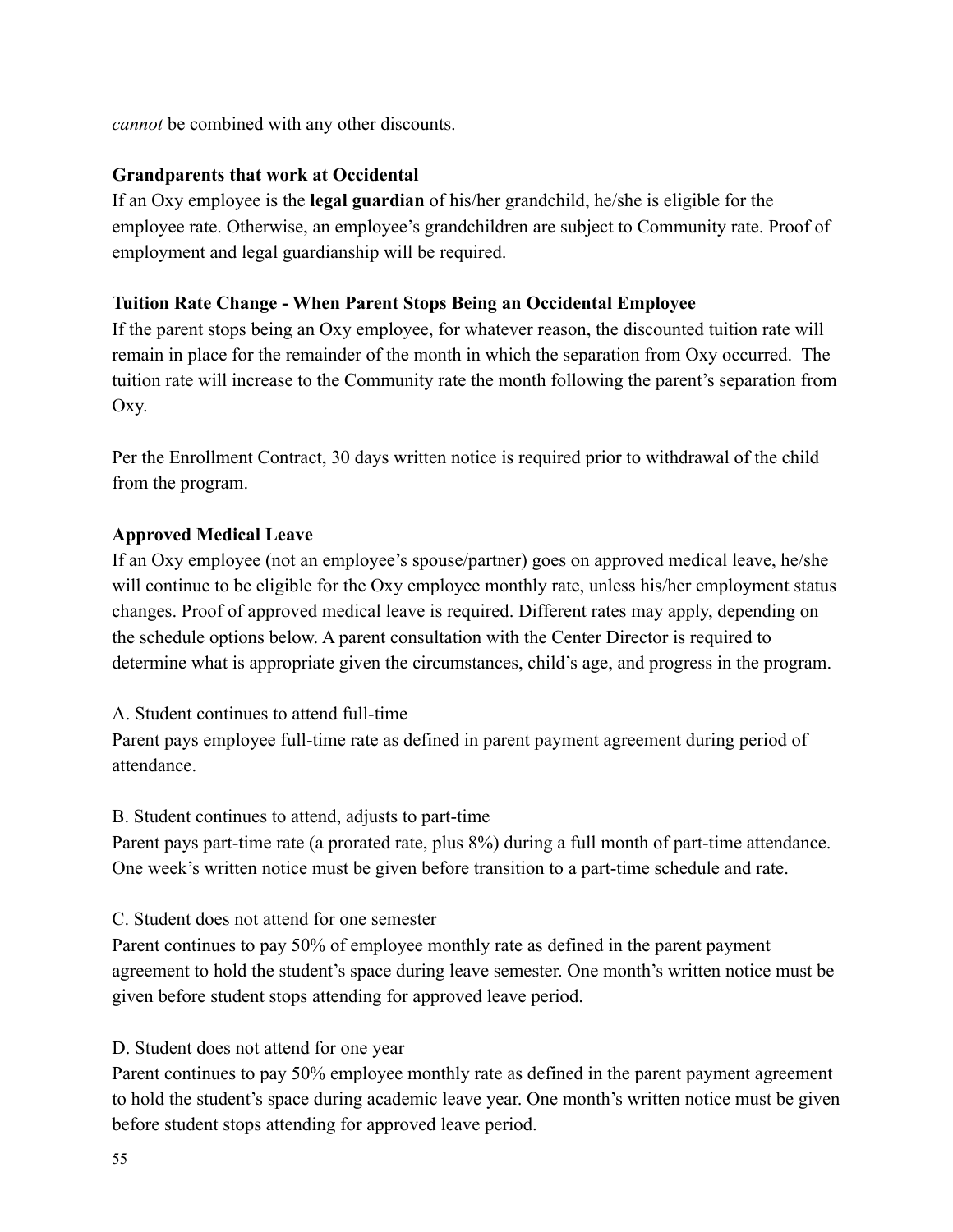*cannot* be combined with any other discounts.

**Grandparents that work at Occidental**

If an Oxy employee is the **legal guardian** of his/her grandchild, he/she is eligible for the employee rate. Otherwise, an employee's grandchildren are subject to Community rate. Proof of employment and legal guardianship will be required.

**Tuition Rate Change - When Parent Stops Being an Occidental Employee**

If the parent stops being an Oxy employee, for whatever reason, the discounted tuition rate will remain in place for the remainder of the month in which the separation from Oxy occurred. The tuition rate will increase to the Community rate the month following the parent's separation from Oxy.

Per the Enrollment Contract, 30 days written notice is required prior to withdrawal of the child from the program.

**Approved Medical Leave**

If an Oxy employee (not an employee's spouse/partner) goes on approved medical leave, he/she will continue to be eligible for the Oxy employee monthly rate, unless his/her employment status changes. Proof of approved medical leave is required. Different rates may apply, depending on the schedule options below. A parent consultation with the Center Director is required to determine what is appropriate given the circumstances, child's age, and progress in the program.

A. Student continues to attend full-time

Parent pays employee full-time rate as defined in parent payment agreement during period of attendance.

B. Student continues to attend, adjusts to part-time

Parent pays part-time rate (a prorated rate, plus 8%) during a full month of part-time attendance. One week's written notice must be given before transition to a part-time schedule and rate.

C. Student does not attend for one semester

Parent continues to pay 50% of employee monthly rate as defined in the parent payment agreement to hold the student's space during leave semester. One month's written notice must be given before student stops attending for approved leave period.

D. Student does not attend for one year

Parent continues to pay 50% employee monthly rate as defined in the parent payment agreement to hold the student's space during academic leave year. One month's written notice must be given before student stops attending for approved leave period.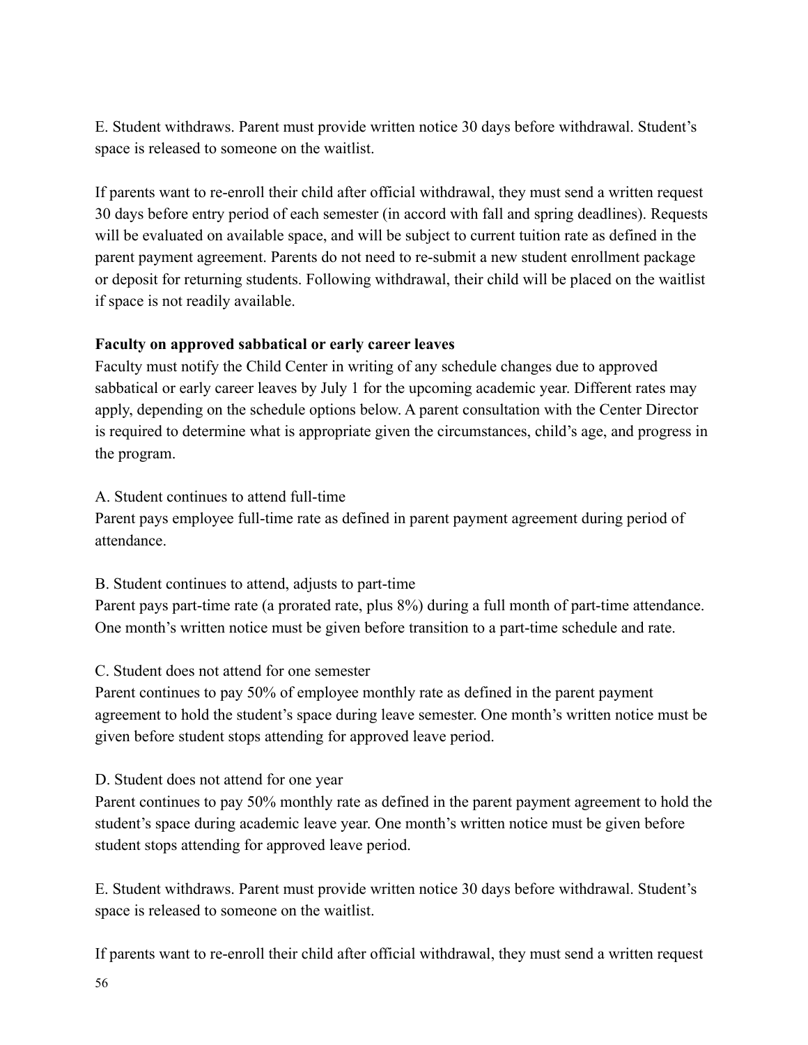E. Student withdraws. Parent must provide written notice 30 days before withdrawal. Student's space is released to someone on the waitlist.

If parents want to re-enroll their child after official withdrawal, they must send a written request 30 days before entry period of each semester (in accord with fall and spring deadlines). Requests will be evaluated on available space, and will be subject to current tuition rate as defined in the parent payment agreement. Parents do not need to re-submit a new student enrollment package or deposit for returning students. Following withdrawal, their child will be placed on the waitlist if space is not readily available.

**Faculty on approved sabbatical or early career leaves**

Faculty must notify the Child Center in writing of any schedule changes due to approved sabbatical or early career leaves by July 1 for the upcoming academic year. Different rates may apply, depending on the schedule options below. A parent consultation with the Center Director is required to determine what is appropriate given the circumstances, child's age, and progress in the program.

A. Student continues to attend full-time
Parent pays employee full-time rate as defined in parent payment agreement during period of attendance.

B. Student continues to attend, adjusts to part-time
Parent pays part-time rate (a prorated rate, plus 8%) during a full month of part-time attendance. One month's written notice must be given before transition to a part-time schedule and rate.

C. Student does not attend for one semester
Parent continues to pay 50% of employee monthly rate as defined in the parent payment agreement to hold the student's space during leave semester. One month's written notice must be given before student stops attending for approved leave period.

D. Student does not attend for one year
Parent continues to pay 50% monthly rate as defined in the parent payment agreement to hold the student's space during academic leave year. One month's written notice must be given before student stops attending for approved leave period.

E. Student withdraws. Parent must provide written notice 30 days before withdrawal. Student's space is released to someone on the waitlist.

If parents want to re-enroll their child after official withdrawal, they must send a written request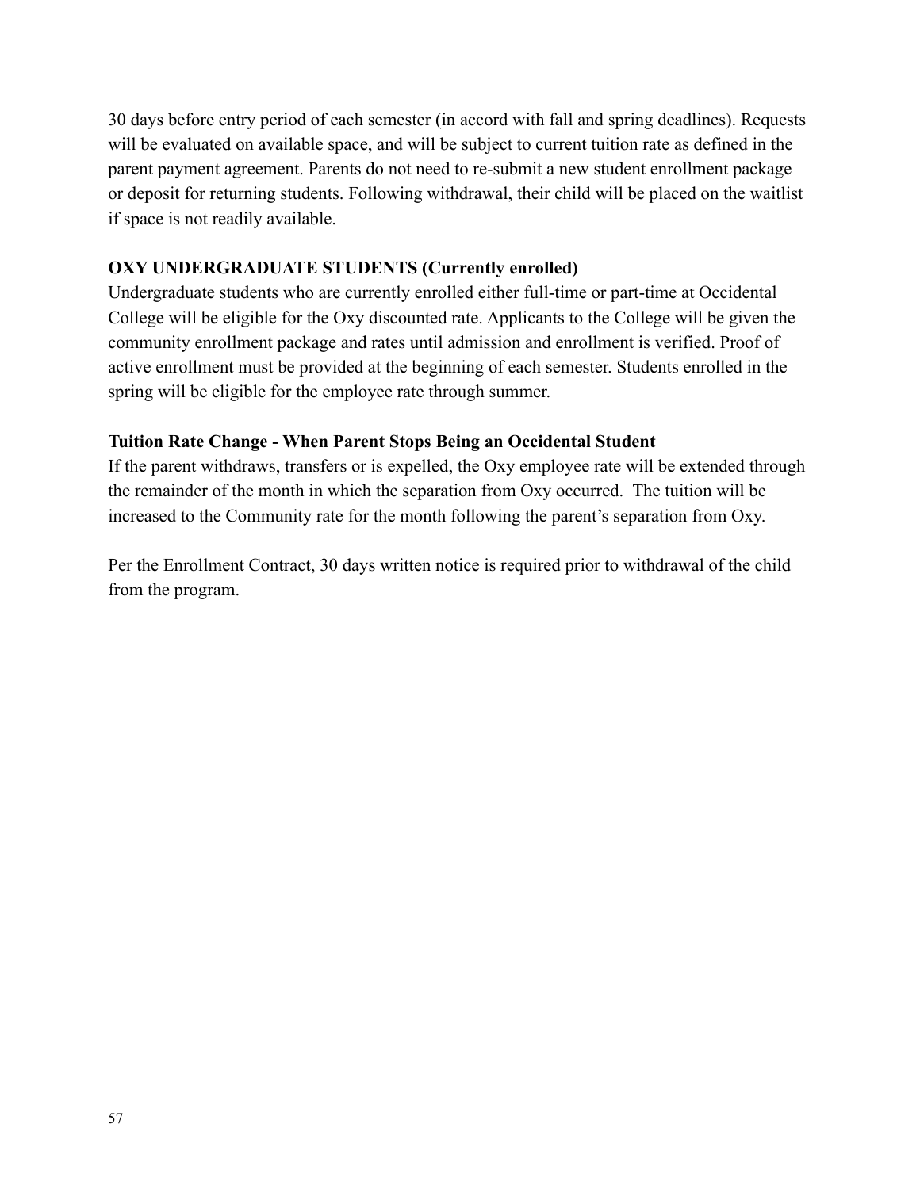30 days before entry period of each semester (in accord with fall and spring deadlines). Requests will be evaluated on available space, and will be subject to current tuition rate as defined in the parent payment agreement. Parents do not need to re-submit a new student enrollment package or deposit for returning students. Following withdrawal, their child will be placed on the waitlist if space is not readily available.

**OXY UNDERGRADUATE STUDENTS (Currently enrolled)**

Undergraduate students who are currently enrolled either full-time or part-time at Occidental College will be eligible for the Oxy discounted rate. Applicants to the College will be given the community enrollment package and rates until admission and enrollment is verified. Proof of active enrollment must be provided at the beginning of each semester. Students enrolled in the spring will be eligible for the employee rate through summer.

**Tuition Rate Change - When Parent Stops Being an Occidental Student**

If the parent withdraws, transfers or is expelled, the Oxy employee rate will be extended through the remainder of the month in which the separation from Oxy occurred. The tuition will be increased to the Community rate for the month following the parent's separation from Oxy.

Per the Enrollment Contract, 30 days written notice is required prior to withdrawal of the child from the program.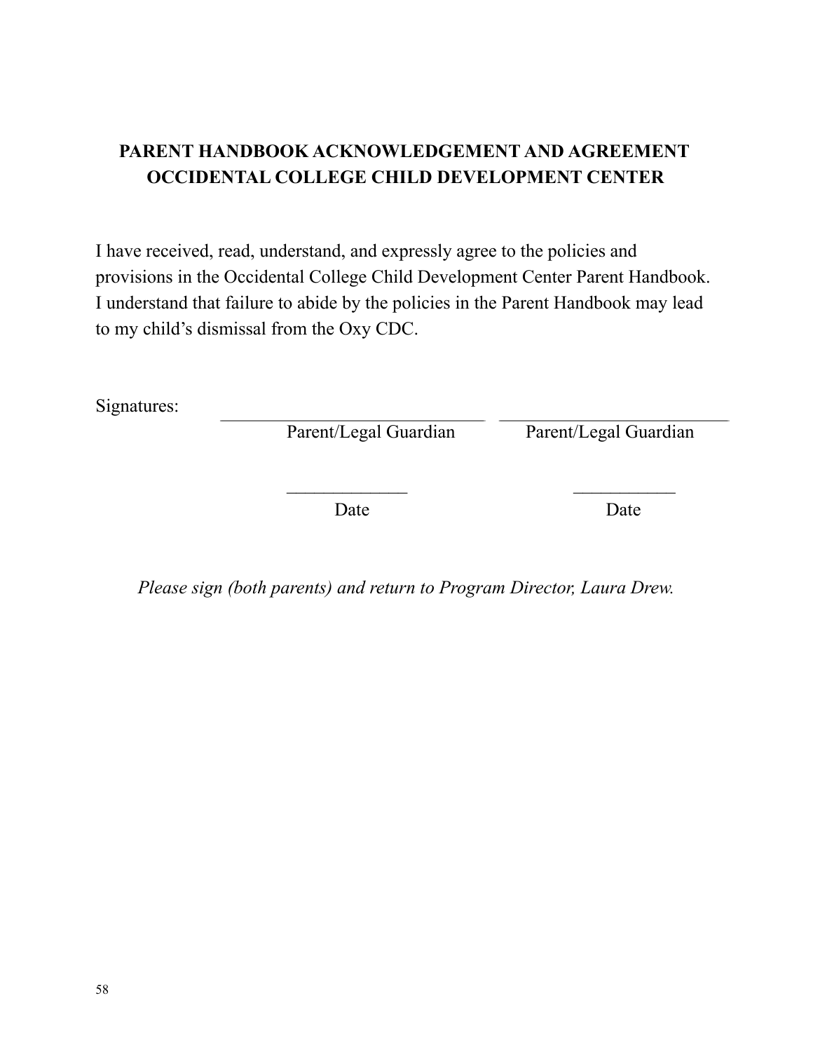**PARENT HANDBOOK ACKNOWLEDGEMENT AND AGREEMENT**
**OCCIDENTAL COLLEGE CHILD DEVELOPMENT CENTER**

I have received, read, understand, and expressly agree to the policies and provisions in the Occidental College Child Development Center Parent Handbook. I understand that failure to abide by the policies in the Parent Handbook may lead to my child's dismissal from the Oxy CDC.

Signatures: ______________________________ ______________________________

Parent/Legal Guardian Parent/Legal Guardian

______________ ______________

Date Date

*Please sign (both parents) and return to Program Director, Laura Drew.*